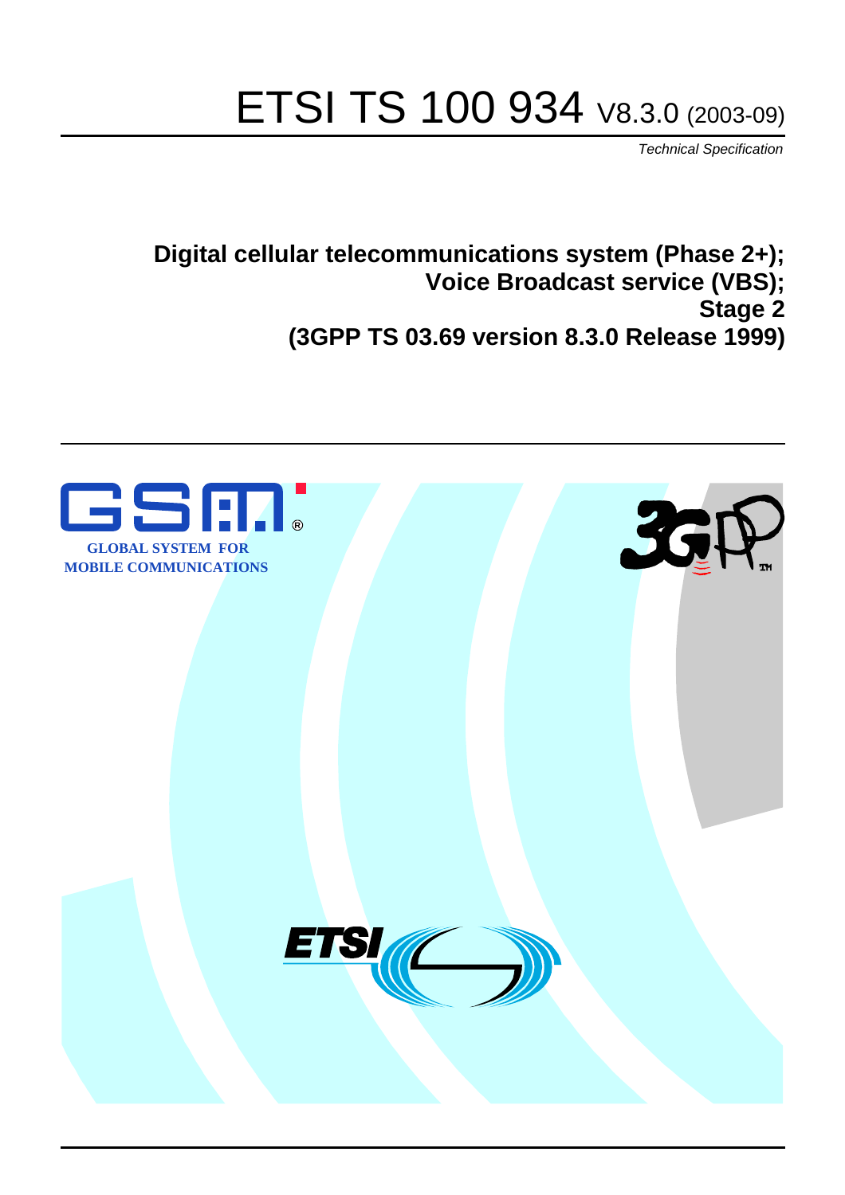# ETSI TS 100 934 V8.3.0 (2003-09)

*Technical Specification*

**Digital cellular telecommunications system (Phase 2+);**
**Voice Broadcast service (VBS);**
**Stage 2**
**(3GPP TS 03.69 version 8.3.0 Release 1999)**

GLOBAL SYSTEM FOR MOBILE COMMUNICATIONS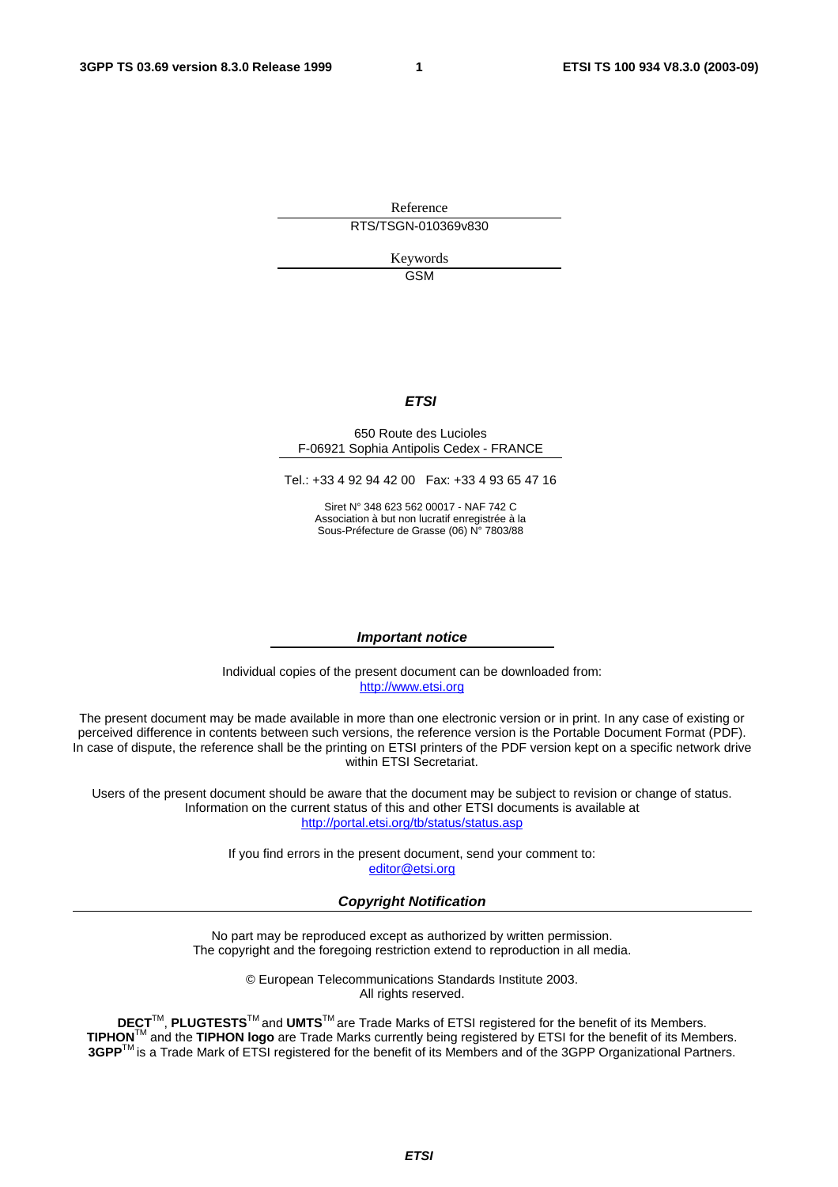Reference

RTS/TSGN-010369v830

Keywords

GSM

***ETSI***

650 Route des Lucioles
F-06921 Sophia Antipolis Cedex - FRANCE

Tel.: +33 4 92 94 42 00 Fax: +33 4 93 65 47 16

Siret N° 348 623 562 00017 - NAF 742 C
Association à but non lucratif enregistrée à la
Sous-Préfecture de Grasse (06) N° 7803/88

***Important notice***

Individual copies of the present document can be downloaded from:
http://www.etsi.org

The present document may be made available in more than one electronic version or in print. In any case of existing or perceived difference in contents between such versions, the reference version is the Portable Document Format (PDF). In case of dispute, the reference shall be the printing on ETSI printers of the PDF version kept on a specific network drive within ETSI Secretariat.

Users of the present document should be aware that the document may be subject to revision or change of status. Information on the current status of this and other ETSI documents is available at
http://portal.etsi.org/tb/status/status.asp

If you find errors in the present document, send your comment to:
editor@etsi.org

***Copyright Notification***

No part may be reproduced except as authorized by written permission.
The copyright and the foregoing restriction extend to reproduction in all media.

© European Telecommunications Standards Institute 2003.
All rights reserved.

**DECT**TM, **PLUGTESTS**TM and **UMTS**TM are Trade Marks of ETSI registered for the benefit of its Members.
**TIPHON**TM and the **TIPHON logo** are Trade Marks currently being registered by ETSI for the benefit of its Members.
**3GPP**TM is a Trade Mark of ETSI registered for the benefit of its Members and of the 3GPP Organizational Partners.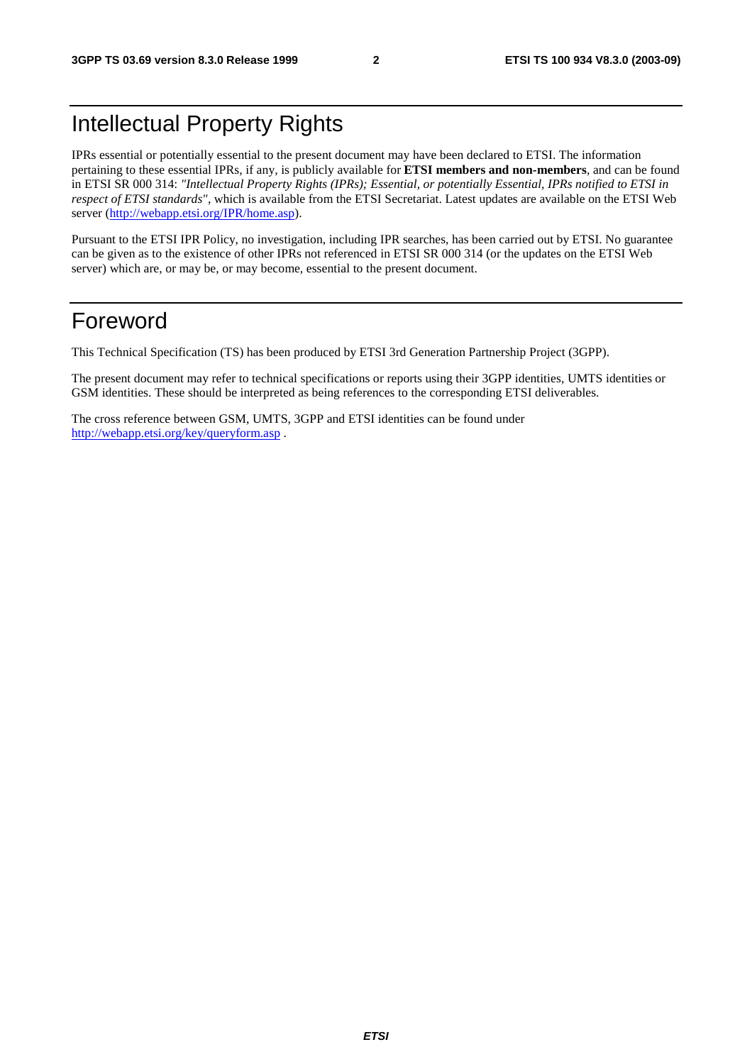# Intellectual Property Rights

IPRs essential or potentially essential to the present document may have been declared to ETSI. The information pertaining to these essential IPRs, if any, is publicly available for **ETSI members and non-members**, and can be found in ETSI SR 000 314: *"Intellectual Property Rights (IPRs); Essential, or potentially Essential, IPRs notified to ETSI in respect of ETSI standards"*, which is available from the ETSI Secretariat. Latest updates are available on the ETSI Web server (http://webapp.etsi.org/IPR/home.asp).

Pursuant to the ETSI IPR Policy, no investigation, including IPR searches, has been carried out by ETSI. No guarantee can be given as to the existence of other IPRs not referenced in ETSI SR 000 314 (or the updates on the ETSI Web server) which are, or may be, or may become, essential to the present document.

# Foreword

This Technical Specification (TS) has been produced by ETSI 3rd Generation Partnership Project (3GPP).

The present document may refer to technical specifications or reports using their 3GPP identities, UMTS identities or GSM identities. These should be interpreted as being references to the corresponding ETSI deliverables.

The cross reference between GSM, UMTS, 3GPP and ETSI identities can be found under http://webapp.etsi.org/key/queryform.asp .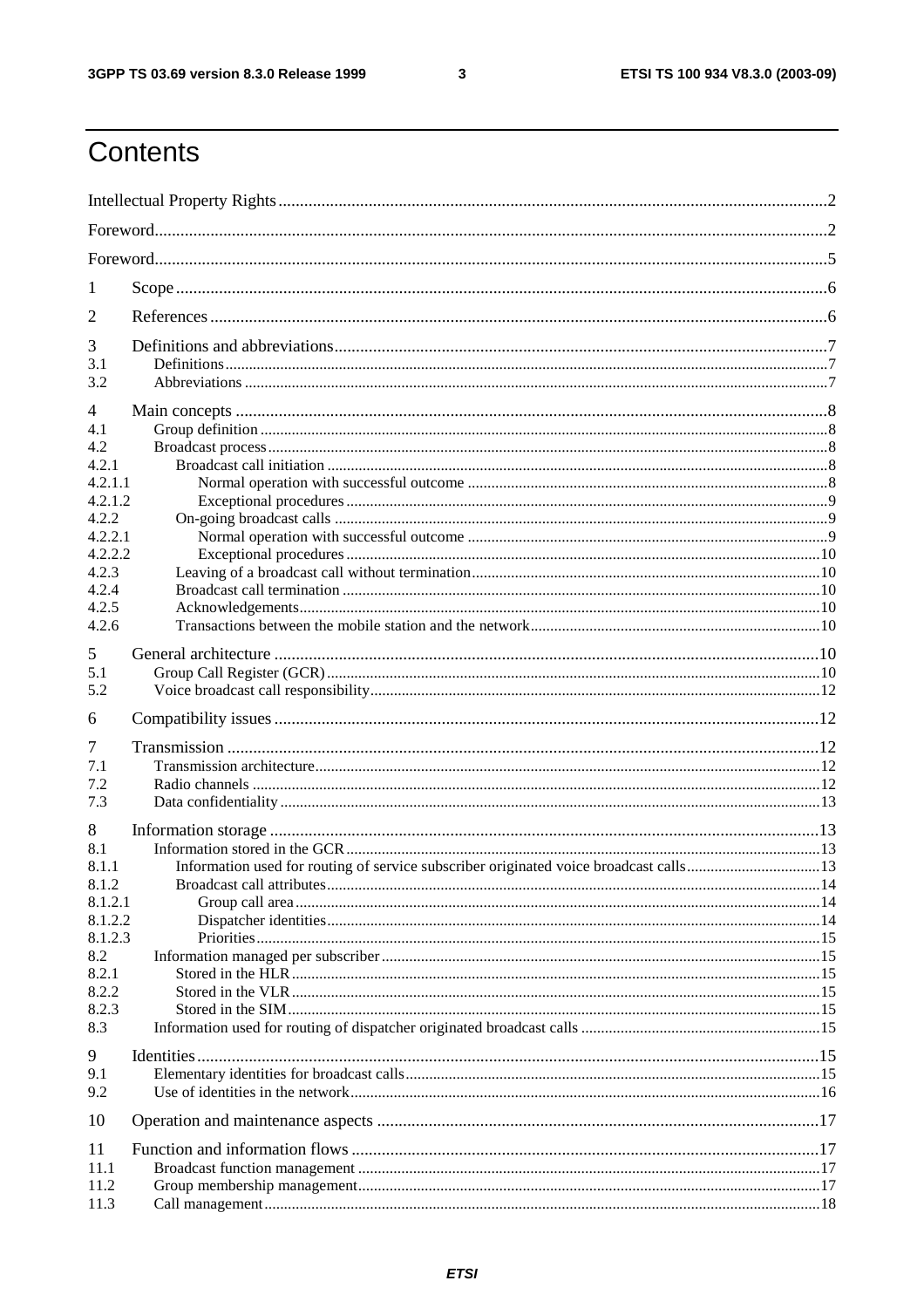# Contents

Intellectual Property Rights ..............................................................................................................................2

Foreword...........................................................................................................................................................2

Foreword...........................................................................................................................................................5

1 Scope ......................................................................................................................................................6

2 References ..............................................................................................................................................6

3 Definitions and abbreviations..................................................................................................................7
3.1 Definitions.........................................................................................................................................................7
3.2 Abbreviations ....................................................................................................................................................7

4 Main concepts ........................................................................................................................................8
4.1 Group definition ................................................................................................................................................8
4.2 Broadcast process..............................................................................................................................................8
4.2.1 Broadcast call initiation ...............................................................................................................................8
4.2.1.1 Normal operation with successful outcome ............................................................................................8
4.2.1.2 Exceptional procedures ..........................................................................................................................9
4.2.2 On-going broadcast calls .............................................................................................................................9
4.2.2.1 Normal operation with successful outcome ............................................................................................9
4.2.2.2 Exceptional procedures ........................................................................................................................10
4.2.3 Leaving of a broadcast call without termination........................................................................................10
4.2.4 Broadcast call termination .........................................................................................................................10
4.2.5 Acknowledgements....................................................................................................................................10
4.2.6 Transactions between the mobile station and the network.........................................................................10

5 General architecture .............................................................................................................................10
5.1 Group Call Register (GCR).............................................................................................................................10
5.2 Voice broadcast call responsibility..................................................................................................................12

6 Compatibility issues .............................................................................................................................12

7 Transmission .........................................................................................................................................12
7.1 Transmission architecture................................................................................................................................12
7.2 Radio channels ................................................................................................................................................12
7.3 Data confidentiality .........................................................................................................................................13

8 Information storage ..............................................................................................................................13
8.1 Information stored in the GCR........................................................................................................................13
8.1.1 Information used for routing of service subscriber originated voice broadcast calls..................................13
8.1.2 Broadcast call attributes.............................................................................................................................14
8.1.2.1 Group call area .....................................................................................................................................14
8.1.2.2 Dispatcher identities.............................................................................................................................14
8.1.2.3 Priorities...............................................................................................................................................15
8.2 Information managed per subscriber...............................................................................................................15
8.2.1 Stored in the HLR......................................................................................................................................15
8.2.2 Stored in the VLR......................................................................................................................................15
8.2.3 Stored in the SIM.......................................................................................................................................15
8.3 Information used for routing of dispatcher originated broadcast calls .............................................................15

9 Identities................................................................................................................................................15
9.1 Elementary identities for broadcast calls.........................................................................................................15
9.2 Use of identities in the network.......................................................................................................................16

10 Operation and maintenance aspects ......................................................................................................17

11 Function and information flows ............................................................................................................17
11.1 Broadcast function management .....................................................................................................................17
11.2 Group membership management.....................................................................................................................17
11.3 Call management.............................................................................................................................................18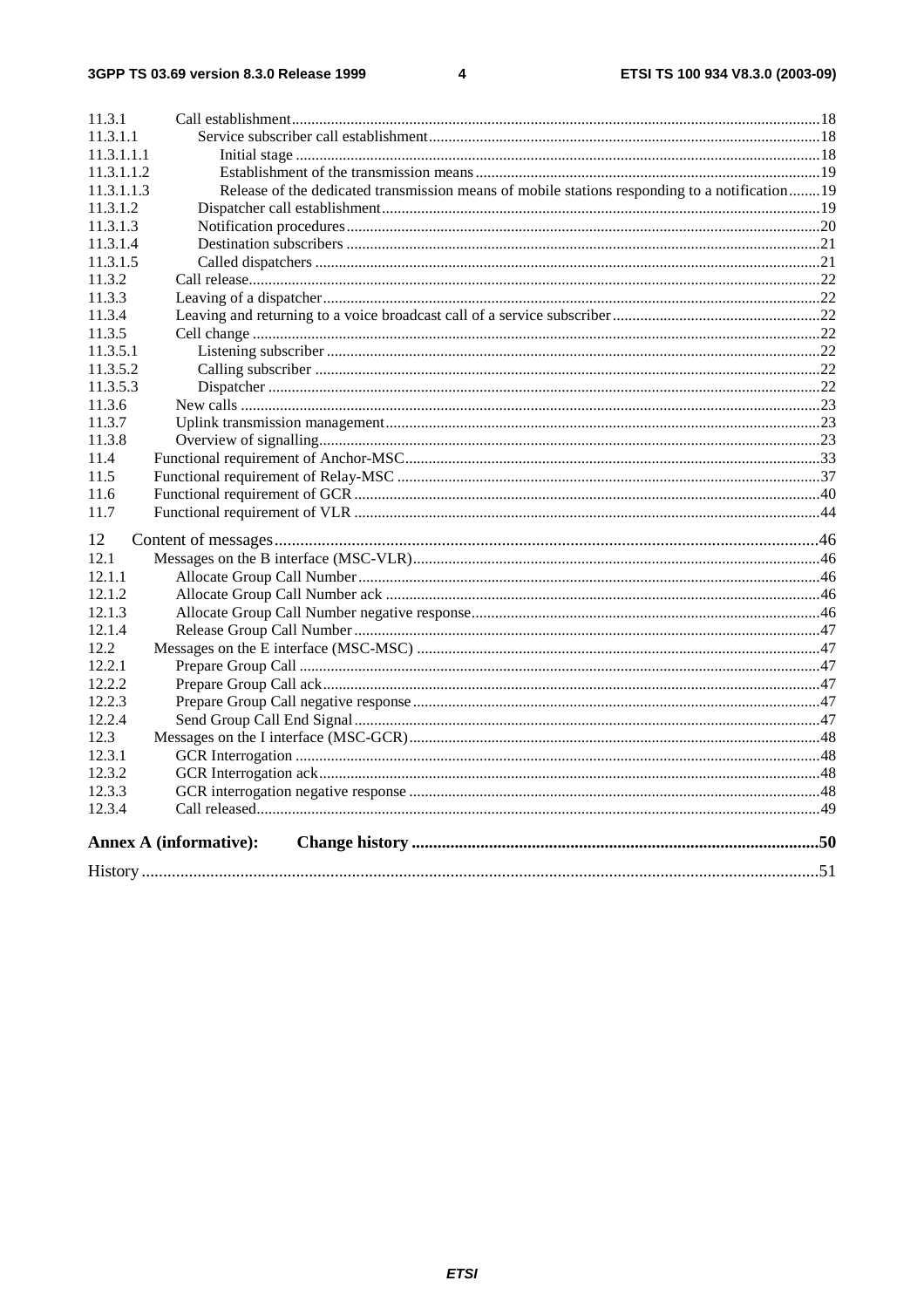11.3.1 Call establishment .....18
11.3.1.1 Service subscriber call establishment .....18
11.3.1.1.1 Initial stage .....18
11.3.1.1.2 Establishment of the transmission means .....19
11.3.1.1.3 Release of the dedicated transmission means of mobile stations responding to a notification .....19
11.3.1.2 Dispatcher call establishment .....19
11.3.1.3 Notification procedures .....20
11.3.1.4 Destination subscribers .....21
11.3.1.5 Called dispatchers .....21
11.3.2 Call release .....22
11.3.3 Leaving of a dispatcher .....22
11.3.4 Leaving and returning to a voice broadcast call of a service subscriber .....22
11.3.5 Cell change .....22
11.3.5.1 Listening subscriber .....22
11.3.5.2 Calling subscriber .....22
11.3.5.3 Dispatcher .....22
11.3.6 New calls .....23
11.3.7 Uplink transmission management .....23
11.3.8 Overview of signalling .....23
11.4 Functional requirement of Anchor-MSC .....33
11.5 Functional requirement of Relay-MSC .....37
11.6 Functional requirement of GCR .....40
11.7 Functional requirement of VLR .....44

12 Content of messages .....46
12.1 Messages on the B interface (MSC-VLR) .....46
12.1.1 Allocate Group Call Number .....46
12.1.2 Allocate Group Call Number ack .....46
12.1.3 Allocate Group Call Number negative response .....46
12.1.4 Release Group Call Number .....47
12.2 Messages on the E interface (MSC-MSC) .....47
12.2.1 Prepare Group Call .....47
12.2.2 Prepare Group Call ack .....47
12.2.3 Prepare Group Call negative response .....47
12.2.4 Send Group Call End Signal .....47
12.3 Messages on the I interface (MSC-GCR) .....48
12.3.1 GCR Interrogation .....48
12.3.2 GCR Interrogation ack .....48
12.3.3 GCR interrogation negative response .....48
12.3.4 Call released .....49

**Annex A (informative): Change history .....50**

History .....51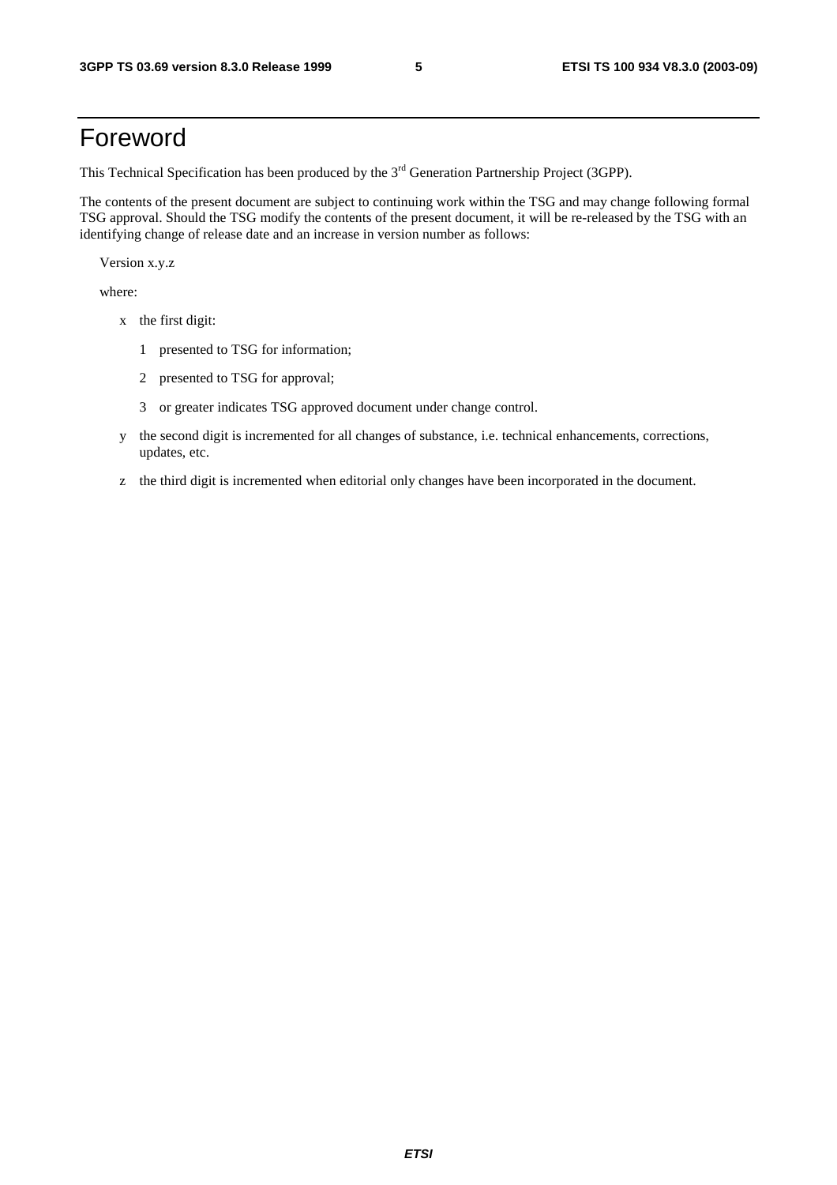# Foreword

This Technical Specification has been produced by the 3rd Generation Partnership Project (3GPP).

The contents of the present document are subject to continuing work within the TSG and may change following formal TSG approval. Should the TSG modify the contents of the present document, it will be re-released by the TSG with an identifying change of release date and an increase in version number as follows:

Version x.y.z

where:

- x the first digit:
  - 1 presented to TSG for information;
  - 2 presented to TSG for approval;
  - 3 or greater indicates TSG approved document under change control.
- y the second digit is incremented for all changes of substance, i.e. technical enhancements, corrections, updates, etc.
- z the third digit is incremented when editorial only changes have been incorporated in the document.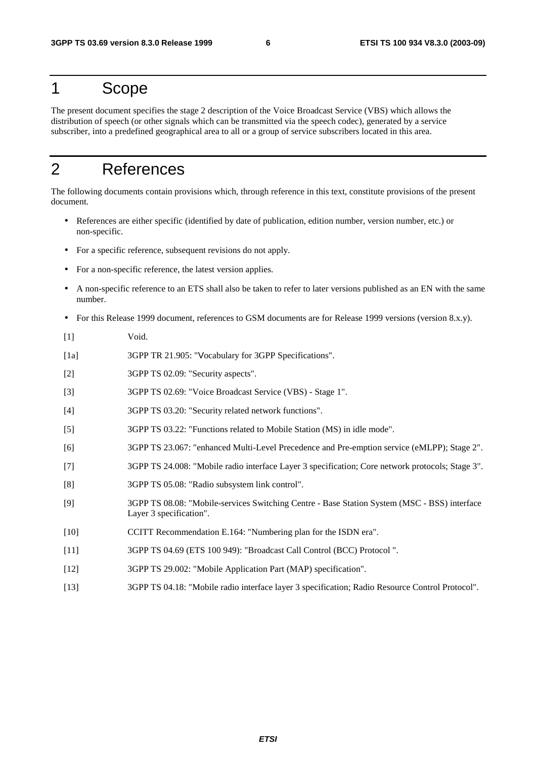# 1 Scope

The present document specifies the stage 2 description of the Voice Broadcast Service (VBS) which allows the distribution of speech (or other signals which can be transmitted via the speech codec), generated by a service subscriber, into a predefined geographical area to all or a group of service subscribers located in this area.

# 2 References

The following documents contain provisions which, through reference in this text, constitute provisions of the present document.

- References are either specific (identified by date of publication, edition number, version number, etc.) or non-specific.
- For a specific reference, subsequent revisions do not apply.
- For a non-specific reference, the latest version applies.
- A non-specific reference to an ETS shall also be taken to refer to later versions published as an EN with the same number.
- For this Release 1999 document, references to GSM documents are for Release 1999 versions (version 8.x.y).

[1] Void.

[1a] 3GPP TR 21.905: "Vocabulary for 3GPP Specifications".

[2] 3GPP TS 02.09: "Security aspects".

[3] 3GPP TS 02.69: "Voice Broadcast Service (VBS) - Stage 1".

[4] 3GPP TS 03.20: "Security related network functions".

[5] 3GPP TS 03.22: "Functions related to Mobile Station (MS) in idle mode".

[6] 3GPP TS 23.067: "enhanced Multi-Level Precedence and Pre-emption service (eMLPP); Stage 2".

[7] 3GPP TS 24.008: "Mobile radio interface Layer 3 specification; Core network protocols; Stage 3".

[8] 3GPP TS 05.08: "Radio subsystem link control".

[9] 3GPP TS 08.08: "Mobile-services Switching Centre - Base Station System (MSC - BSS) interface Layer 3 specification".

[10] CCITT Recommendation E.164: "Numbering plan for the ISDN era".

[11] 3GPP TS 04.69 (ETS 100 949): "Broadcast Call Control (BCC) Protocol ".

[12] 3GPP TS 29.002: "Mobile Application Part (MAP) specification".

[13] 3GPP TS 04.18: "Mobile radio interface layer 3 specification; Radio Resource Control Protocol".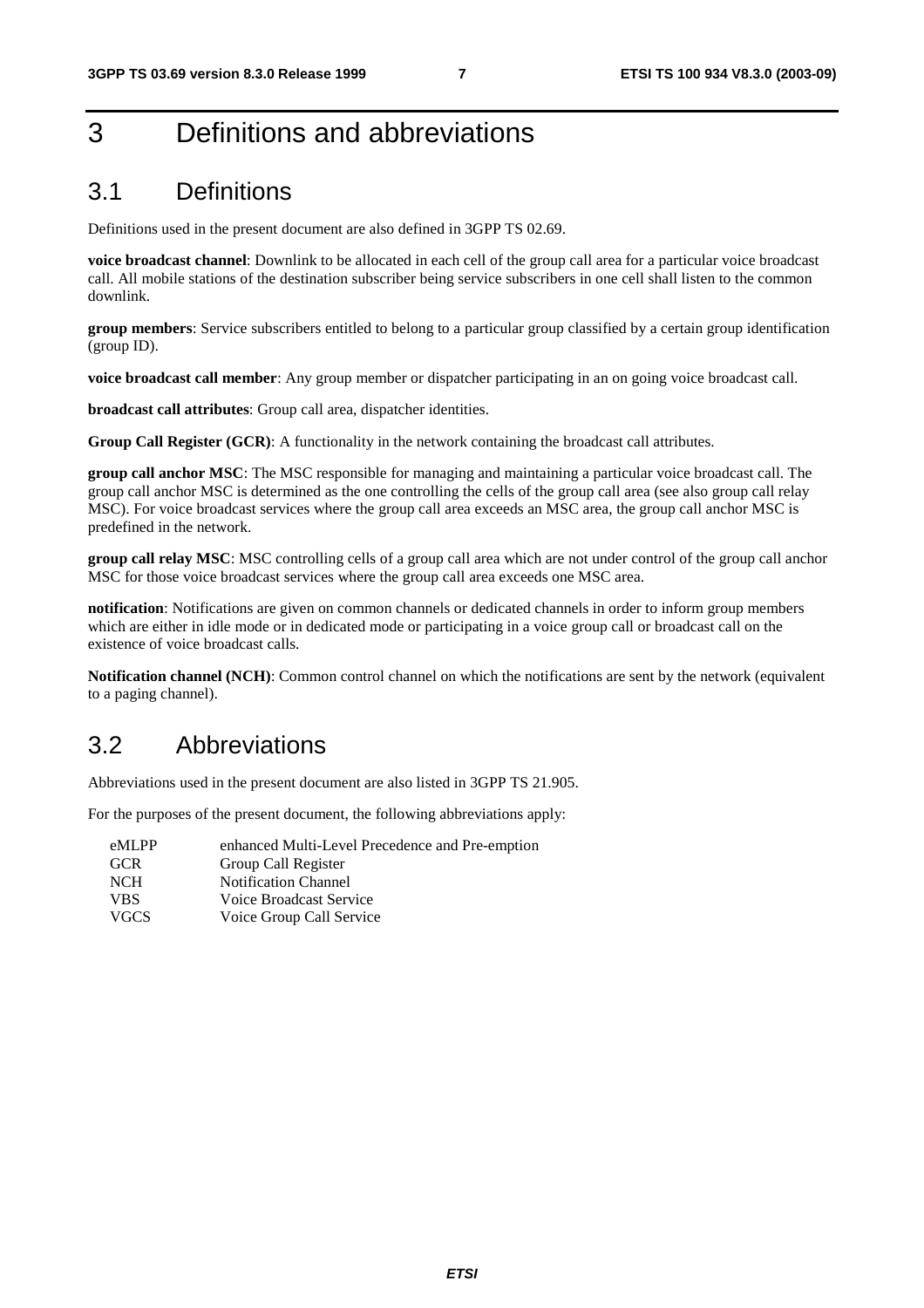# 3 Definitions and abbreviations

## 3.1 Definitions

Definitions used in the present document are also defined in 3GPP TS 02.69.

**voice broadcast channel**: Downlink to be allocated in each cell of the group call area for a particular voice broadcast call. All mobile stations of the destination subscriber being service subscribers in one cell shall listen to the common downlink.

**group members**: Service subscribers entitled to belong to a particular group classified by a certain group identification (group ID).

**voice broadcast call member**: Any group member or dispatcher participating in an on going voice broadcast call.

**broadcast call attributes**: Group call area, dispatcher identities.

**Group Call Register (GCR)**: A functionality in the network containing the broadcast call attributes.

**group call anchor MSC**: The MSC responsible for managing and maintaining a particular voice broadcast call. The group call anchor MSC is determined as the one controlling the cells of the group call area (see also group call relay MSC). For voice broadcast services where the group call area exceeds an MSC area, the group call anchor MSC is predefined in the network.

**group call relay MSC**: MSC controlling cells of a group call area which are not under control of the group call anchor MSC for those voice broadcast services where the group call area exceeds one MSC area.

**notification**: Notifications are given on common channels or dedicated channels in order to inform group members which are either in idle mode or in dedicated mode or participating in a voice group call or broadcast call on the existence of voice broadcast calls.

**Notification channel (NCH)**: Common control channel on which the notifications are sent by the network (equivalent to a paging channel).

## 3.2 Abbreviations

Abbreviations used in the present document are also listed in 3GPP TS 21.905.

For the purposes of the present document, the following abbreviations apply:

| | |
|---|---|
| eMLPP | enhanced Multi-Level Precedence and Pre-emption |
| GCR | Group Call Register |
| NCH | Notification Channel |
| VBS | Voice Broadcast Service |
| VGCS | Voice Group Call Service |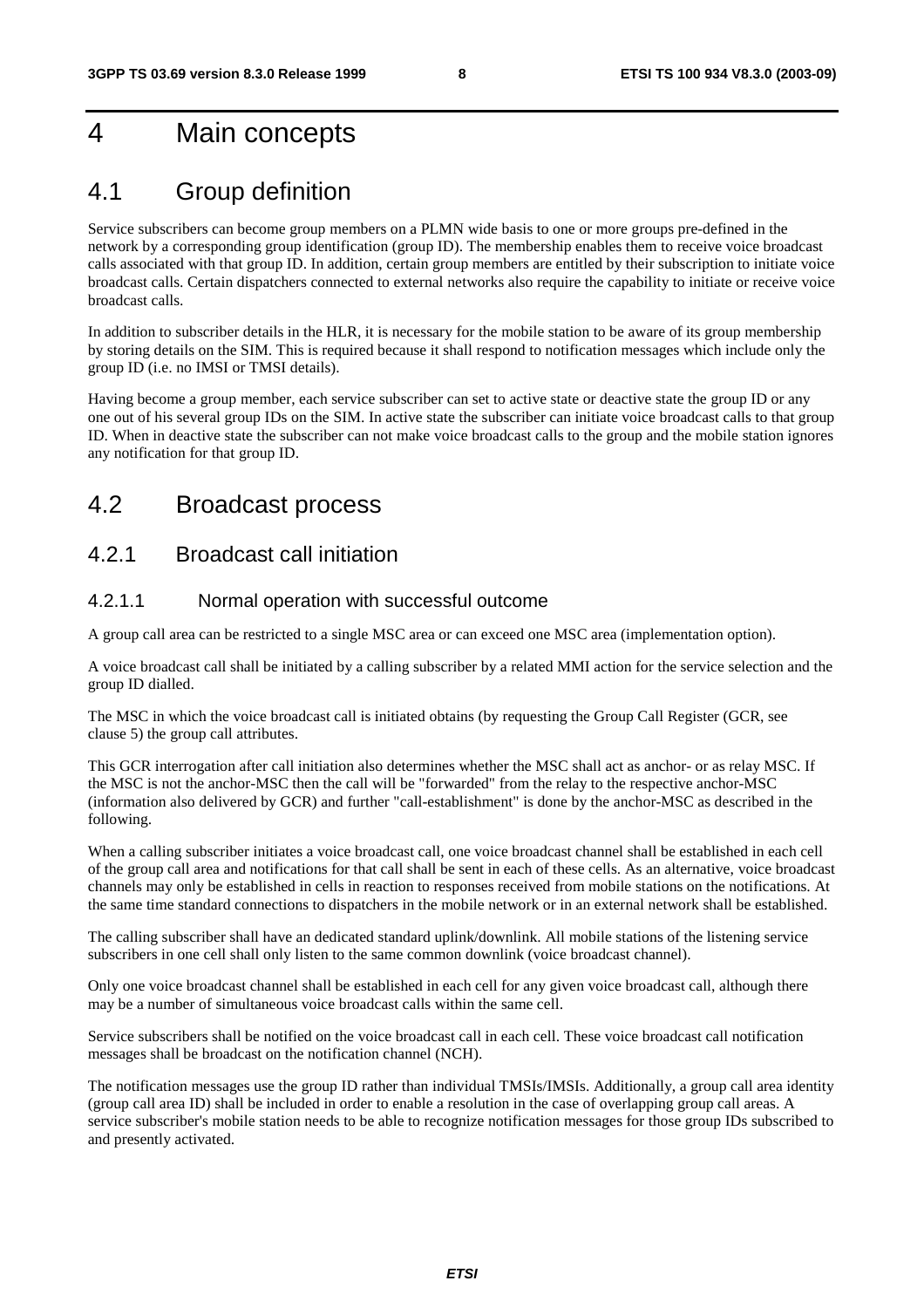# 4 Main concepts

## 4.1 Group definition

Service subscribers can become group members on a PLMN wide basis to one or more groups pre-defined in the network by a corresponding group identification (group ID). The membership enables them to receive voice broadcast calls associated with that group ID. In addition, certain group members are entitled by their subscription to initiate voice broadcast calls. Certain dispatchers connected to external networks also require the capability to initiate or receive voice broadcast calls.

In addition to subscriber details in the HLR, it is necessary for the mobile station to be aware of its group membership by storing details on the SIM. This is required because it shall respond to notification messages which include only the group ID (i.e. no IMSI or TMSI details).

Having become a group member, each service subscriber can set to active state or deactive state the group ID or any one out of his several group IDs on the SIM. In active state the subscriber can initiate voice broadcast calls to that group ID. When in deactive state the subscriber can not make voice broadcast calls to the group and the mobile station ignores any notification for that group ID.

## 4.2 Broadcast process

### 4.2.1 Broadcast call initiation

#### 4.2.1.1 Normal operation with successful outcome

A group call area can be restricted to a single MSC area or can exceed one MSC area (implementation option).

A voice broadcast call shall be initiated by a calling subscriber by a related MMI action for the service selection and the group ID dialled.

The MSC in which the voice broadcast call is initiated obtains (by requesting the Group Call Register (GCR, see clause 5) the group call attributes.

This GCR interrogation after call initiation also determines whether the MSC shall act as anchor- or as relay MSC. If the MSC is not the anchor-MSC then the call will be "forwarded" from the relay to the respective anchor-MSC (information also delivered by GCR) and further "call-establishment" is done by the anchor-MSC as described in the following.

When a calling subscriber initiates a voice broadcast call, one voice broadcast channel shall be established in each cell of the group call area and notifications for that call shall be sent in each of these cells. As an alternative, voice broadcast channels may only be established in cells in reaction to responses received from mobile stations on the notifications. At the same time standard connections to dispatchers in the mobile network or in an external network shall be established.

The calling subscriber shall have an dedicated standard uplink/downlink. All mobile stations of the listening service subscribers in one cell shall only listen to the same common downlink (voice broadcast channel).

Only one voice broadcast channel shall be established in each cell for any given voice broadcast call, although there may be a number of simultaneous voice broadcast calls within the same cell.

Service subscribers shall be notified on the voice broadcast call in each cell. These voice broadcast call notification messages shall be broadcast on the notification channel (NCH).

The notification messages use the group ID rather than individual TMSIs/IMSIs. Additionally, a group call area identity (group call area ID) shall be included in order to enable a resolution in the case of overlapping group call areas. A service subscriber's mobile station needs to be able to recognize notification messages for those group IDs subscribed to and presently activated.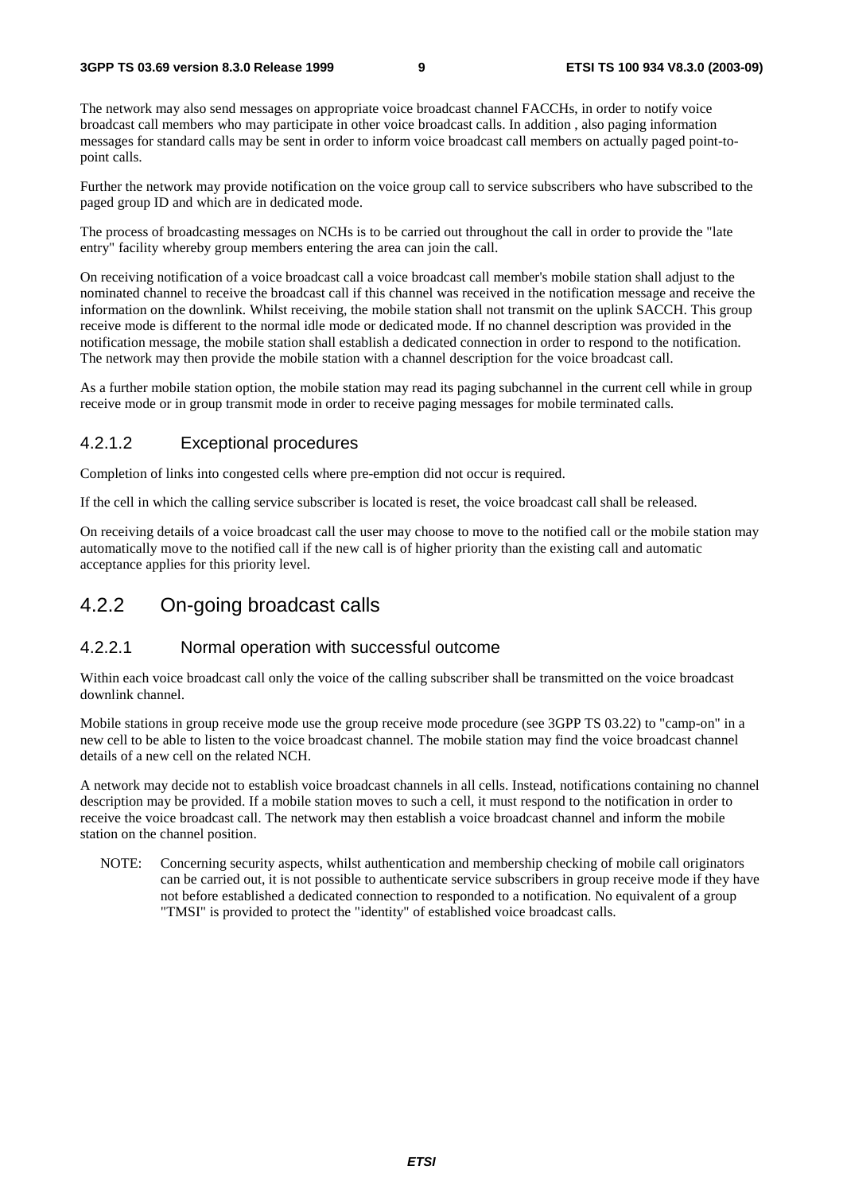The network may also send messages on appropriate voice broadcast channel FACCHs, in order to notify voice broadcast call members who may participate in other voice broadcast calls. In addition , also paging information messages for standard calls may be sent in order to inform voice broadcast call members on actually paged point-to-point calls.

Further the network may provide notification on the voice group call to service subscribers who have subscribed to the paged group ID and which are in dedicated mode.

The process of broadcasting messages on NCHs is to be carried out throughout the call in order to provide the "late entry" facility whereby group members entering the area can join the call.

On receiving notification of a voice broadcast call a voice broadcast call member's mobile station shall adjust to the nominated channel to receive the broadcast call if this channel was received in the notification message and receive the information on the downlink. Whilst receiving, the mobile station shall not transmit on the uplink SACCH. This group receive mode is different to the normal idle mode or dedicated mode. If no channel description was provided in the notification message, the mobile station shall establish a dedicated connection in order to respond to the notification. The network may then provide the mobile station with a channel description for the voice broadcast call.

As a further mobile station option, the mobile station may read its paging subchannel in the current cell while in group receive mode or in group transmit mode in order to receive paging messages for mobile terminated calls.

#### 4.2.1.2 Exceptional procedures

Completion of links into congested cells where pre-emption did not occur is required.

If the cell in which the calling service subscriber is located is reset, the voice broadcast call shall be released.

On receiving details of a voice broadcast call the user may choose to move to the notified call or the mobile station may automatically move to the notified call if the new call is of higher priority than the existing call and automatic acceptance applies for this priority level.

### 4.2.2 On-going broadcast calls

#### 4.2.2.1 Normal operation with successful outcome

Within each voice broadcast call only the voice of the calling subscriber shall be transmitted on the voice broadcast downlink channel.

Mobile stations in group receive mode use the group receive mode procedure (see 3GPP TS 03.22) to "camp-on" in a new cell to be able to listen to the voice broadcast channel. The mobile station may find the voice broadcast channel details of a new cell on the related NCH.

A network may decide not to establish voice broadcast channels in all cells. Instead, notifications containing no channel description may be provided. If a mobile station moves to such a cell, it must respond to the notification in order to receive the voice broadcast call. The network may then establish a voice broadcast channel and inform the mobile station on the channel position.

NOTE: Concerning security aspects, whilst authentication and membership checking of mobile call originators can be carried out, it is not possible to authenticate service subscribers in group receive mode if they have not before established a dedicated connection to responded to a notification. No equivalent of a group "TMSI" is provided to protect the "identity" of established voice broadcast calls.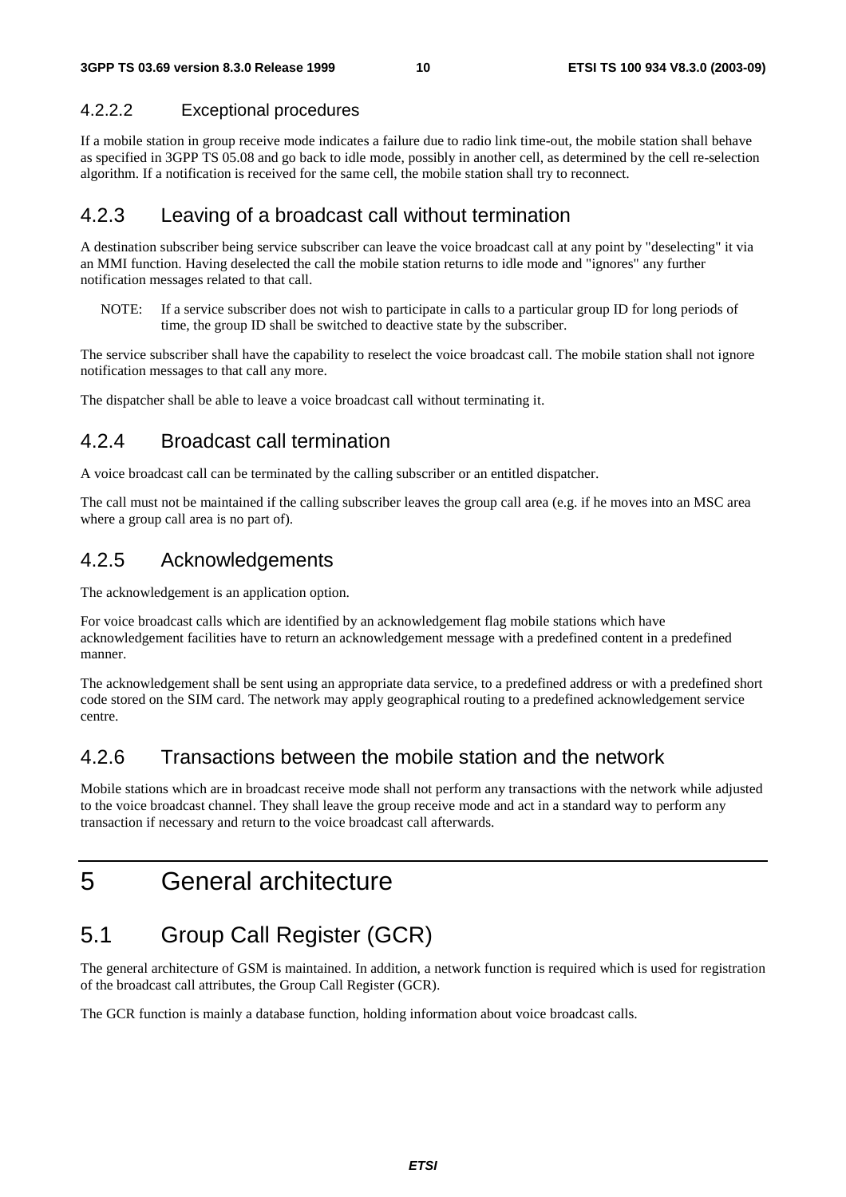#### 4.2.2.2 Exceptional procedures

If a mobile station in group receive mode indicates a failure due to radio link time-out, the mobile station shall behave as specified in 3GPP TS 05.08 and go back to idle mode, possibly in another cell, as determined by the cell re-selection algorithm. If a notification is received for the same cell, the mobile station shall try to reconnect.

### 4.2.3 Leaving of a broadcast call without termination

A destination subscriber being service subscriber can leave the voice broadcast call at any point by "deselecting" it via an MMI function. Having deselected the call the mobile station returns to idle mode and "ignores" any further notification messages related to that call.

NOTE: If a service subscriber does not wish to participate in calls to a particular group ID for long periods of time, the group ID shall be switched to deactive state by the subscriber.

The service subscriber shall have the capability to reselect the voice broadcast call. The mobile station shall not ignore notification messages to that call any more.

The dispatcher shall be able to leave a voice broadcast call without terminating it.

### 4.2.4 Broadcast call termination

A voice broadcast call can be terminated by the calling subscriber or an entitled dispatcher.

The call must not be maintained if the calling subscriber leaves the group call area (e.g. if he moves into an MSC area where a group call area is no part of).

### 4.2.5 Acknowledgements

The acknowledgement is an application option.

For voice broadcast calls which are identified by an acknowledgement flag mobile stations which have acknowledgement facilities have to return an acknowledgement message with a predefined content in a predefined manner.

The acknowledgement shall be sent using an appropriate data service, to a predefined address or with a predefined short code stored on the SIM card. The network may apply geographical routing to a predefined acknowledgement service centre.

### 4.2.6 Transactions between the mobile station and the network

Mobile stations which are in broadcast receive mode shall not perform any transactions with the network while adjusted to the voice broadcast channel. They shall leave the group receive mode and act in a standard way to perform any transaction if necessary and return to the voice broadcast call afterwards.

# 5 General architecture

## 5.1 Group Call Register (GCR)

The general architecture of GSM is maintained. In addition, a network function is required which is used for registration of the broadcast call attributes, the Group Call Register (GCR).

The GCR function is mainly a database function, holding information about voice broadcast calls.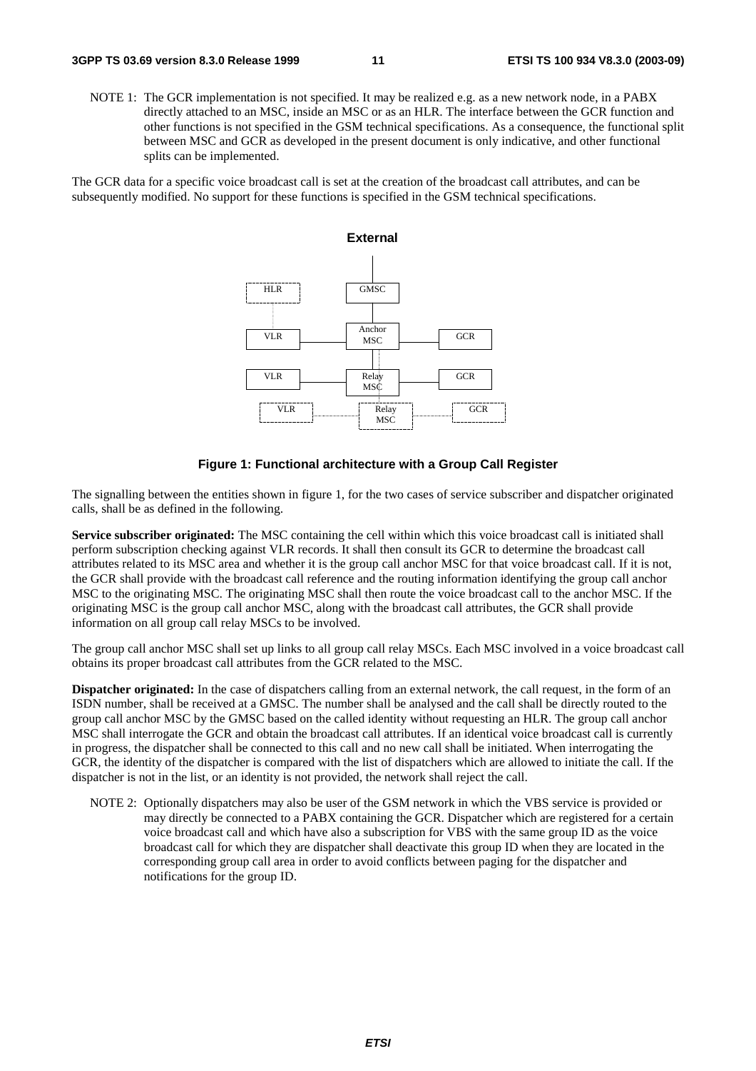NOTE 1: The GCR implementation is not specified. It may be realized e.g. as a new network node, in a PABX directly attached to an MSC, inside an MSC or as an HLR. The interface between the GCR function and other functions is not specified in the GSM technical specifications. As a consequence, the functional split between MSC and GCR as developed in the present document is only indicative, and other functional splits can be implemented.

The GCR data for a specific voice broadcast call is set at the creation of the broadcast call attributes, and can be subsequently modified. No support for these functions is specified in the GSM technical specifications.

External

HLR GMSC

VLR Anchor MSC GCR

VLR Relay MSC GCR

VLR Relay MSC GCR

**Figure 1: Functional architecture with a Group Call Register**

The signalling between the entities shown in figure 1, for the two cases of service subscriber and dispatcher originated calls, shall be as defined in the following.

**Service subscriber originated:** The MSC containing the cell within which this voice broadcast call is initiated shall perform subscription checking against VLR records. It shall then consult its GCR to determine the broadcast call attributes related to its MSC area and whether it is the group call anchor MSC for that voice broadcast call. If it is not, the GCR shall provide with the broadcast call reference and the routing information identifying the group call anchor MSC to the originating MSC. The originating MSC shall then route the voice broadcast call to the anchor MSC. If the originating MSC is the group call anchor MSC, along with the broadcast call attributes, the GCR shall provide information on all group call relay MSCs to be involved.

The group call anchor MSC shall set up links to all group call relay MSCs. Each MSC involved in a voice broadcast call obtains its proper broadcast call attributes from the GCR related to the MSC.

**Dispatcher originated:** In the case of dispatchers calling from an external network, the call request, in the form of an ISDN number, shall be received at a GMSC. The number shall be analysed and the call shall be directly routed to the group call anchor MSC by the GMSC based on the called identity without requesting an HLR. The group call anchor MSC shall interrogate the GCR and obtain the broadcast call attributes. If an identical voice broadcast call is currently in progress, the dispatcher shall be connected to this call and no new call shall be initiated. When interrogating the GCR, the identity of the dispatcher is compared with the list of dispatchers which are allowed to initiate the call. If the dispatcher is not in the list, or an identity is not provided, the network shall reject the call.

NOTE 2: Optionally dispatchers may also be user of the GSM network in which the VBS service is provided or may directly be connected to a PABX containing the GCR. Dispatcher which are registered for a certain voice broadcast call and which have also a subscription for VBS with the same group ID as the voice broadcast call for which they are dispatcher shall deactivate this group ID when they are located in the corresponding group call area in order to avoid conflicts between paging for the dispatcher and notifications for the group ID.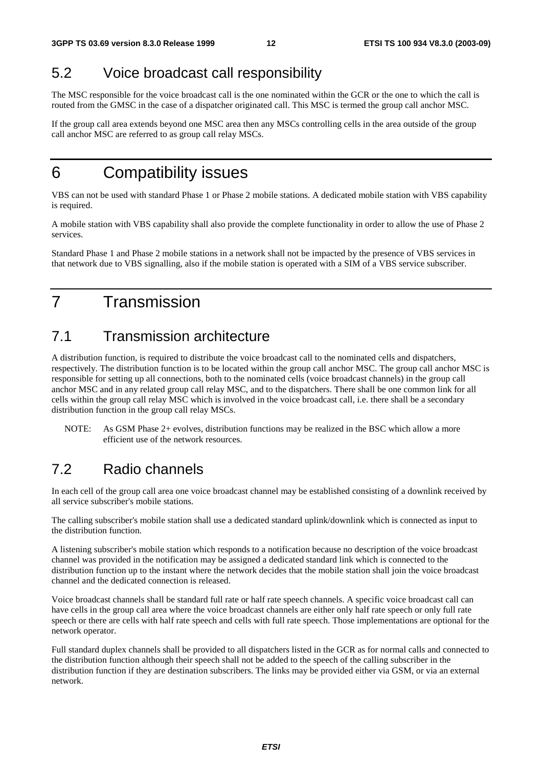## 5.2 Voice broadcast call responsibility

The MSC responsible for the voice broadcast call is the one nominated within the GCR or the one to which the call is routed from the GMSC in the case of a dispatcher originated call. This MSC is termed the group call anchor MSC.

If the group call area extends beyond one MSC area then any MSCs controlling cells in the area outside of the group call anchor MSC are referred to as group call relay MSCs.

# 6 Compatibility issues

VBS can not be used with standard Phase 1 or Phase 2 mobile stations. A dedicated mobile station with VBS capability is required.

A mobile station with VBS capability shall also provide the complete functionality in order to allow the use of Phase 2 services.

Standard Phase 1 and Phase 2 mobile stations in a network shall not be impacted by the presence of VBS services in that network due to VBS signalling, also if the mobile station is operated with a SIM of a VBS service subscriber.

# 7 Transmission

## 7.1 Transmission architecture

A distribution function, is required to distribute the voice broadcast call to the nominated cells and dispatchers, respectively. The distribution function is to be located within the group call anchor MSC. The group call anchor MSC is responsible for setting up all connections, both to the nominated cells (voice broadcast channels) in the group call anchor MSC and in any related group call relay MSC, and to the dispatchers. There shall be one common link for all cells within the group call relay MSC which is involved in the voice broadcast call, i.e. there shall be a secondary distribution function in the group call relay MSCs.

NOTE: As GSM Phase 2+ evolves, distribution functions may be realized in the BSC which allow a more efficient use of the network resources.

## 7.2 Radio channels

In each cell of the group call area one voice broadcast channel may be established consisting of a downlink received by all service subscriber's mobile stations.

The calling subscriber's mobile station shall use a dedicated standard uplink/downlink which is connected as input to the distribution function.

A listening subscriber's mobile station which responds to a notification because no description of the voice broadcast channel was provided in the notification may be assigned a dedicated standard link which is connected to the distribution function up to the instant where the network decides that the mobile station shall join the voice broadcast channel and the dedicated connection is released.

Voice broadcast channels shall be standard full rate or half rate speech channels. A specific voice broadcast call can have cells in the group call area where the voice broadcast channels are either only half rate speech or only full rate speech or there are cells with half rate speech and cells with full rate speech. Those implementations are optional for the network operator.

Full standard duplex channels shall be provided to all dispatchers listed in the GCR as for normal calls and connected to the distribution function although their speech shall not be added to the speech of the calling subscriber in the distribution function if they are destination subscribers. The links may be provided either via GSM, or via an external network.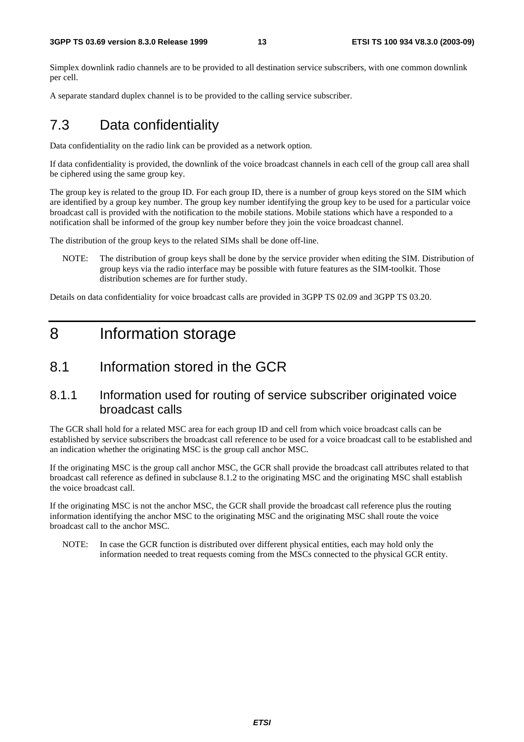Simplex downlink radio channels are to be provided to all destination service subscribers, with one common downlink per cell.

A separate standard duplex channel is to be provided to the calling service subscriber.

## 7.3 Data confidentiality

Data confidentiality on the radio link can be provided as a network option.

If data confidentiality is provided, the downlink of the voice broadcast channels in each cell of the group call area shall be ciphered using the same group key.

The group key is related to the group ID. For each group ID, there is a number of group keys stored on the SIM which are identified by a group key number. The group key number identifying the group key to be used for a particular voice broadcast call is provided with the notification to the mobile stations. Mobile stations which have a responded to a notification shall be informed of the group key number before they join the voice broadcast channel.

The distribution of the group keys to the related SIMs shall be done off-line.

NOTE: The distribution of group keys shall be done by the service provider when editing the SIM. Distribution of group keys via the radio interface may be possible with future features as the SIM-toolkit. Those distribution schemes are for further study.

Details on data confidentiality for voice broadcast calls are provided in 3GPP TS 02.09 and 3GPP TS 03.20.

# 8 Information storage

## 8.1 Information stored in the GCR

### 8.1.1 Information used for routing of service subscriber originated voice broadcast calls

The GCR shall hold for a related MSC area for each group ID and cell from which voice broadcast calls can be established by service subscribers the broadcast call reference to be used for a voice broadcast call to be established and an indication whether the originating MSC is the group call anchor MSC.

If the originating MSC is the group call anchor MSC, the GCR shall provide the broadcast call attributes related to that broadcast call reference as defined in subclause 8.1.2 to the originating MSC and the originating MSC shall establish the voice broadcast call.

If the originating MSC is not the anchor MSC, the GCR shall provide the broadcast call reference plus the routing information identifying the anchor MSC to the originating MSC and the originating MSC shall route the voice broadcast call to the anchor MSC.

NOTE: In case the GCR function is distributed over different physical entities, each may hold only the information needed to treat requests coming from the MSCs connected to the physical GCR entity.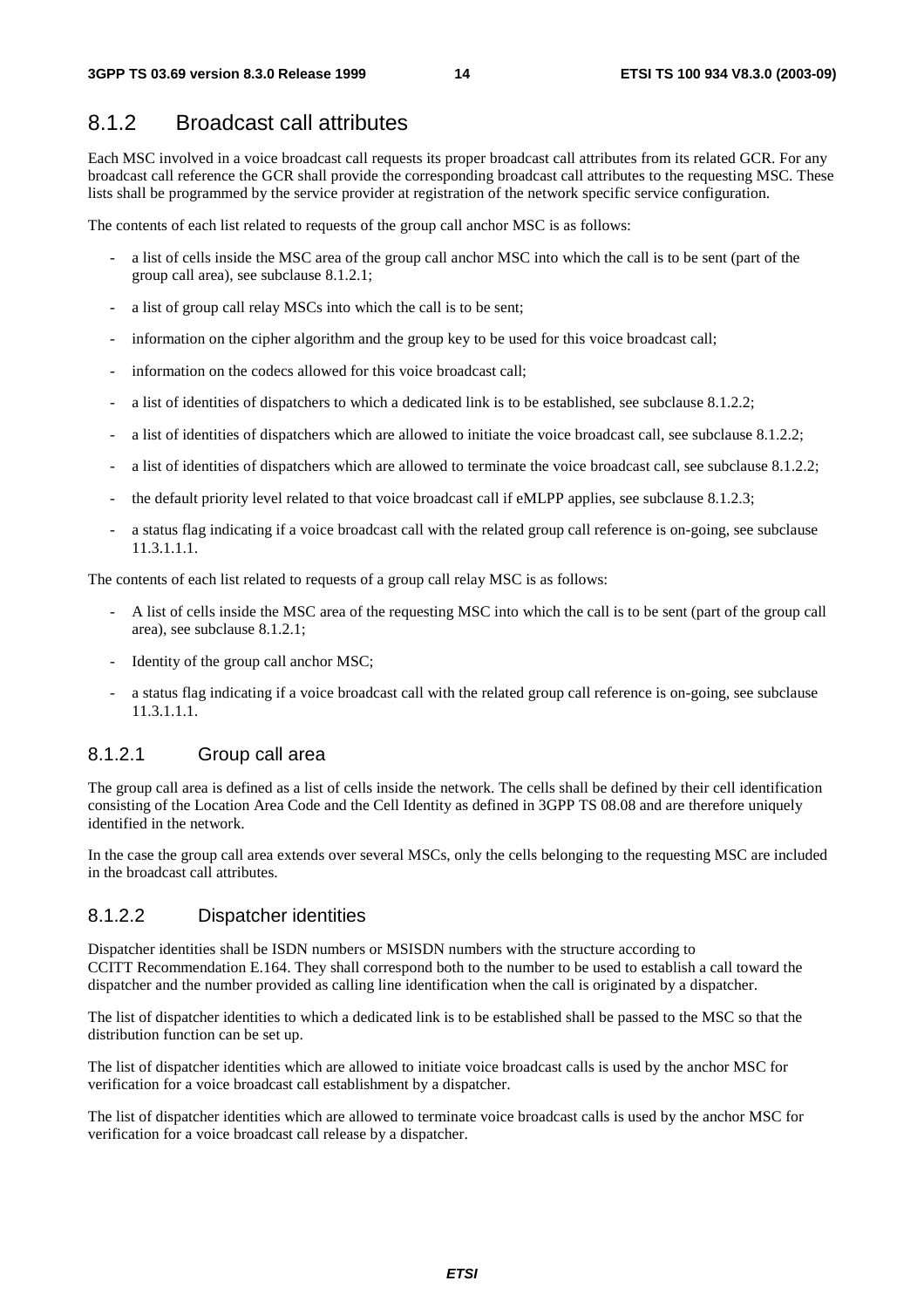### 8.1.2 Broadcast call attributes

Each MSC involved in a voice broadcast call requests its proper broadcast call attributes from its related GCR. For any broadcast call reference the GCR shall provide the corresponding broadcast call attributes to the requesting MSC. These lists shall be programmed by the service provider at registration of the network specific service configuration.

The contents of each list related to requests of the group call anchor MSC is as follows:

- a list of cells inside the MSC area of the group call anchor MSC into which the call is to be sent (part of the group call area), see subclause 8.1.2.1;
- a list of group call relay MSCs into which the call is to be sent;
- information on the cipher algorithm and the group key to be used for this voice broadcast call;
- information on the codecs allowed for this voice broadcast call;
- a list of identities of dispatchers to which a dedicated link is to be established, see subclause 8.1.2.2;
- a list of identities of dispatchers which are allowed to initiate the voice broadcast call, see subclause 8.1.2.2;
- a list of identities of dispatchers which are allowed to terminate the voice broadcast call, see subclause 8.1.2.2;
- the default priority level related to that voice broadcast call if eMLPP applies, see subclause 8.1.2.3;
- a status flag indicating if a voice broadcast call with the related group call reference is on-going, see subclause 11.3.1.1.1.

The contents of each list related to requests of a group call relay MSC is as follows:

- A list of cells inside the MSC area of the requesting MSC into which the call is to be sent (part of the group call area), see subclause 8.1.2.1;
- Identity of the group call anchor MSC;
- a status flag indicating if a voice broadcast call with the related group call reference is on-going, see subclause 11.3.1.1.1.

#### 8.1.2.1 Group call area

The group call area is defined as a list of cells inside the network. The cells shall be defined by their cell identification consisting of the Location Area Code and the Cell Identity as defined in 3GPP TS 08.08 and are therefore uniquely identified in the network.

In the case the group call area extends over several MSCs, only the cells belonging to the requesting MSC are included in the broadcast call attributes.

#### 8.1.2.2 Dispatcher identities

Dispatcher identities shall be ISDN numbers or MSISDN numbers with the structure according to CCITT Recommendation E.164. They shall correspond both to the number to be used to establish a call toward the dispatcher and the number provided as calling line identification when the call is originated by a dispatcher.

The list of dispatcher identities to which a dedicated link is to be established shall be passed to the MSC so that the distribution function can be set up.

The list of dispatcher identities which are allowed to initiate voice broadcast calls is used by the anchor MSC for verification for a voice broadcast call establishment by a dispatcher.

The list of dispatcher identities which are allowed to terminate voice broadcast calls is used by the anchor MSC for verification for a voice broadcast call release by a dispatcher.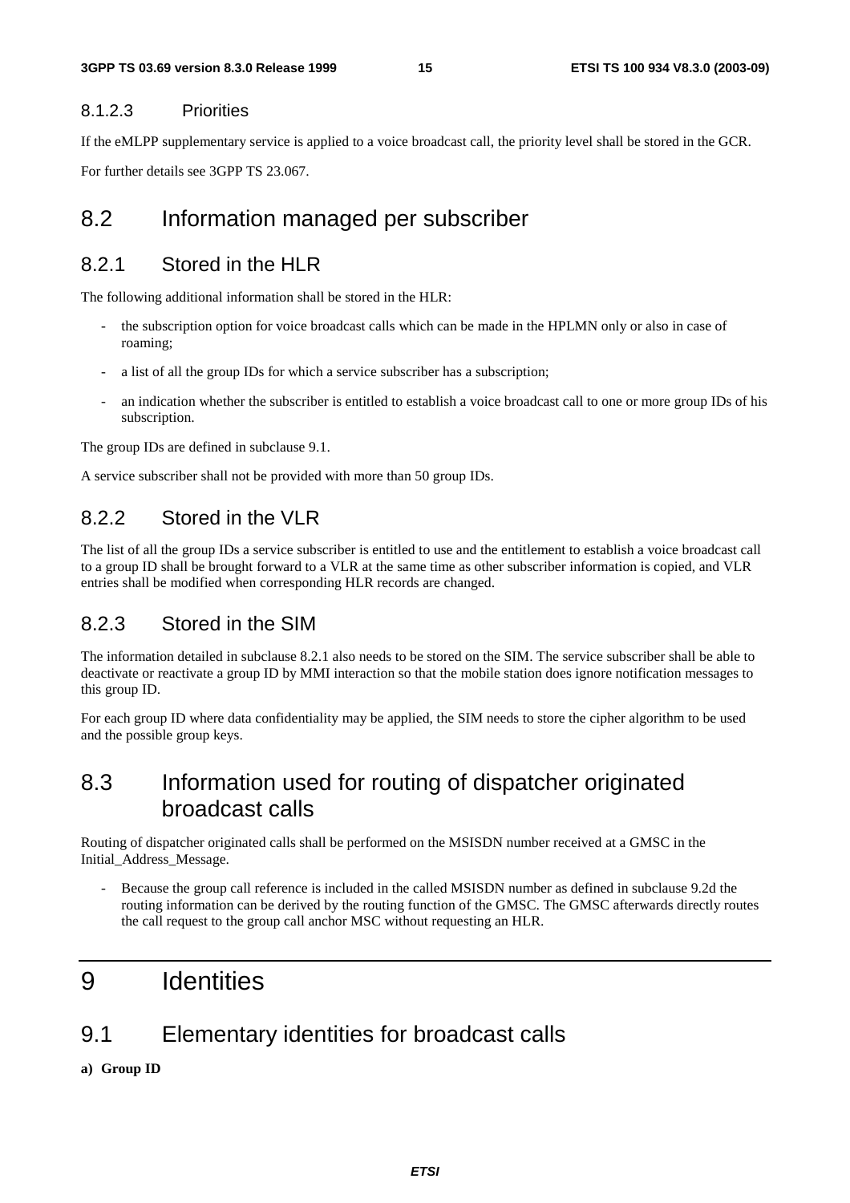#### 8.1.2.3 Priorities

If the eMLPP supplementary service is applied to a voice broadcast call, the priority level shall be stored in the GCR.

For further details see 3GPP TS 23.067.

## 8.2 Information managed per subscriber

### 8.2.1 Stored in the HLR

The following additional information shall be stored in the HLR:

- the subscription option for voice broadcast calls which can be made in the HPLMN only or also in case of roaming;
- a list of all the group IDs for which a service subscriber has a subscription;
- an indication whether the subscriber is entitled to establish a voice broadcast call to one or more group IDs of his subscription.

The group IDs are defined in subclause 9.1.

A service subscriber shall not be provided with more than 50 group IDs.

### 8.2.2 Stored in the VLR

The list of all the group IDs a service subscriber is entitled to use and the entitlement to establish a voice broadcast call to a group ID shall be brought forward to a VLR at the same time as other subscriber information is copied, and VLR entries shall be modified when corresponding HLR records are changed.

### 8.2.3 Stored in the SIM

The information detailed in subclause 8.2.1 also needs to be stored on the SIM. The service subscriber shall be able to deactivate or reactivate a group ID by MMI interaction so that the mobile station does ignore notification messages to this group ID.

For each group ID where data confidentiality may be applied, the SIM needs to store the cipher algorithm to be used and the possible group keys.

## 8.3 Information used for routing of dispatcher originated broadcast calls

Routing of dispatcher originated calls shall be performed on the MSISDN number received at a GMSC in the Initial_Address_Message.

- Because the group call reference is included in the called MSISDN number as defined in subclause 9.2d the routing information can be derived by the routing function of the GMSC. The GMSC afterwards directly routes the call request to the group call anchor MSC without requesting an HLR.

# 9 Identities

## 9.1 Elementary identities for broadcast calls

**a) Group ID**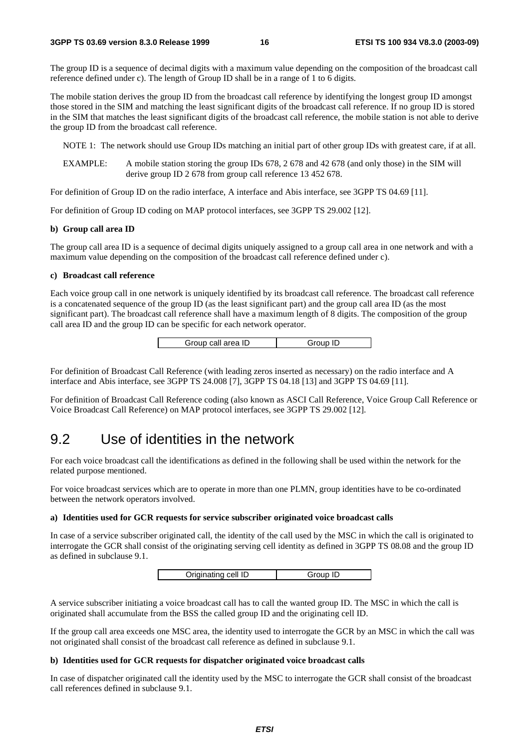The group ID is a sequence of decimal digits with a maximum value depending on the composition of the broadcast call reference defined under c). The length of Group ID shall be in a range of 1 to 6 digits.

The mobile station derives the group ID from the broadcast call reference by identifying the longest group ID amongst those stored in the SIM and matching the least significant digits of the broadcast call reference. If no group ID is stored in the SIM that matches the least significant digits of the broadcast call reference, the mobile station is not able to derive the group ID from the broadcast call reference.

NOTE 1: The network should use Group IDs matching an initial part of other group IDs with greatest care, if at all.

EXAMPLE: A mobile station storing the group IDs 678, 2 678 and 42 678 (and only those) in the SIM will derive group ID 2 678 from group call reference 13 452 678.

For definition of Group ID on the radio interface, A interface and Abis interface, see 3GPP TS 04.69 [11].

For definition of Group ID coding on MAP protocol interfaces, see 3GPP TS 29.002 [12].

**b) Group call area ID**

The group call area ID is a sequence of decimal digits uniquely assigned to a group call area in one network and with a maximum value depending on the composition of the broadcast call reference defined under c).

**c) Broadcast call reference**

Each voice group call in one network is uniquely identified by its broadcast call reference. The broadcast call reference is a concatenated sequence of the group ID (as the least significant part) and the group call area ID (as the most significant part). The broadcast call reference shall have a maximum length of 8 digits. The composition of the group call area ID and the group ID can be specific for each network operator.

| Group call area ID | Group ID |
| --- | --- |

For definition of Broadcast Call Reference (with leading zeros inserted as necessary) on the radio interface and A interface and Abis interface, see 3GPP TS 24.008 [7], 3GPP TS 04.18 [13] and 3GPP TS 04.69 [11].

For definition of Broadcast Call Reference coding (also known as ASCI Call Reference, Voice Group Call Reference or Voice Broadcast Call Reference) on MAP protocol interfaces, see 3GPP TS 29.002 [12].

# 9.2 Use of identities in the network

For each voice broadcast call the identifications as defined in the following shall be used within the network for the related purpose mentioned.

For voice broadcast services which are to operate in more than one PLMN, group identities have to be co-ordinated between the network operators involved.

**a) Identities used for GCR requests for service subscriber originated voice broadcast calls**

In case of a service subscriber originated call, the identity of the call used by the MSC in which the call is originated to interrogate the GCR shall consist of the originating serving cell identity as defined in 3GPP TS 08.08 and the group ID as defined in subclause 9.1.

| Originating cell ID | Group ID |
| --- | --- |

A service subscriber initiating a voice broadcast call has to call the wanted group ID. The MSC in which the call is originated shall accumulate from the BSS the called group ID and the originating cell ID.

If the group call area exceeds one MSC area, the identity used to interrogate the GCR by an MSC in which the call was not originated shall consist of the broadcast call reference as defined in subclause 9.1.

**b) Identities used for GCR requests for dispatcher originated voice broadcast calls**

In case of dispatcher originated call the identity used by the MSC to interrogate the GCR shall consist of the broadcast call references defined in subclause 9.1.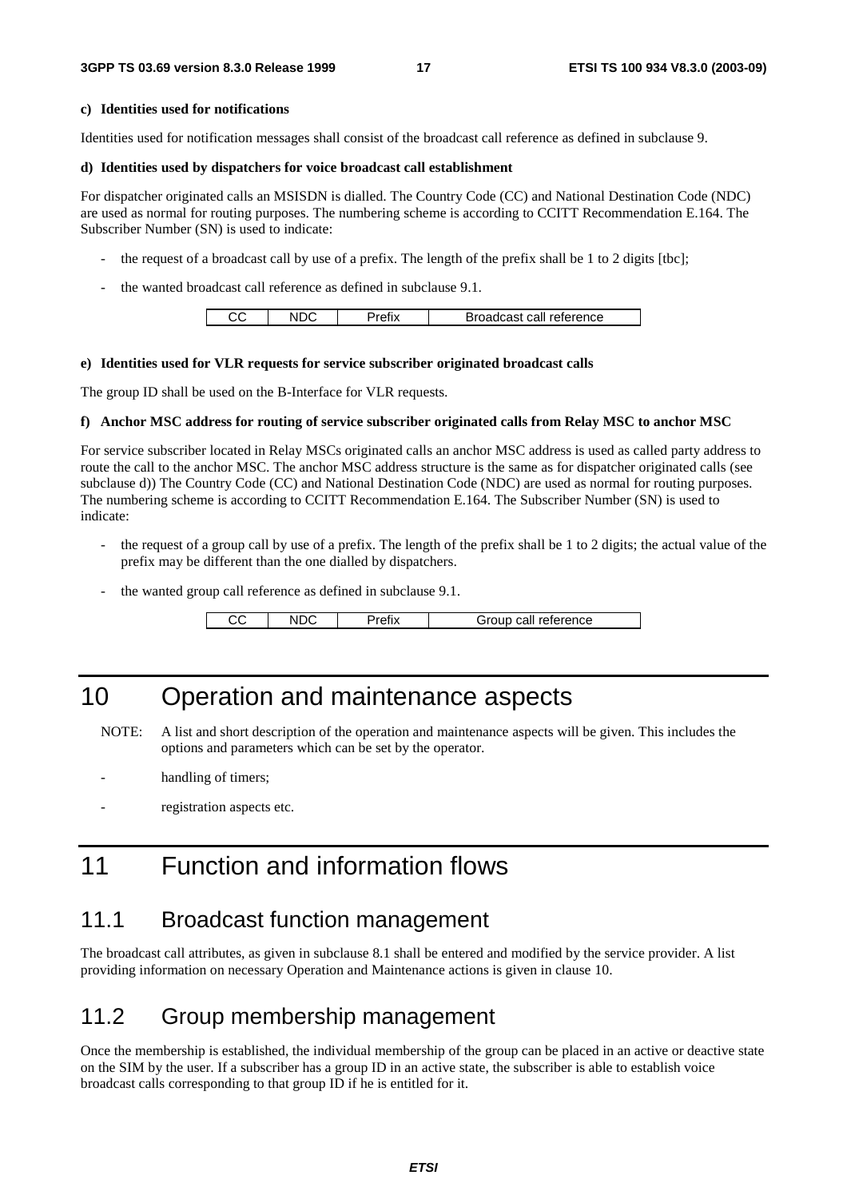**c) Identities used for notifications**

Identities used for notification messages shall consist of the broadcast call reference as defined in subclause 9.

**d) Identities used by dispatchers for voice broadcast call establishment**

For dispatcher originated calls an MSISDN is dialled. The Country Code (CC) and National Destination Code (NDC) are used as normal for routing purposes. The numbering scheme is according to CCITT Recommendation E.164. The Subscriber Number (SN) is used to indicate:

- the request of a broadcast call by use of a prefix. The length of the prefix shall be 1 to 2 digits [tbc];
- the wanted broadcast call reference as defined in subclause 9.1.

| CC | NDC | Prefix | Broadcast call reference |
|---|---|---|---|

**e) Identities used for VLR requests for service subscriber originated broadcast calls**

The group ID shall be used on the B-Interface for VLR requests.

**f) Anchor MSC address for routing of service subscriber originated calls from Relay MSC to anchor MSC**

For service subscriber located in Relay MSCs originated calls an anchor MSC address is used as called party address to route the call to the anchor MSC. The anchor MSC address structure is the same as for dispatcher originated calls (see subclause d)) The Country Code (CC) and National Destination Code (NDC) are used as normal for routing purposes. The numbering scheme is according to CCITT Recommendation E.164. The Subscriber Number (SN) is used to indicate:

- the request of a group call by use of a prefix. The length of the prefix shall be 1 to 2 digits; the actual value of the prefix may be different than the one dialled by dispatchers.
- the wanted group call reference as defined in subclause 9.1.

| CC | NDC | Prefix | Group call reference |
|---|---|---|---|

# 10 Operation and maintenance aspects

NOTE: A list and short description of the operation and maintenance aspects will be given. This includes the options and parameters which can be set by the operator.

- handling of timers;
- registration aspects etc.

# 11 Function and information flows

## 11.1 Broadcast function management

The broadcast call attributes, as given in subclause 8.1 shall be entered and modified by the service provider. A list providing information on necessary Operation and Maintenance actions is given in clause 10.

## 11.2 Group membership management

Once the membership is established, the individual membership of the group can be placed in an active or deactive state on the SIM by the user. If a subscriber has a group ID in an active state, the subscriber is able to establish voice broadcast calls corresponding to that group ID if he is entitled for it.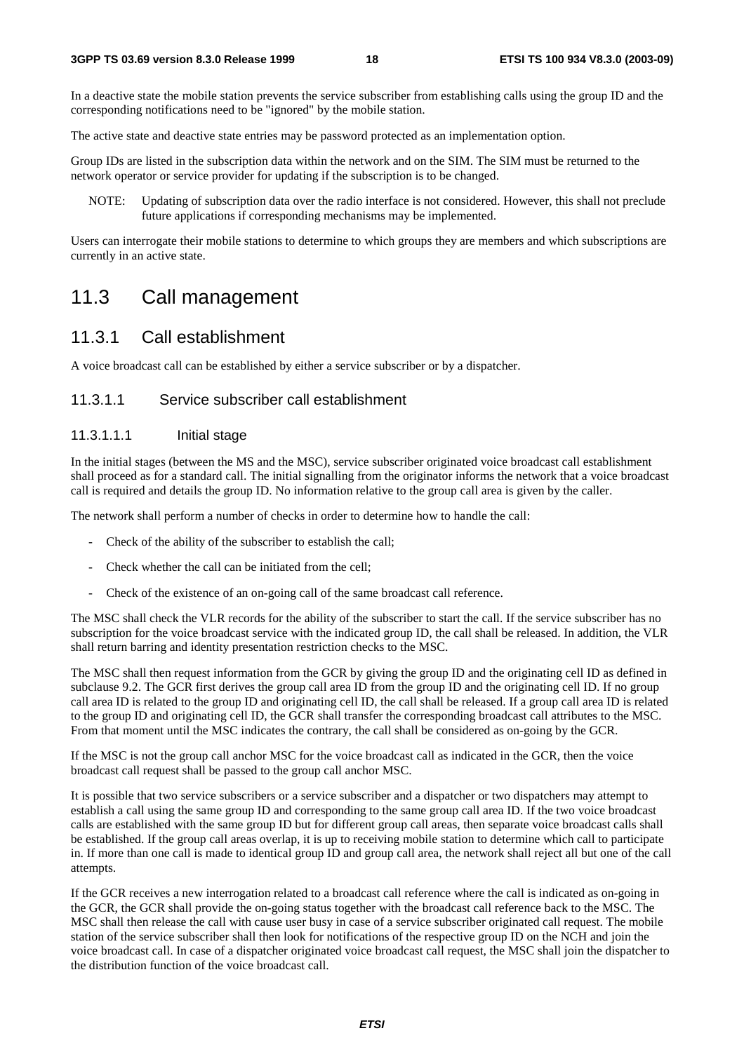In a deactive state the mobile station prevents the service subscriber from establishing calls using the group ID and the corresponding notifications need to be "ignored" by the mobile station.

The active state and deactive state entries may be password protected as an implementation option.

Group IDs are listed in the subscription data within the network and on the SIM. The SIM must be returned to the network operator or service provider for updating if the subscription is to be changed.

NOTE: Updating of subscription data over the radio interface is not considered. However, this shall not preclude future applications if corresponding mechanisms may be implemented.

Users can interrogate their mobile stations to determine to which groups they are members and which subscriptions are currently in an active state.

# 11.3 Call management

## 11.3.1 Call establishment

A voice broadcast call can be established by either a service subscriber or by a dispatcher.

### 11.3.1.1 Service subscriber call establishment

#### 11.3.1.1.1 Initial stage

In the initial stages (between the MS and the MSC), service subscriber originated voice broadcast call establishment shall proceed as for a standard call. The initial signalling from the originator informs the network that a voice broadcast call is required and details the group ID. No information relative to the group call area is given by the caller.

The network shall perform a number of checks in order to determine how to handle the call:

- Check of the ability of the subscriber to establish the call;
- Check whether the call can be initiated from the cell;
- Check of the existence of an on-going call of the same broadcast call reference.

The MSC shall check the VLR records for the ability of the subscriber to start the call. If the service subscriber has no subscription for the voice broadcast service with the indicated group ID, the call shall be released. In addition, the VLR shall return barring and identity presentation restriction checks to the MSC.

The MSC shall then request information from the GCR by giving the group ID and the originating cell ID as defined in subclause 9.2. The GCR first derives the group call area ID from the group ID and the originating cell ID. If no group call area ID is related to the group ID and originating cell ID, the call shall be released. If a group call area ID is related to the group ID and originating cell ID, the GCR shall transfer the corresponding broadcast call attributes to the MSC. From that moment until the MSC indicates the contrary, the call shall be considered as on-going by the GCR.

If the MSC is not the group call anchor MSC for the voice broadcast call as indicated in the GCR, then the voice broadcast call request shall be passed to the group call anchor MSC.

It is possible that two service subscribers or a service subscriber and a dispatcher or two dispatchers may attempt to establish a call using the same group ID and corresponding to the same group call area ID. If the two voice broadcast calls are established with the same group ID but for different group call areas, then separate voice broadcast calls shall be established. If the group call areas overlap, it is up to receiving mobile station to determine which call to participate in. If more than one call is made to identical group ID and group call area, the network shall reject all but one of the call attempts.

If the GCR receives a new interrogation related to a broadcast call reference where the call is indicated as on-going in the GCR, the GCR shall provide the on-going status together with the broadcast call reference back to the MSC. The MSC shall then release the call with cause user busy in case of a service subscriber originated call request. The mobile station of the service subscriber shall then look for notifications of the respective group ID on the NCH and join the voice broadcast call. In case of a dispatcher originated voice broadcast call request, the MSC shall join the dispatcher to the distribution function of the voice broadcast call.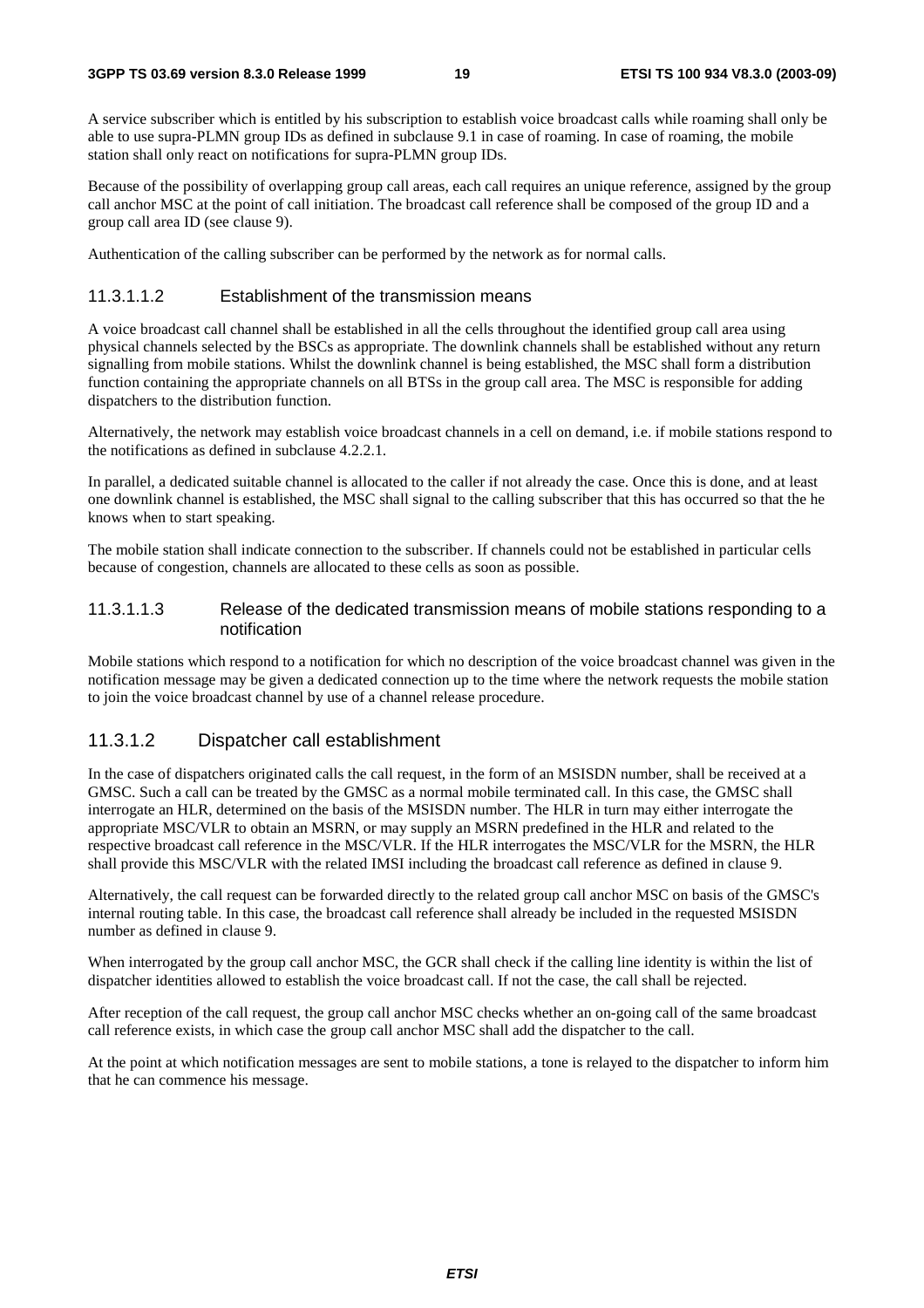A service subscriber which is entitled by his subscription to establish voice broadcast calls while roaming shall only be able to use supra-PLMN group IDs as defined in subclause 9.1 in case of roaming. In case of roaming, the mobile station shall only react on notifications for supra-PLMN group IDs.

Because of the possibility of overlapping group call areas, each call requires an unique reference, assigned by the group call anchor MSC at the point of call initiation. The broadcast call reference shall be composed of the group ID and a group call area ID (see clause 9).

Authentication of the calling subscriber can be performed by the network as for normal calls.

##### 11.3.1.1.2 Establishment of the transmission means

A voice broadcast call channel shall be established in all the cells throughout the identified group call area using physical channels selected by the BSCs as appropriate. The downlink channels shall be established without any return signalling from mobile stations. Whilst the downlink channel is being established, the MSC shall form a distribution function containing the appropriate channels on all BTSs in the group call area. The MSC is responsible for adding dispatchers to the distribution function.

Alternatively, the network may establish voice broadcast channels in a cell on demand, i.e. if mobile stations respond to the notifications as defined in subclause 4.2.2.1.

In parallel, a dedicated suitable channel is allocated to the caller if not already the case. Once this is done, and at least one downlink channel is established, the MSC shall signal to the calling subscriber that this has occurred so that the he knows when to start speaking.

The mobile station shall indicate connection to the subscriber. If channels could not be established in particular cells because of congestion, channels are allocated to these cells as soon as possible.

##### 11.3.1.1.3 Release of the dedicated transmission means of mobile stations responding to a notification

Mobile stations which respond to a notification for which no description of the voice broadcast channel was given in the notification message may be given a dedicated connection up to the time where the network requests the mobile station to join the voice broadcast channel by use of a channel release procedure.

#### 11.3.1.2 Dispatcher call establishment

In the case of dispatchers originated calls the call request, in the form of an MSISDN number, shall be received at a GMSC. Such a call can be treated by the GMSC as a normal mobile terminated call. In this case, the GMSC shall interrogate an HLR, determined on the basis of the MSISDN number. The HLR in turn may either interrogate the appropriate MSC/VLR to obtain an MSRN, or may supply an MSRN predefined in the HLR and related to the respective broadcast call reference in the MSC/VLR. If the HLR interrogates the MSC/VLR for the MSRN, the HLR shall provide this MSC/VLR with the related IMSI including the broadcast call reference as defined in clause 9.

Alternatively, the call request can be forwarded directly to the related group call anchor MSC on basis of the GMSC's internal routing table. In this case, the broadcast call reference shall already be included in the requested MSISDN number as defined in clause 9.

When interrogated by the group call anchor MSC, the GCR shall check if the calling line identity is within the list of dispatcher identities allowed to establish the voice broadcast call. If not the case, the call shall be rejected.

After reception of the call request, the group call anchor MSC checks whether an on-going call of the same broadcast call reference exists, in which case the group call anchor MSC shall add the dispatcher to the call.

At the point at which notification messages are sent to mobile stations, a tone is relayed to the dispatcher to inform him that he can commence his message.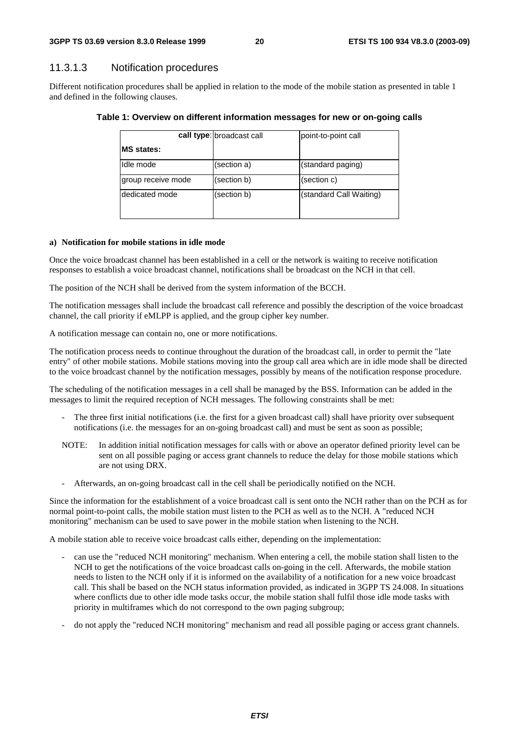### 11.3.1.3 Notification procedures

Different notification procedures shall be applied in relation to the mode of the mobile station as presented in table 1 and defined in the following clauses.

**Table 1: Overview on different information messages for new or on-going calls**

| **call type**: / **MS states:** | broadcast call | point-to-point call |
|---|---|---|
| Idle mode | (section a) | (standard paging) |
| group receive mode | (section b) | (section c) |
| dedicated mode | (section b) | (standard Call Waiting) |

**a) Notification for mobile stations in idle mode**

Once the voice broadcast channel has been established in a cell or the network is waiting to receive notification responses to establish a voice broadcast channel, notifications shall be broadcast on the NCH in that cell.

The position of the NCH shall be derived from the system information of the BCCH.

The notification messages shall include the broadcast call reference and possibly the description of the voice broadcast channel, the call priority if eMLPP is applied, and the group cipher key number.

A notification message can contain no, one or more notifications.

The notification process needs to continue throughout the duration of the broadcast call, in order to permit the "late entry" of other mobile stations. Mobile stations moving into the group call area which are in idle mode shall be directed to the voice broadcast channel by the notification messages, possibly by means of the notification response procedure.

The scheduling of the notification messages in a cell shall be managed by the BSS. Information can be added in the messages to limit the required reception of NCH messages. The following constraints shall be met:

- The three first initial notifications (i.e. the first for a given broadcast call) shall have priority over subsequent notifications (i.e. the messages for an on-going broadcast call) and must be sent as soon as possible;

NOTE: In addition initial notification messages for calls with or above an operator defined priority level can be sent on all possible paging or access grant channels to reduce the delay for those mobile stations which are not using DRX.

- Afterwards, an on-going broadcast call in the cell shall be periodically notified on the NCH.

Since the information for the establishment of a voice broadcast call is sent onto the NCH rather than on the PCH as for normal point-to-point calls, the mobile station must listen to the PCH as well as to the NCH. A "reduced NCH monitoring" mechanism can be used to save power in the mobile station when listening to the NCH.

A mobile station able to receive voice broadcast calls either, depending on the implementation:

- can use the "reduced NCH monitoring" mechanism. When entering a cell, the mobile station shall listen to the NCH to get the notifications of the voice broadcast calls on-going in the cell. Afterwards, the mobile station needs to listen to the NCH only if it is informed on the availability of a notification for a new voice broadcast call. This shall be based on the NCH status information provided, as indicated in 3GPP TS 24.008. In situations where conflicts due to other idle mode tasks occur, the mobile station shall fulfil those idle mode tasks with priority in multiframes which do not correspond to the own paging subgroup;

- do not apply the "reduced NCH monitoring" mechanism and read all possible paging or access grant channels.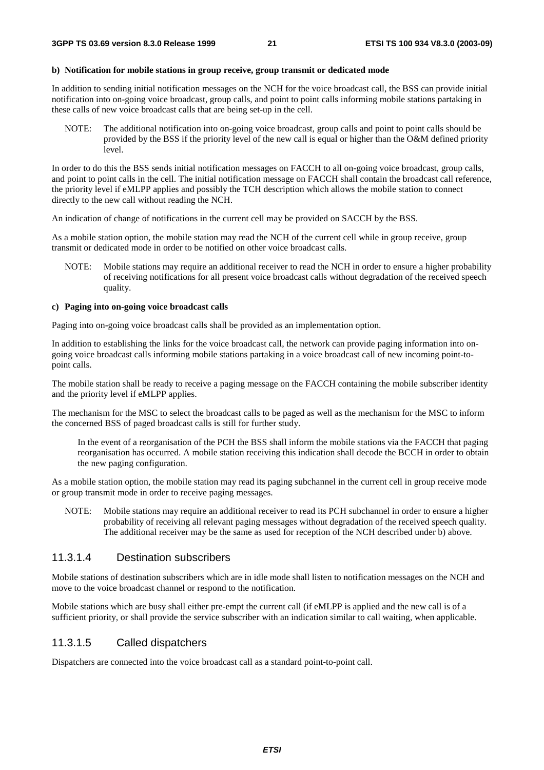**b) Notification for mobile stations in group receive, group transmit or dedicated mode**

In addition to sending initial notification messages on the NCH for the voice broadcast call, the BSS can provide initial notification into on-going voice broadcast, group calls, and point to point calls informing mobile stations partaking in these calls of new voice broadcast calls that are being set-up in the cell.

NOTE: The additional notification into on-going voice broadcast, group calls and point to point calls should be provided by the BSS if the priority level of the new call is equal or higher than the O&M defined priority level.

In order to do this the BSS sends initial notification messages on FACCH to all on-going voice broadcast, group calls, and point to point calls in the cell. The initial notification message on FACCH shall contain the broadcast call reference, the priority level if eMLPP applies and possibly the TCH description which allows the mobile station to connect directly to the new call without reading the NCH.

An indication of change of notifications in the current cell may be provided on SACCH by the BSS.

As a mobile station option, the mobile station may read the NCH of the current cell while in group receive, group transmit or dedicated mode in order to be notified on other voice broadcast calls.

NOTE: Mobile stations may require an additional receiver to read the NCH in order to ensure a higher probability of receiving notifications for all present voice broadcast calls without degradation of the received speech quality.

**c) Paging into on-going voice broadcast calls**

Paging into on-going voice broadcast calls shall be provided as an implementation option.

In addition to establishing the links for the voice broadcast call, the network can provide paging information into on-going voice broadcast calls informing mobile stations partaking in a voice broadcast call of new incoming point-to-point calls.

The mobile station shall be ready to receive a paging message on the FACCH containing the mobile subscriber identity and the priority level if eMLPP applies.

The mechanism for the MSC to select the broadcast calls to be paged as well as the mechanism for the MSC to inform the concerned BSS of paged broadcast calls is still for further study.

In the event of a reorganisation of the PCH the BSS shall inform the mobile stations via the FACCH that paging reorganisation has occurred. A mobile station receiving this indication shall decode the BCCH in order to obtain the new paging configuration.

As a mobile station option, the mobile station may read its paging subchannel in the current cell in group receive mode or group transmit mode in order to receive paging messages.

NOTE: Mobile stations may require an additional receiver to read its PCH subchannel in order to ensure a higher probability of receiving all relevant paging messages without degradation of the received speech quality. The additional receiver may be the same as used for reception of the NCH described under b) above.

### 11.3.1.4 Destination subscribers

Mobile stations of destination subscribers which are in idle mode shall listen to notification messages on the NCH and move to the voice broadcast channel or respond to the notification.

Mobile stations which are busy shall either pre-empt the current call (if eMLPP is applied and the new call is of a sufficient priority, or shall provide the service subscriber with an indication similar to call waiting, when applicable.

### 11.3.1.5 Called dispatchers

Dispatchers are connected into the voice broadcast call as a standard point-to-point call.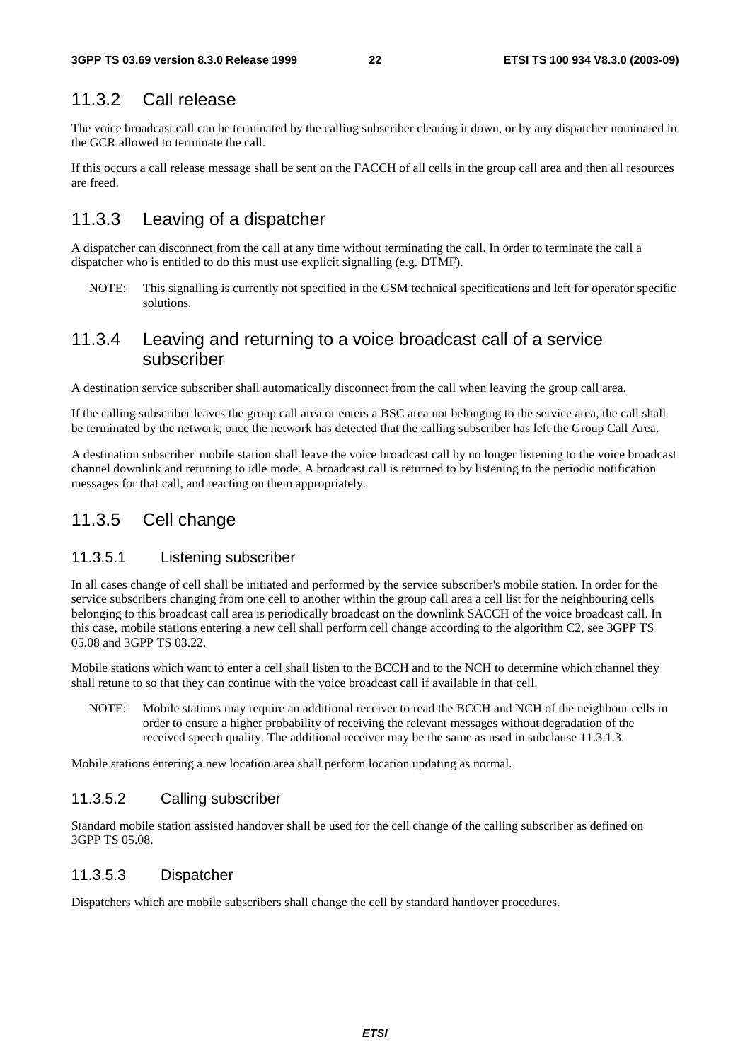### 11.3.2 Call release

The voice broadcast call can be terminated by the calling subscriber clearing it down, or by any dispatcher nominated in the GCR allowed to terminate the call.

If this occurs a call release message shall be sent on the FACCH of all cells in the group call area and then all resources are freed.

### 11.3.3 Leaving of a dispatcher

A dispatcher can disconnect from the call at any time without terminating the call. In order to terminate the call a dispatcher who is entitled to do this must use explicit signalling (e.g. DTMF).

NOTE: This signalling is currently not specified in the GSM technical specifications and left for operator specific solutions.

### 11.3.4 Leaving and returning to a voice broadcast call of a service subscriber

A destination service subscriber shall automatically disconnect from the call when leaving the group call area.

If the calling subscriber leaves the group call area or enters a BSC area not belonging to the service area, the call shall be terminated by the network, once the network has detected that the calling subscriber has left the Group Call Area.

A destination subscriber' mobile station shall leave the voice broadcast call by no longer listening to the voice broadcast channel downlink and returning to idle mode. A broadcast call is returned to by listening to the periodic notification messages for that call, and reacting on them appropriately.

### 11.3.5 Cell change

#### 11.3.5.1 Listening subscriber

In all cases change of cell shall be initiated and performed by the service subscriber's mobile station. In order for the service subscribers changing from one cell to another within the group call area a cell list for the neighbouring cells belonging to this broadcast call area is periodically broadcast on the downlink SACCH of the voice broadcast call. In this case, mobile stations entering a new cell shall perform cell change according to the algorithm C2, see 3GPP TS 05.08 and 3GPP TS 03.22.

Mobile stations which want to enter a cell shall listen to the BCCH and to the NCH to determine which channel they shall retune to so that they can continue with the voice broadcast call if available in that cell.

NOTE: Mobile stations may require an additional receiver to read the BCCH and NCH of the neighbour cells in order to ensure a higher probability of receiving the relevant messages without degradation of the received speech quality. The additional receiver may be the same as used in subclause 11.3.1.3.

Mobile stations entering a new location area shall perform location updating as normal.

#### 11.3.5.2 Calling subscriber

Standard mobile station assisted handover shall be used for the cell change of the calling subscriber as defined on 3GPP TS 05.08.

#### 11.3.5.3 Dispatcher

Dispatchers which are mobile subscribers shall change the cell by standard handover procedures.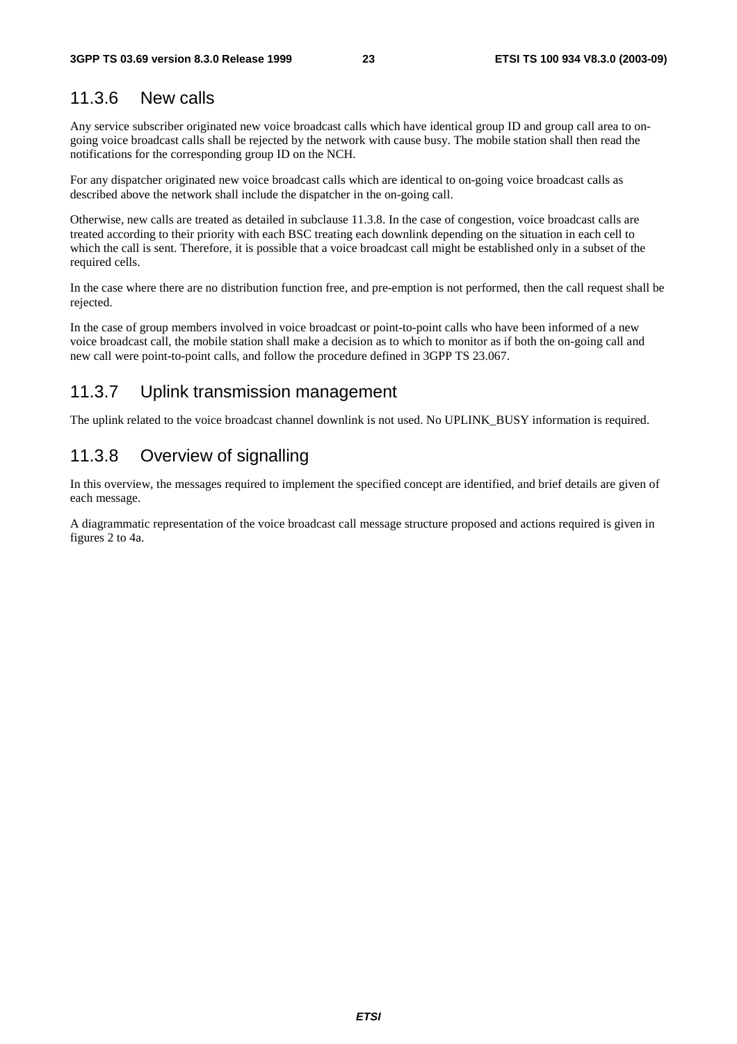## 11.3.6 New calls

Any service subscriber originated new voice broadcast calls which have identical group ID and group call area to on-going voice broadcast calls shall be rejected by the network with cause busy. The mobile station shall then read the notifications for the corresponding group ID on the NCH.

For any dispatcher originated new voice broadcast calls which are identical to on-going voice broadcast calls as described above the network shall include the dispatcher in the on-going call.

Otherwise, new calls are treated as detailed in subclause 11.3.8. In the case of congestion, voice broadcast calls are treated according to their priority with each BSC treating each downlink depending on the situation in each cell to which the call is sent. Therefore, it is possible that a voice broadcast call might be established only in a subset of the required cells.

In the case where there are no distribution function free, and pre-emption is not performed, then the call request shall be rejected.

In the case of group members involved in voice broadcast or point-to-point calls who have been informed of a new voice broadcast call, the mobile station shall make a decision as to which to monitor as if both the on-going call and new call were point-to-point calls, and follow the procedure defined in 3GPP TS 23.067.

## 11.3.7 Uplink transmission management

The uplink related to the voice broadcast channel downlink is not used. No UPLINK_BUSY information is required.

## 11.3.8 Overview of signalling

In this overview, the messages required to implement the specified concept are identified, and brief details are given of each message.

A diagrammatic representation of the voice broadcast call message structure proposed and actions required is given in figures 2 to 4a.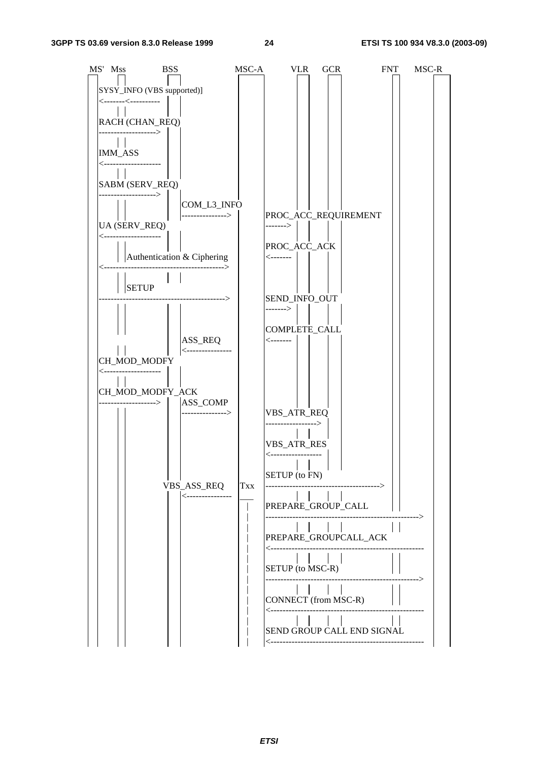```
MS'  Mss          BSS                    MSC-A         VLR    GCR            FNT      MSC-R

 SYSY_INFO (VBS supported)]
 <-------<----------

 RACH (CHAN_REQ)
 ------------------->

 IMM_ASS
 <-------------------

 SABM (SERV_REQ)
 ------------------->
                     COM_L3_INFO
                     --------------->       PROC_ACC_REQUIREMENT
 UA (SERV_REQ)                               ------->
 <-------------------
                                              PROC_ACC_ACK
        Authentication & Ciphering            <-------
 <---------------------------------------->

        SETUP
 ------------------------------------------>  SEND_INFO_OUT
                                              ------->

                                              COMPLETE_CALL
                     ASS_REQ                  <-------
                     <---------------
 CH_MOD_MODFY
 <-------------------

 CH_MOD_MODFY_ACK
 ------------------->  ASS_COMP
                       --------------->       VBS_ATR_REQ
                                              ----------------->

                                              VBS_ATR_RES
                                              <-----------------

                                              SETUP (to FN)
                  VBS_ASS_REQ       Txx       ------------------------------------->
                  <---------------

                                              PREPARE_GROUP_CALL
                                              ---------------------------------------------------->

                                              PREPARE_GROUPCALL_ACK
                                              <----------------------------------------------------

                                              SETUP (to MSC-R)
                                              ---------------------------------------------------->

                                              CONNECT (from MSC-R)
                                              <----------------------------------------------------

                                              SEND GROUP CALL END SIGNAL
                                              <----------------------------------------------------
```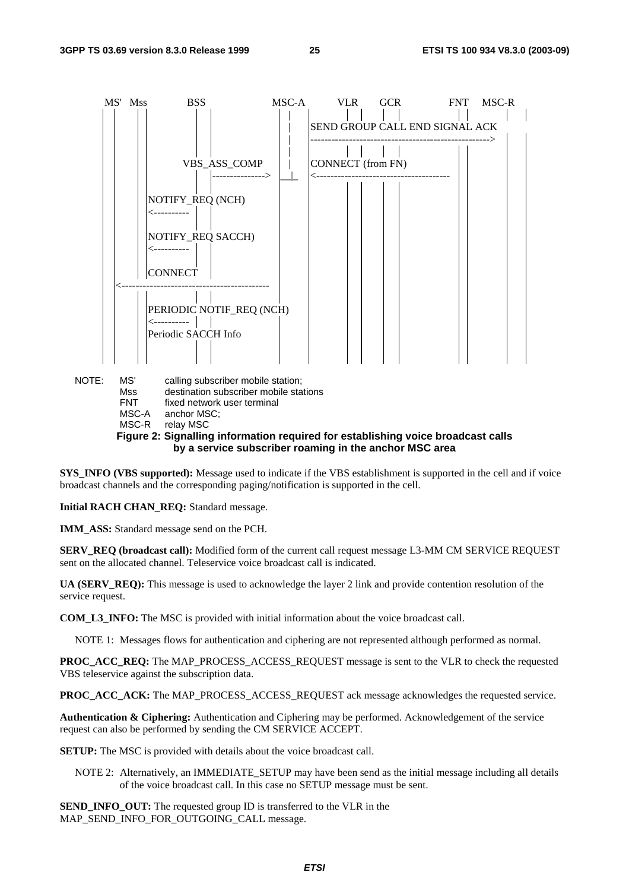```
MS'  Mss        BSS              MSC-A         VLR      GCR            FNT   MSC-R
 |  |  |  |      |    |              |        |   |    |   |            |  |       |   |
 |  |  |  |      |    |              |  SEND GROUP CALL END SIGNAL ACK  |  |       |   |
 |  |  |  |      |    |              |  ---------------------------------------------->
 |  |  |  |      |    |              |        |   |    |   |            |  |       |   |
 |  |  |  |    VBS_ASS_COMP          |  CONNECT (from FN)               |  |       |   |
 |  |  |  |      |    |-------------> |__|_  <------------------------------------    |   |
 |  |  |  |      |    |                 |     |   |    |   |                        |   |
 |  |  |  |  NOTIFY_REQ (NCH)          |     |   |    |   |                        |   |
 |  |  |  |  <----------               |     |   |    |   |                        |   |
 |  |  |  |                            |     |   |    |   |                        |   |
 |  |  |  |  NOTIFY_REQ SACCH)         |     |   |    |   |                        |   |
 |  |  |  |  <----------               |     |   |    |   |                        |   |
 |  |  |  |                            |     |   |    |   |                        |   |
 |  |  |  |  CONNECT                   |     |   |    |   |                        |   |
 |  <-----------------------------------     |   |    |   |                        |   |
 |  |  |  |                            |     |   |    |   |                        |   |
 |  |  |  |  PERIODIC NOTIF_REQ (NCH)  |     |   |    |   |                        |   |
 |  |  |  |  <----------               |     |   |    |   |                        |   |
 |  |  |  |  Periodic SACCH Info       |     |   |    |   |                        |   |
 |  |  |  |                            |     |   |    |   |                        |   |
```

NOTE: MS' calling subscriber mobile station;
Mss destination subscriber mobile stations
FNT fixed network user terminal
MSC-A anchor MSC;
MSC-R relay MSC

**Figure 2: Signalling information required for establishing voice broadcast calls by a service subscriber roaming in the anchor MSC area**

**SYS_INFO (VBS supported):** Message used to indicate if the VBS establishment is supported in the cell and if voice broadcast channels and the corresponding paging/notification is supported in the cell.

**Initial RACH CHAN_REQ:** Standard message.

**IMM_ASS:** Standard message send on the PCH.

**SERV_REQ (broadcast call):** Modified form of the current call request message L3-MM CM SERVICE REQUEST sent on the allocated channel. Teleservice voice broadcast call is indicated.

**UA (SERV_REQ):** This message is used to acknowledge the layer 2 link and provide contention resolution of the service request.

**COM_L3_INFO:** The MSC is provided with initial information about the voice broadcast call.

NOTE 1: Messages flows for authentication and ciphering are not represented although performed as normal.

**PROC_ACC_REQ:** The MAP_PROCESS_ACCESS_REQUEST message is sent to the VLR to check the requested VBS teleservice against the subscription data.

**PROC_ACC_ACK:** The MAP_PROCESS_ACCESS_REQUEST ack message acknowledges the requested service.

**Authentication & Ciphering:** Authentication and Ciphering may be performed. Acknowledgement of the service request can also be performed by sending the CM SERVICE ACCEPT.

**SETUP:** The MSC is provided with details about the voice broadcast call.

NOTE 2: Alternatively, an IMMEDIATE_SETUP may have been send as the initial message including all details of the voice broadcast call. In this case no SETUP message must be sent.

**SEND_INFO_OUT:** The requested group ID is transferred to the VLR in the MAP_SEND_INFO_FOR_OUTGOING_CALL message.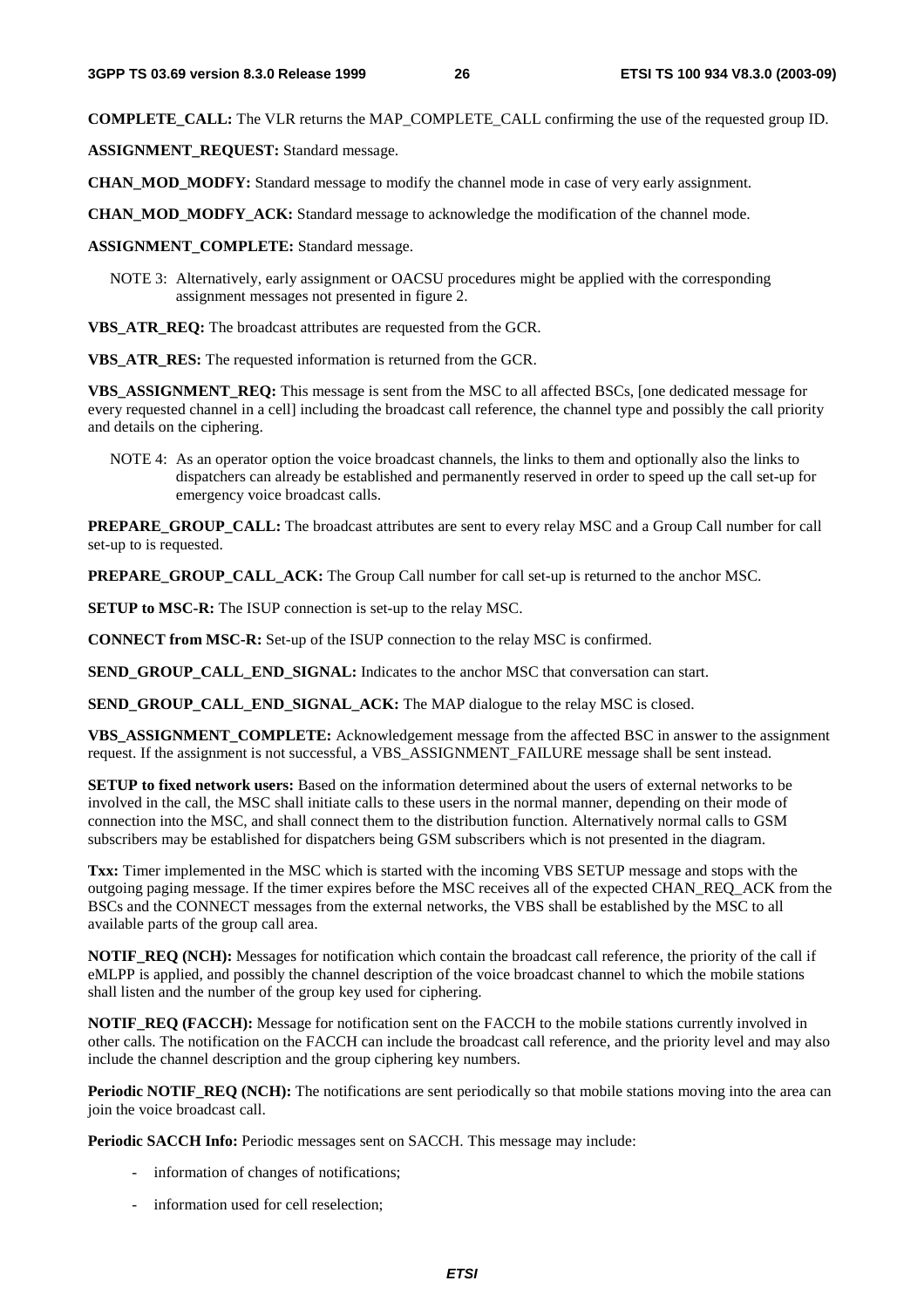**COMPLETE_CALL:** The VLR returns the MAP_COMPLETE_CALL confirming the use of the requested group ID.

**ASSIGNMENT_REQUEST:** Standard message.

**CHAN_MOD_MODFY:** Standard message to modify the channel mode in case of very early assignment.

**CHAN_MOD_MODFY_ACK:** Standard message to acknowledge the modification of the channel mode.

**ASSIGNMENT_COMPLETE:** Standard message.

NOTE 3: Alternatively, early assignment or OACSU procedures might be applied with the corresponding assignment messages not presented in figure 2.

**VBS_ATR_REQ:** The broadcast attributes are requested from the GCR.

**VBS_ATR_RES:** The requested information is returned from the GCR.

**VBS_ASSIGNMENT_REQ:** This message is sent from the MSC to all affected BSCs, [one dedicated message for every requested channel in a cell] including the broadcast call reference, the channel type and possibly the call priority and details on the ciphering.

NOTE 4: As an operator option the voice broadcast channels, the links to them and optionally also the links to dispatchers can already be established and permanently reserved in order to speed up the call set-up for emergency voice broadcast calls.

**PREPARE_GROUP_CALL:** The broadcast attributes are sent to every relay MSC and a Group Call number for call set-up to is requested.

**PREPARE_GROUP_CALL_ACK:** The Group Call number for call set-up is returned to the anchor MSC.

**SETUP to MSC-R:** The ISUP connection is set-up to the relay MSC.

**CONNECT from MSC-R:** Set-up of the ISUP connection to the relay MSC is confirmed.

**SEND_GROUP_CALL_END_SIGNAL:** Indicates to the anchor MSC that conversation can start.

**SEND_GROUP_CALL_END_SIGNAL_ACK:** The MAP dialogue to the relay MSC is closed.

**VBS_ASSIGNMENT_COMPLETE:** Acknowledgement message from the affected BSC in answer to the assignment request. If the assignment is not successful, a VBS_ASSIGNMENT_FAILURE message shall be sent instead.

**SETUP to fixed network users:** Based on the information determined about the users of external networks to be involved in the call, the MSC shall initiate calls to these users in the normal manner, depending on their mode of connection into the MSC, and shall connect them to the distribution function. Alternatively normal calls to GSM subscribers may be established for dispatchers being GSM subscribers which is not presented in the diagram.

**Txx:** Timer implemented in the MSC which is started with the incoming VBS SETUP message and stops with the outgoing paging message. If the timer expires before the MSC receives all of the expected CHAN_REQ_ACK from the BSCs and the CONNECT messages from the external networks, the VBS shall be established by the MSC to all available parts of the group call area.

**NOTIF_REQ (NCH):** Messages for notification which contain the broadcast call reference, the priority of the call if eMLPP is applied, and possibly the channel description of the voice broadcast channel to which the mobile stations shall listen and the number of the group key used for ciphering.

**NOTIF_REQ (FACCH):** Message for notification sent on the FACCH to the mobile stations currently involved in other calls. The notification on the FACCH can include the broadcast call reference, and the priority level and may also include the channel description and the group ciphering key numbers.

**Periodic NOTIF_REQ (NCH):** The notifications are sent periodically so that mobile stations moving into the area can join the voice broadcast call.

**Periodic SACCH Info:** Periodic messages sent on SACCH. This message may include:

- information of changes of notifications;
- information used for cell reselection;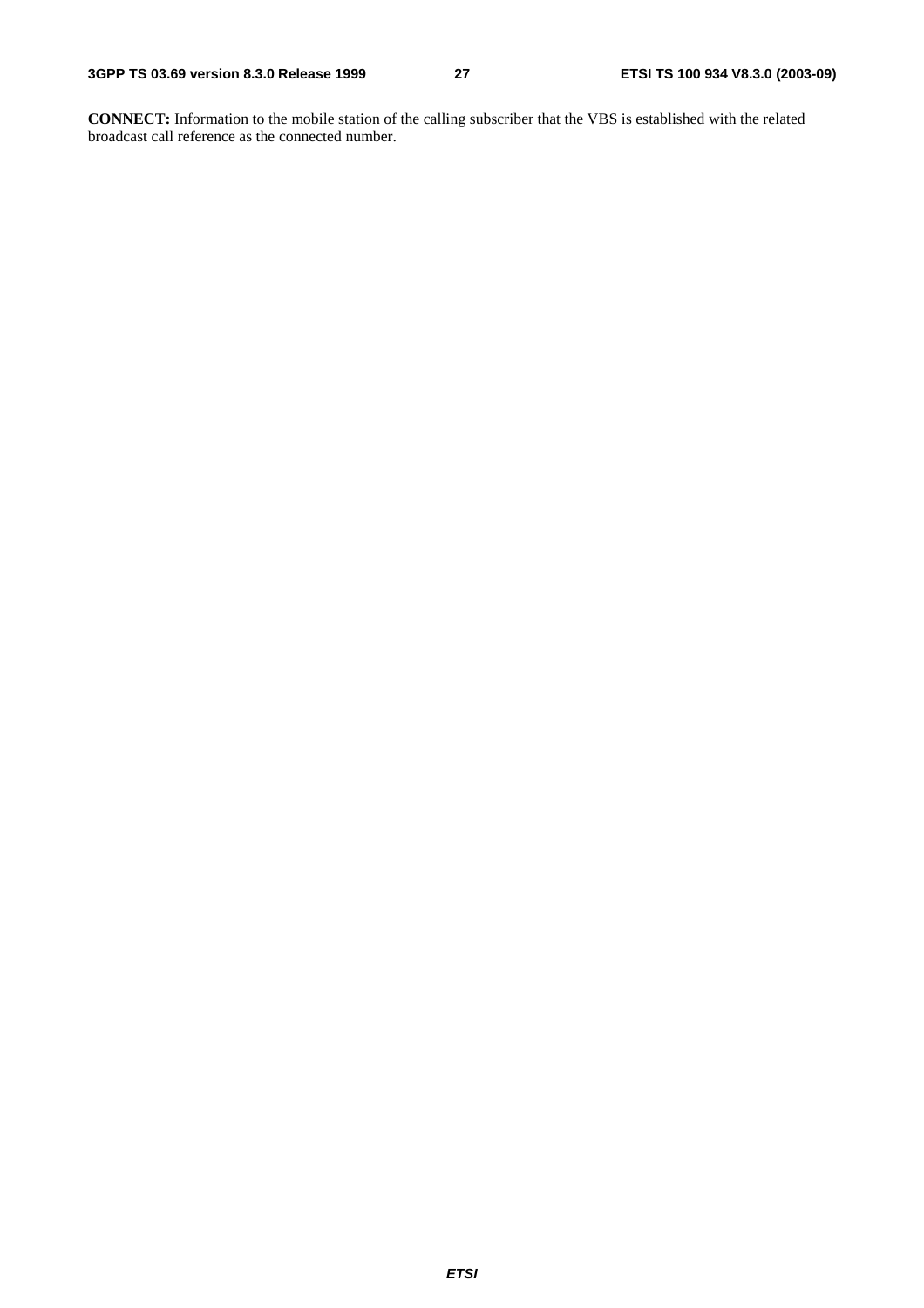**CONNECT:** Information to the mobile station of the calling subscriber that the VBS is established with the related broadcast call reference as the connected number.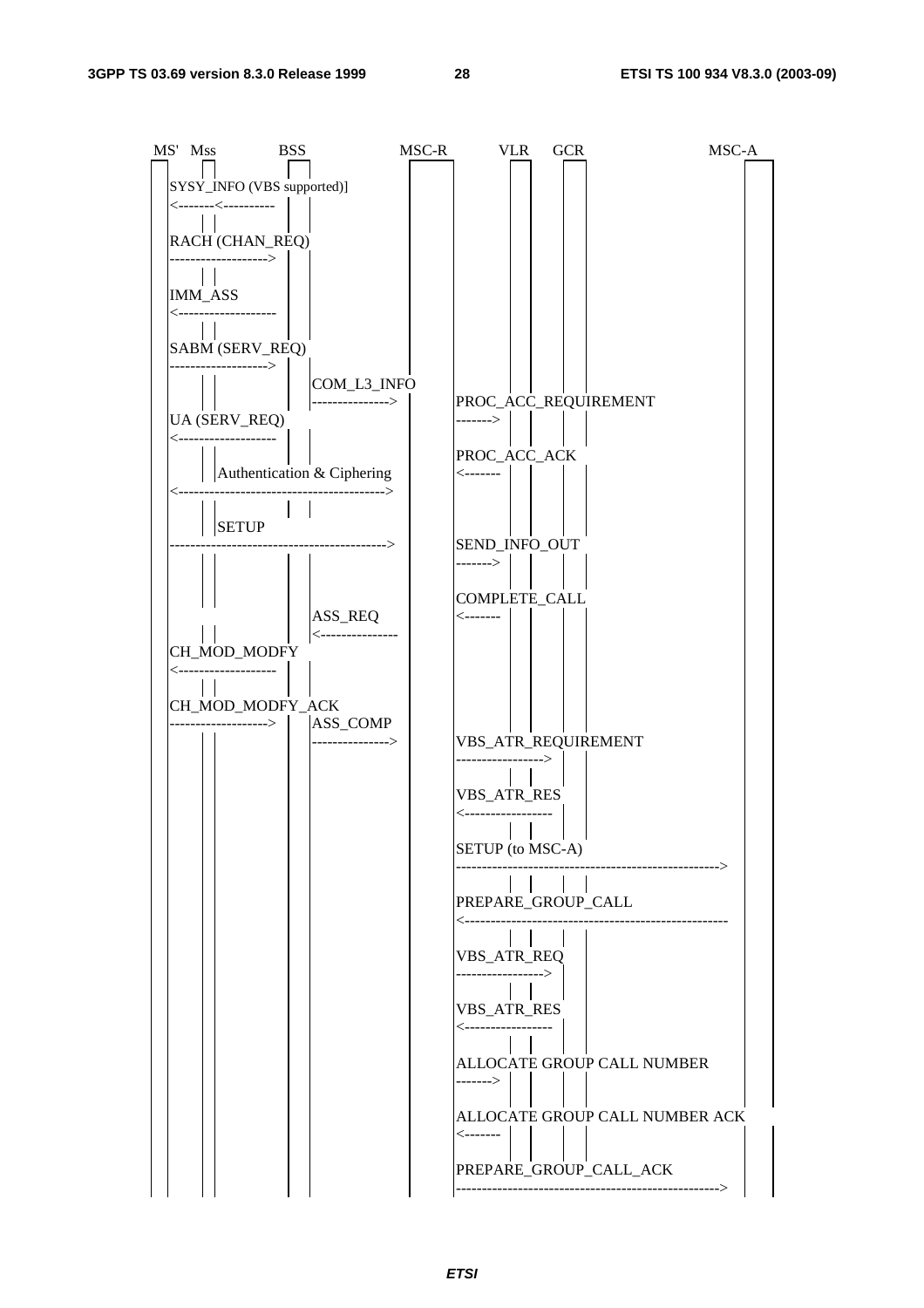```
MS'  Mss         BSS                MSC-R        VLR    GCR              MSC-A

SYSY_INFO (VBS supported)]
<-------<----------

RACH (CHAN_REQ)
------------------->

IMM_ASS
<-------------------

SABM (SERV_REQ)
------------------->
                       COM_L3_INFO
                       --------------->      PROC_ACC_REQUIREMENT
UA (SERV_REQ)                               ------->
<-------------------
                                            PROC_ACC_ACK
         Authentication & Ciphering         <-------
<-------------------------------------------->

         SETUP
--------------------------------------------->   SEND_INFO_OUT
                                            ------->

                                            COMPLETE_CALL
                       ASS_REQ              <-------
                       <---------------
CH_MOD_MODFY
<-------------------

CH_MOD_MODFY_ACK
------------------->   ASS_COMP
                       --------------->      VBS_ATR_REQUIREMENT
                                            ----------------->

                                            VBS_ATR_RES
                                            <-----------------

                                            SETUP (to MSC-A)
                                            --------------------------------------------------->

                                            PREPARE_GROUP_CALL
                                            <---------------------------------------------------

                                            VBS_ATR_REQ
                                            ----------------->

                                            VBS_ATR_RES
                                            <-----------------

                                            ALLOCATE GROUP CALL NUMBER
                                            ------->

                                            ALLOCATE GROUP CALL NUMBER ACK
                                            <-------

                                            PREPARE_GROUP_CALL_ACK
                                            --------------------------------------------------->
```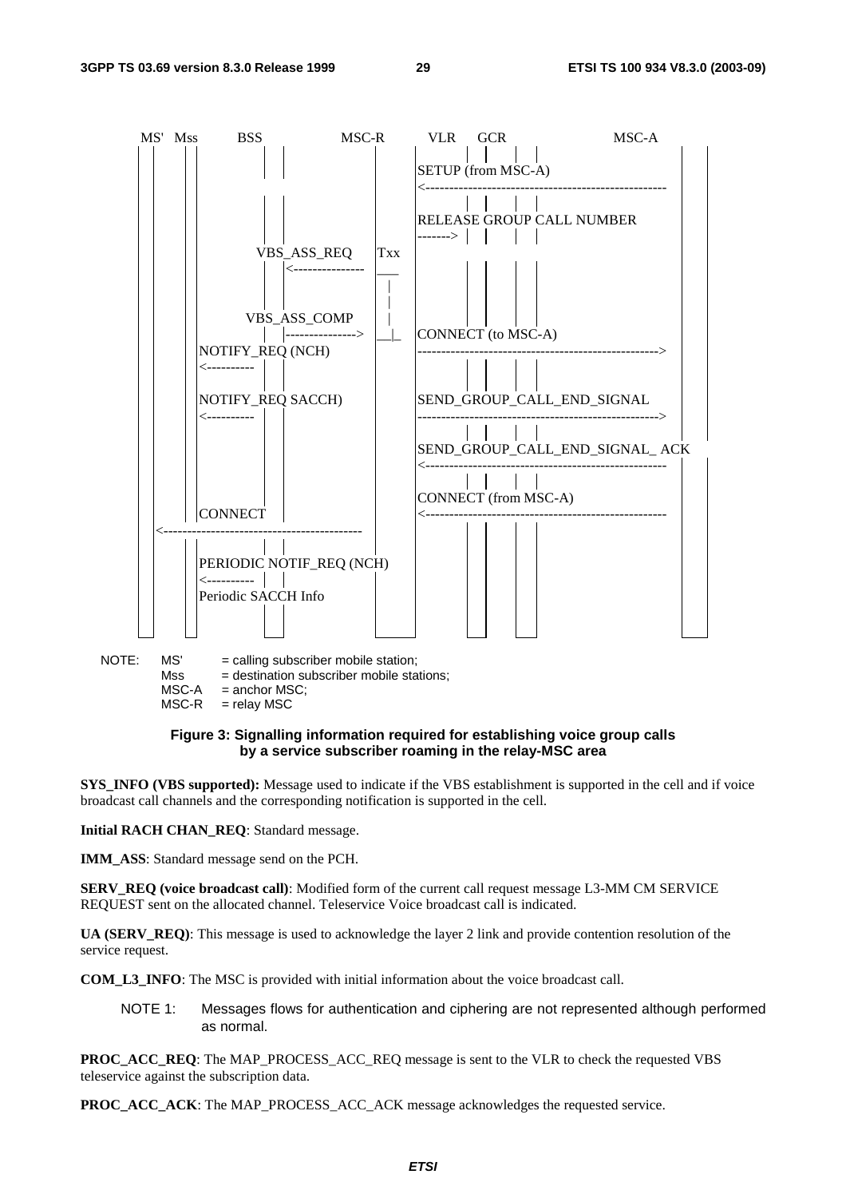```
 MS'  Mss      BSS              MSC-R       VLR    GCR                 MSC-A
                                              SETUP (from MSC-A)
                                              <---------------------------------------------------

                                              RELEASE GROUP CALL NUMBER
                                              ------->
                  VBS_ASS_REQ      Txx
                         <---------------  ___
                                             |
                                             |
                  VBS_ASS_COMP               |
                         |---------------> __|_  CONNECT (to MSC-A)
            NOTIFY_REQ (NCH)                      --------------------------------------------------->
            <----------

            NOTIFY_REQ SACCH)                     SEND_GROUP_CALL_END_SIGNAL
            <----------                           --------------------------------------------------->

                                                  SEND_GROUP_CALL_END_SIGNAL_ ACK
                                                  <---------------------------------------------------

                                                  CONNECT (from MSC-A)
            CONNECT                               <---------------------------------------------------
 <------------------------------------------

            PERIODIC NOTIF_REQ (NCH)
            <----------
            Periodic SACCH Info
```

NOTE: MS' = calling subscriber mobile station;
Mss = destination subscriber mobile stations;
MSC-A = anchor MSC;
MSC-R = relay MSC

**Figure 3: Signalling information required for establishing voice group calls by a service subscriber roaming in the relay-MSC area**

**SYS_INFO (VBS supported):** Message used to indicate if the VBS establishment is supported in the cell and if voice broadcast call channels and the corresponding notification is supported in the cell.

**Initial RACH CHAN_REQ**: Standard message.

**IMM_ASS**: Standard message send on the PCH.

**SERV_REQ (voice broadcast call)**: Modified form of the current call request message L3-MM CM SERVICE REQUEST sent on the allocated channel. Teleservice Voice broadcast call is indicated.

**UA (SERV_REQ)**: This message is used to acknowledge the layer 2 link and provide contention resolution of the service request.

**COM_L3_INFO**: The MSC is provided with initial information about the voice broadcast call.

NOTE 1: Messages flows for authentication and ciphering are not represented although performed as normal.

**PROC_ACC_REQ**: The MAP_PROCESS_ACC_REQ message is sent to the VLR to check the requested VBS teleservice against the subscription data.

**PROC_ACC_ACK**: The MAP_PROCESS_ACC_ACK message acknowledges the requested service.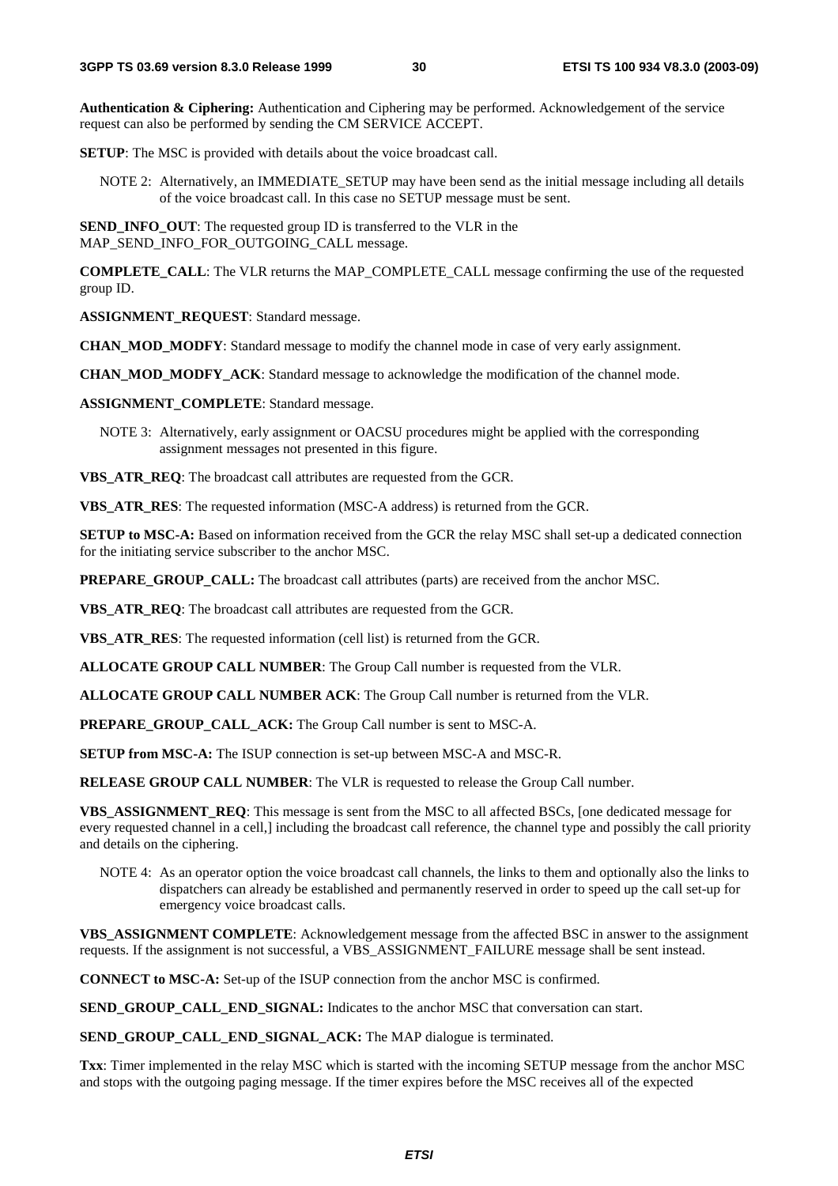**Authentication & Ciphering:** Authentication and Ciphering may be performed. Acknowledgement of the service request can also be performed by sending the CM SERVICE ACCEPT.

**SETUP**: The MSC is provided with details about the voice broadcast call.

NOTE 2: Alternatively, an IMMEDIATE_SETUP may have been send as the initial message including all details of the voice broadcast call. In this case no SETUP message must be sent.

**SEND_INFO_OUT**: The requested group ID is transferred to the VLR in the MAP_SEND_INFO_FOR_OUTGOING_CALL message.

**COMPLETE_CALL**: The VLR returns the MAP_COMPLETE_CALL message confirming the use of the requested group ID.

**ASSIGNMENT_REQUEST**: Standard message.

**CHAN_MOD_MODFY**: Standard message to modify the channel mode in case of very early assignment.

**CHAN_MOD_MODFY_ACK**: Standard message to acknowledge the modification of the channel mode.

**ASSIGNMENT_COMPLETE**: Standard message.

NOTE 3: Alternatively, early assignment or OACSU procedures might be applied with the corresponding assignment messages not presented in this figure.

**VBS_ATR_REQ**: The broadcast call attributes are requested from the GCR.

**VBS_ATR_RES**: The requested information (MSC-A address) is returned from the GCR.

**SETUP to MSC-A:** Based on information received from the GCR the relay MSC shall set-up a dedicated connection for the initiating service subscriber to the anchor MSC.

**PREPARE_GROUP_CALL:** The broadcast call attributes (parts) are received from the anchor MSC.

**VBS_ATR_REQ**: The broadcast call attributes are requested from the GCR.

**VBS_ATR_RES**: The requested information (cell list) is returned from the GCR.

**ALLOCATE GROUP CALL NUMBER**: The Group Call number is requested from the VLR.

**ALLOCATE GROUP CALL NUMBER ACK**: The Group Call number is returned from the VLR.

**PREPARE_GROUP_CALL_ACK:** The Group Call number is sent to MSC-A.

**SETUP from MSC-A:** The ISUP connection is set-up between MSC-A and MSC-R.

**RELEASE GROUP CALL NUMBER**: The VLR is requested to release the Group Call number.

**VBS_ASSIGNMENT_REQ**: This message is sent from the MSC to all affected BSCs, [one dedicated message for every requested channel in a cell,] including the broadcast call reference, the channel type and possibly the call priority and details on the ciphering.

NOTE 4: As an operator option the voice broadcast call channels, the links to them and optionally also the links to dispatchers can already be established and permanently reserved in order to speed up the call set-up for emergency voice broadcast calls.

**VBS_ASSIGNMENT COMPLETE**: Acknowledgement message from the affected BSC in answer to the assignment requests. If the assignment is not successful, a VBS_ASSIGNMENT_FAILURE message shall be sent instead.

**CONNECT to MSC-A:** Set-up of the ISUP connection from the anchor MSC is confirmed.

**SEND_GROUP_CALL_END_SIGNAL:** Indicates to the anchor MSC that conversation can start.

**SEND_GROUP_CALL_END_SIGNAL_ACK:** The MAP dialogue is terminated.

**Txx**: Timer implemented in the relay MSC which is started with the incoming SETUP message from the anchor MSC and stops with the outgoing paging message. If the timer expires before the MSC receives all of the expected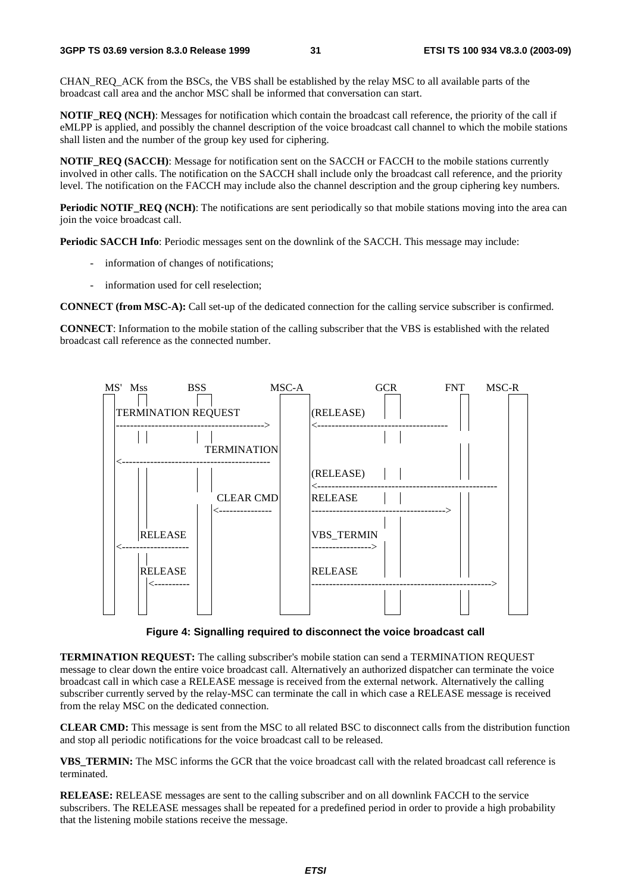CHAN_REQ_ACK from the BSCs, the VBS shall be established by the relay MSC to all available parts of the broadcast call area and the anchor MSC shall be informed that conversation can start.

**NOTIF_REQ (NCH)**: Messages for notification which contain the broadcast call reference, the priority of the call if eMLPP is applied, and possibly the channel description of the voice broadcast call channel to which the mobile stations shall listen and the number of the group key used for ciphering.

**NOTIF_REQ (SACCH)**: Message for notification sent on the SACCH or FACCH to the mobile stations currently involved in other calls. The notification on the SACCH shall include only the broadcast call reference, and the priority level. The notification on the FACCH may include also the channel description and the group ciphering key numbers.

**Periodic NOTIF_REQ (NCH)**: The notifications are sent periodically so that mobile stations moving into the area can join the voice broadcast call.

**Periodic SACCH Info**: Periodic messages sent on the downlink of the SACCH. This message may include:

- information of changes of notifications;
- information used for cell reselection;

**CONNECT (from MSC-A):** Call set-up of the dedicated connection for the calling service subscriber is confirmed.

**CONNECT**: Information to the mobile station of the calling subscriber that the VBS is established with the related broadcast call reference as the connected number.

```
MS'  Mss          BSS                MSC-A              GCR            FNT       MSC-R
 TERMINATION REQUEST                         (RELEASE)
 ------------------------------------------>  <------------------------------------
                          TERMINATION
 <------------------------------------------
                                              (RELEASE)
                                              <---------------------------------------------------
                          CLEAR CMD           RELEASE
                          <---------------    ------------------------------------->
      RELEASE                                 VBS_TERMIN
 <-------------------                         ----------------->
      RELEASE                                 RELEASE
      <----------                             -------------------------------------------------->
```

**Figure 4: Signalling required to disconnect the voice broadcast call**

**TERMINATION REQUEST:** The calling subscriber's mobile station can send a TERMINATION REQUEST message to clear down the entire voice broadcast call. Alternatively an authorized dispatcher can terminate the voice broadcast call in which case a RELEASE message is received from the external network. Alternatively the calling subscriber currently served by the relay-MSC can terminate the call in which case a RELEASE message is received from the relay MSC on the dedicated connection.

**CLEAR CMD:** This message is sent from the MSC to all related BSC to disconnect calls from the distribution function and stop all periodic notifications for the voice broadcast call to be released.

**VBS_TERMIN:** The MSC informs the GCR that the voice broadcast call with the related broadcast call reference is terminated.

**RELEASE:** RELEASE messages are sent to the calling subscriber and on all downlink FACCH to the service subscribers. The RELEASE messages shall be repeated for a predefined period in order to provide a high probability that the listening mobile stations receive the message.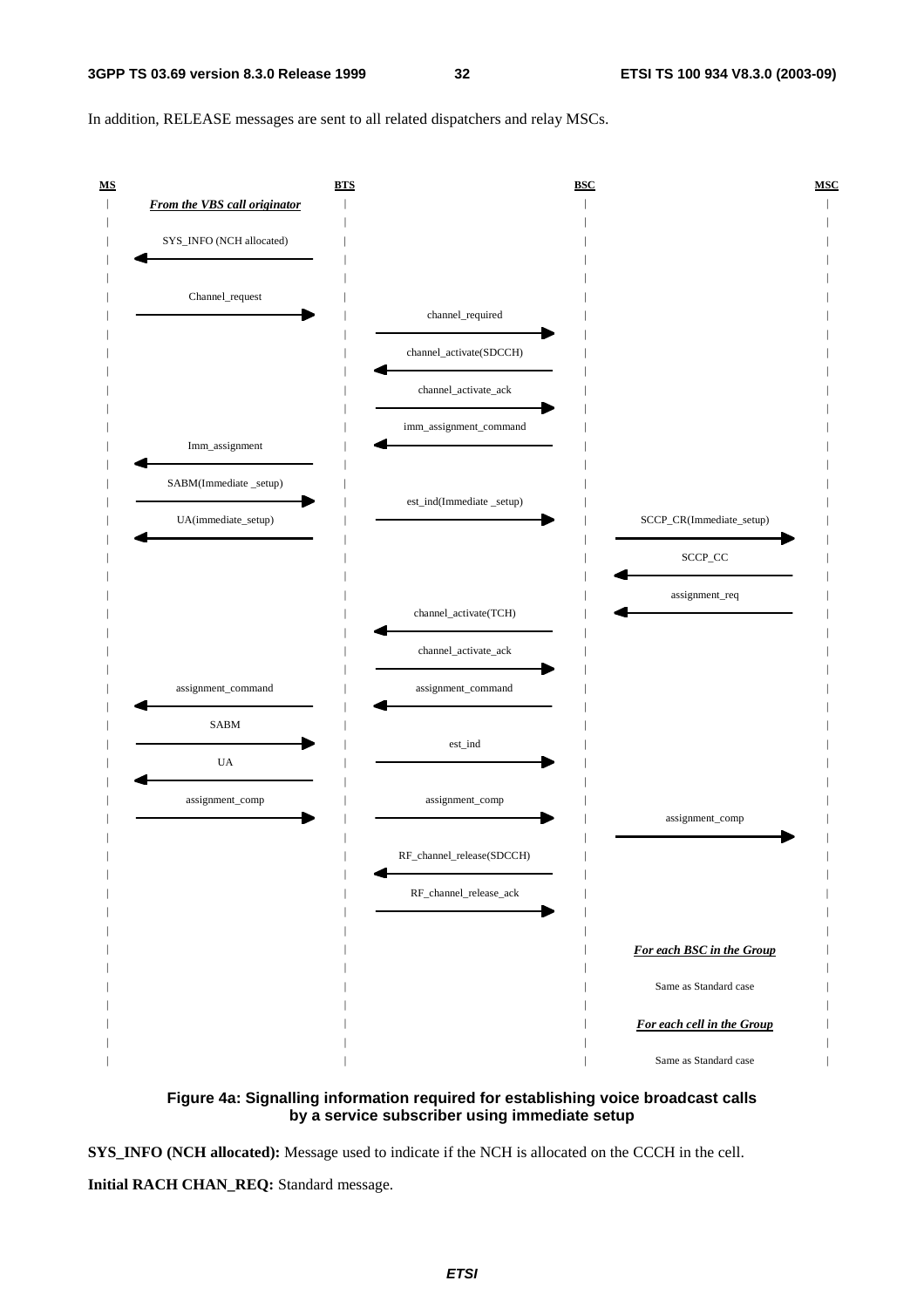In addition, RELEASE messages are sent to all related dispatchers and relay MSCs.

| MS | | BTS | | BSC | | MSC |
|---|---|---|---|---|---|---|
| | ***From the VBS call originator*** | | | | | |
| | SYS_INFO (NCH allocated) ← | | | | | |
| | Channel_request → | | | | | |
| | | | channel_required → | | | |
| | | | channel_activate(SDCCH) ← | | | |
| | | | channel_activate_ack → | | | |
| | | | imm_assignment_command ← | | | |
| | Imm_assignment ← | | | | | |
| | SABM(Immediate _setup) → | | | | | |
| | | | est_ind(Immediate _setup) → | | | |
| | UA(immediate_setup) ← | | | | | |
| | | | | | SCCP_CR(Immediate_setup) → | |
| | | | | | SCCP_CC ← | |
| | | | | | assignment_req ← | |
| | | | channel_activate(TCH) ← | | | |
| | | | channel_activate_ack → | | | |
| | assignment_command ← | | assignment_command ← | | | |
| | SABM → | | | | | |
| | | | est_ind → | | | |
| | UA ← | | | | | |
| | assignment_comp → | | assignment_comp → | | | |
| | | | | | assignment_comp → | |
| | | | RF_channel_release(SDCCH) ← | | | |
| | | | RF_channel_release_ack → | | | |
| | | | | | ***For each BSC in the Group*** | |
| | | | | | Same as Standard case | |
| | | | | | ***For each cell in the Group*** | |
| | | | | | Same as Standard case | |

**Figure 4a: Signalling information required for establishing voice broadcast calls by a service subscriber using immediate setup**

**SYS_INFO (NCH allocated):** Message used to indicate if the NCH is allocated on the CCCH in the cell.

**Initial RACH CHAN_REQ:** Standard message.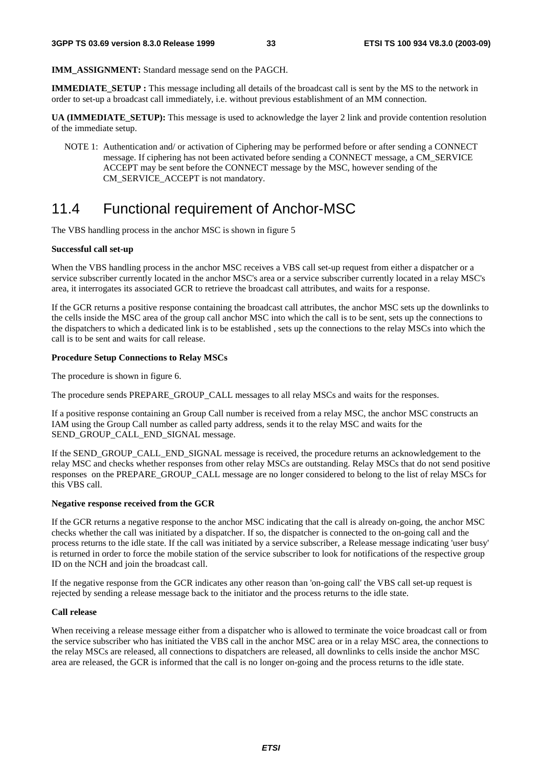**IMM_ASSIGNMENT:** Standard message send on the PAGCH.

**IMMEDIATE_SETUP :** This message including all details of the broadcast call is sent by the MS to the network in order to set-up a broadcast call immediately, i.e. without previous establishment of an MM connection.

**UA (IMMEDIATE_SETUP):** This message is used to acknowledge the layer 2 link and provide contention resolution of the immediate setup.

NOTE 1: Authentication and/ or activation of Ciphering may be performed before or after sending a CONNECT message. If ciphering has not been activated before sending a CONNECT message, a CM_SERVICE ACCEPT may be sent before the CONNECT message by the MSC, however sending of the CM_SERVICE_ACCEPT is not mandatory.

# 11.4 Functional requirement of Anchor-MSC

The VBS handling process in the anchor MSC is shown in figure 5

**Successful call set-up**

When the VBS handling process in the anchor MSC receives a VBS call set-up request from either a dispatcher or a service subscriber currently located in the anchor MSC's area or a service subscriber currently located in a relay MSC's area, it interrogates its associated GCR to retrieve the broadcast call attributes, and waits for a response.

If the GCR returns a positive response containing the broadcast call attributes, the anchor MSC sets up the downlinks to the cells inside the MSC area of the group call anchor MSC into which the call is to be sent, sets up the connections to the dispatchers to which a dedicated link is to be established , sets up the connections to the relay MSCs into which the call is to be sent and waits for call release.

**Procedure Setup Connections to Relay MSCs**

The procedure is shown in figure 6.

The procedure sends PREPARE_GROUP_CALL messages to all relay MSCs and waits for the responses.

If a positive response containing an Group Call number is received from a relay MSC, the anchor MSC constructs an IAM using the Group Call number as called party address, sends it to the relay MSC and waits for the SEND_GROUP_CALL_END_SIGNAL message.

If the SEND_GROUP_CALL_END_SIGNAL message is received, the procedure returns an acknowledgement to the relay MSC and checks whether responses from other relay MSCs are outstanding. Relay MSCs that do not send positive responses on the PREPARE_GROUP_CALL message are no longer considered to belong to the list of relay MSCs for this VBS call.

**Negative response received from the GCR**

If the GCR returns a negative response to the anchor MSC indicating that the call is already on-going, the anchor MSC checks whether the call was initiated by a dispatcher. If so, the dispatcher is connected to the on-going call and the process returns to the idle state. If the call was initiated by a service subscriber, a Release message indicating 'user busy' is returned in order to force the mobile station of the service subscriber to look for notifications of the respective group ID on the NCH and join the broadcast call.

If the negative response from the GCR indicates any other reason than 'on-going call' the VBS call set-up request is rejected by sending a release message back to the initiator and the process returns to the idle state.

**Call release**

When receiving a release message either from a dispatcher who is allowed to terminate the voice broadcast call or from the service subscriber who has initiated the VBS call in the anchor MSC area or in a relay MSC area, the connections to the relay MSCs are released, all connections to dispatchers are released, all downlinks to cells inside the anchor MSC area are released, the GCR is informed that the call is no longer on-going and the process returns to the idle state.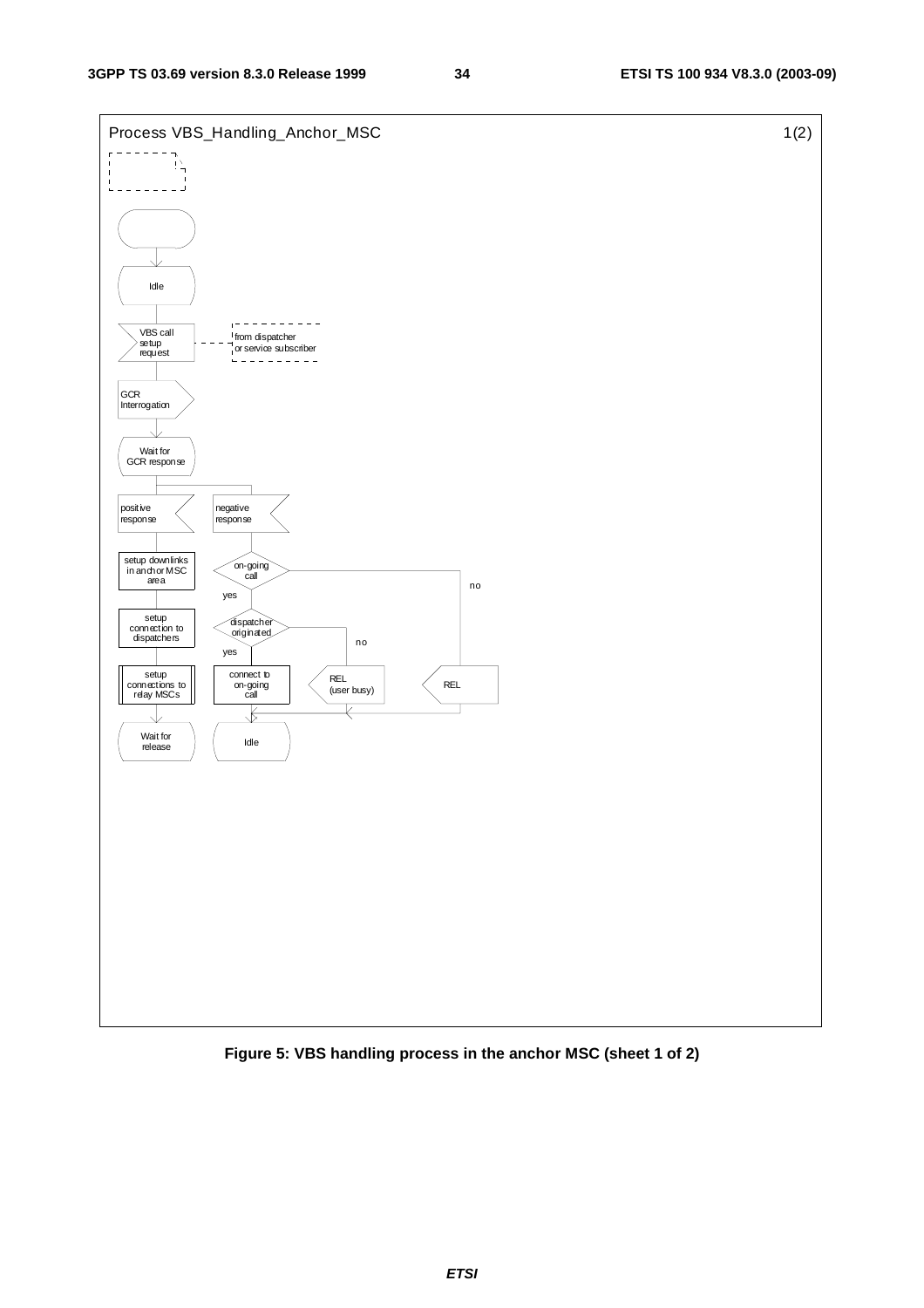Process VBS_Handling_Anchor_MSC 1(2)

Idle

VBS call setup request — from dispatcher or service subscriber

GCR Interrogation

Wait for GCR response

positive response

setup downlinks in anchor MSC area

setup connection to dispatchers

setup connections to relay MSCs

Wait for release

negative response

on-going call — yes / no

dispatcher originated — yes / no

connect to on-going call

REL (user busy)

REL

Idle

**Figure 5: VBS handling process in the anchor MSC (sheet 1 of 2)**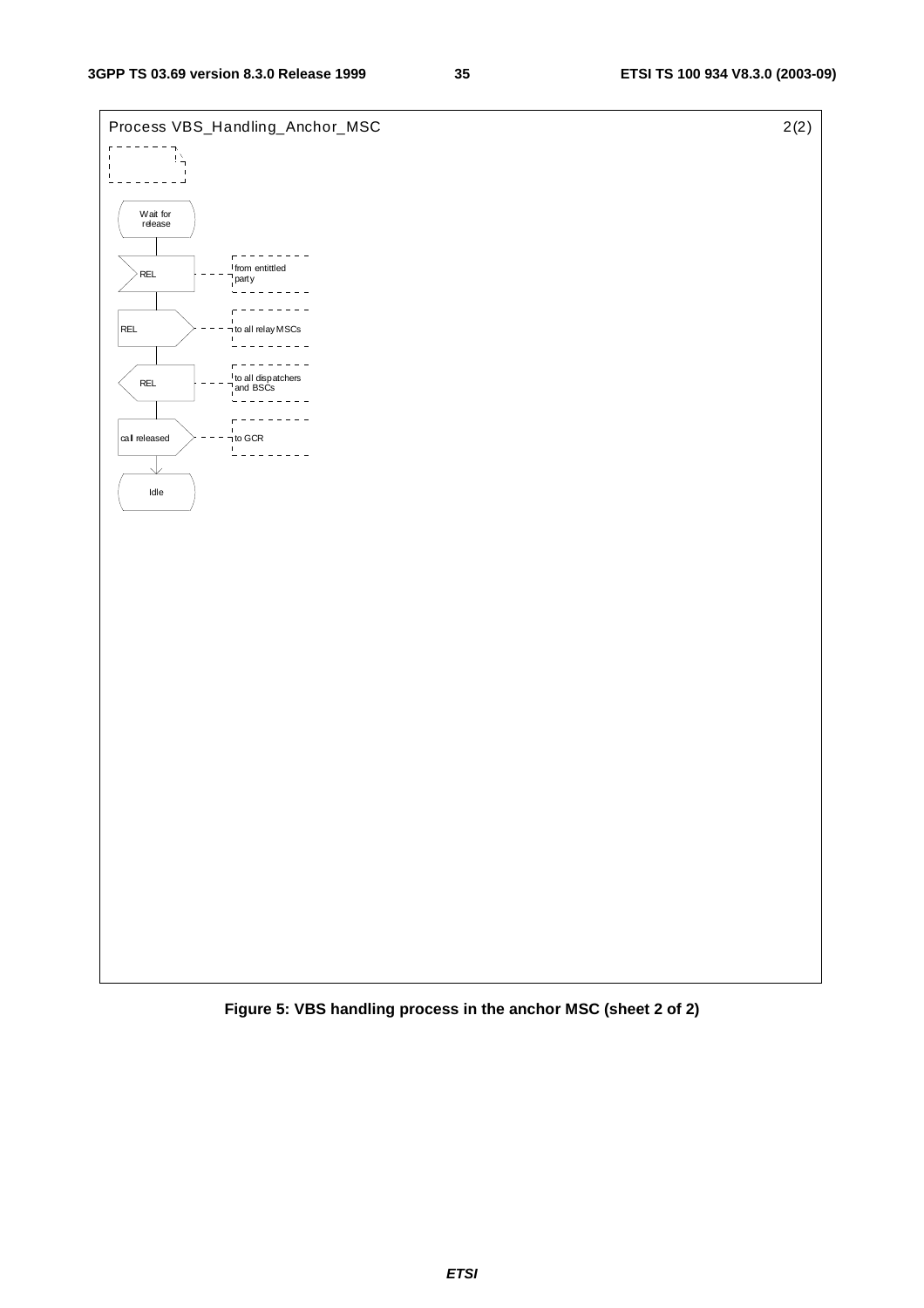Process VBS_Handling_Anchor_MSC 2(2)

Wait for release

REL — from entittled party

REL — to all relay MSCs

REL — to all dispatchers and BSCs

call released — to GCR

Idle

**Figure 5: VBS handling process in the anchor MSC (sheet 2 of 2)**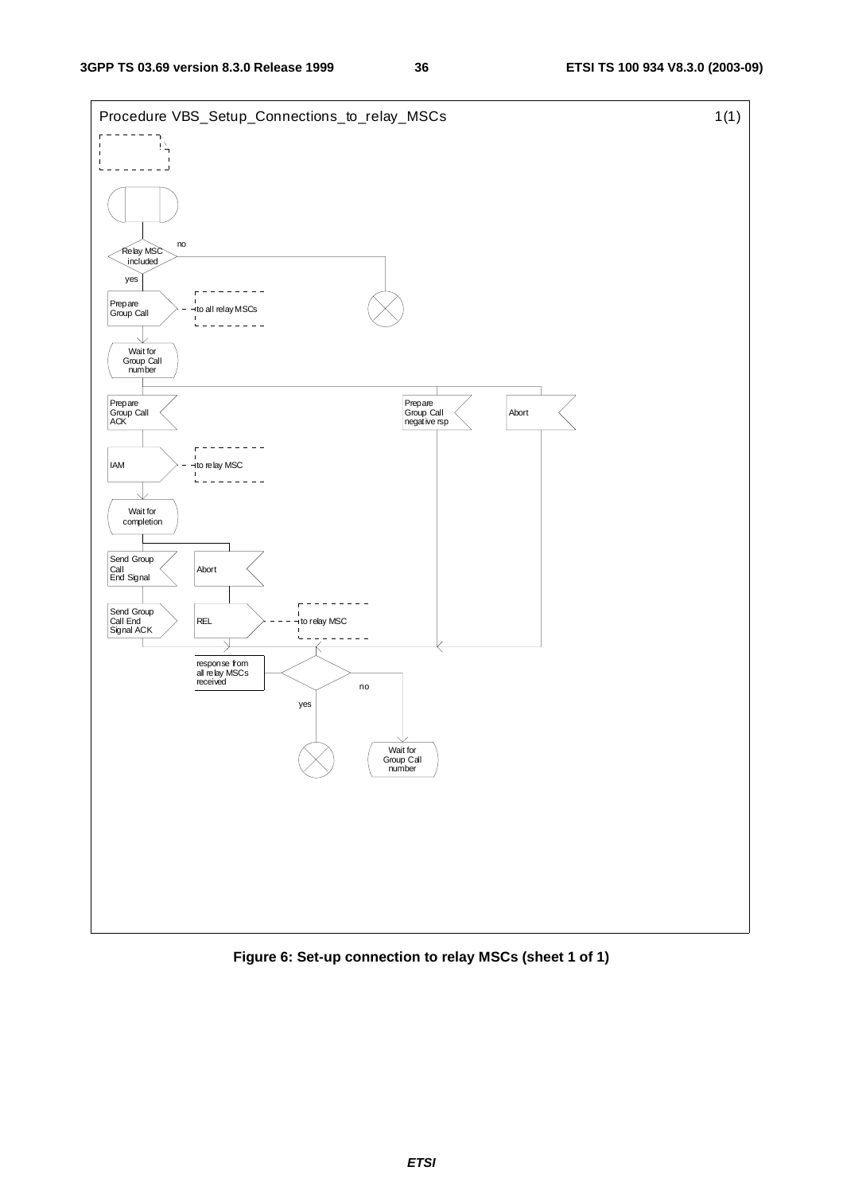Procedure VBS_Setup_Connections_to_relay_MSCs 1(1)

Relay MSC included

no

yes

Prepare Group Call

to all relay MSCs

Wait for Group Call number

Prepare Group Call ACK

Prepare Group Call negative rsp

Abort

IAM

to relay MSC

Wait for completion

Send Group Call End Signal

Abort

Send Group Call End Signal ACK

REL

to relay MSC

response from all relay MSCs received

no

yes

Wait for Group Call number

**Figure 6: Set-up connection to relay MSCs (sheet 1 of 1)**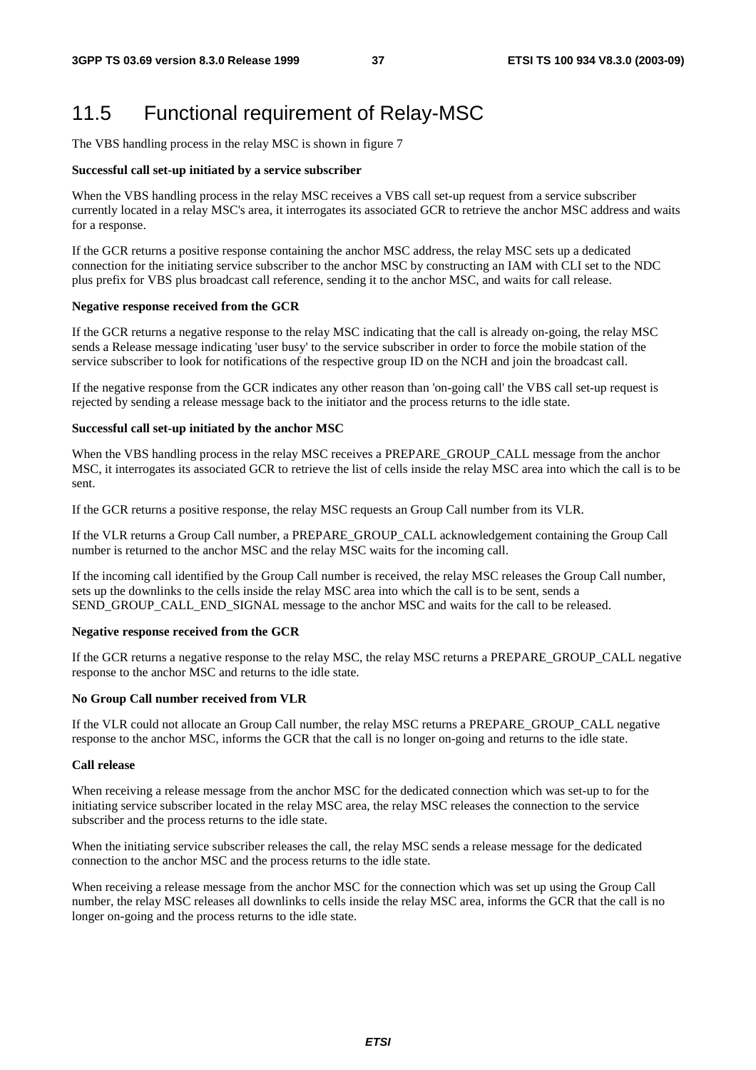## 11.5 Functional requirement of Relay-MSC

The VBS handling process in the relay MSC is shown in figure 7

**Successful call set-up initiated by a service subscriber**

When the VBS handling process in the relay MSC receives a VBS call set-up request from a service subscriber currently located in a relay MSC's area, it interrogates its associated GCR to retrieve the anchor MSC address and waits for a response.

If the GCR returns a positive response containing the anchor MSC address, the relay MSC sets up a dedicated connection for the initiating service subscriber to the anchor MSC by constructing an IAM with CLI set to the NDC plus prefix for VBS plus broadcast call reference, sending it to the anchor MSC, and waits for call release.

**Negative response received from the GCR**

If the GCR returns a negative response to the relay MSC indicating that the call is already on-going, the relay MSC sends a Release message indicating 'user busy' to the service subscriber in order to force the mobile station of the service subscriber to look for notifications of the respective group ID on the NCH and join the broadcast call.

If the negative response from the GCR indicates any other reason than 'on-going call' the VBS call set-up request is rejected by sending a release message back to the initiator and the process returns to the idle state.

**Successful call set-up initiated by the anchor MSC**

When the VBS handling process in the relay MSC receives a PREPARE_GROUP_CALL message from the anchor MSC, it interrogates its associated GCR to retrieve the list of cells inside the relay MSC area into which the call is to be sent.

If the GCR returns a positive response, the relay MSC requests an Group Call number from its VLR.

If the VLR returns a Group Call number, a PREPARE_GROUP_CALL acknowledgement containing the Group Call number is returned to the anchor MSC and the relay MSC waits for the incoming call.

If the incoming call identified by the Group Call number is received, the relay MSC releases the Group Call number, sets up the downlinks to the cells inside the relay MSC area into which the call is to be sent, sends a SEND_GROUP_CALL_END_SIGNAL message to the anchor MSC and waits for the call to be released.

**Negative response received from the GCR**

If the GCR returns a negative response to the relay MSC, the relay MSC returns a PREPARE_GROUP_CALL negative response to the anchor MSC and returns to the idle state.

**No Group Call number received from VLR**

If the VLR could not allocate an Group Call number, the relay MSC returns a PREPARE_GROUP_CALL negative response to the anchor MSC, informs the GCR that the call is no longer on-going and returns to the idle state.

**Call release**

When receiving a release message from the anchor MSC for the dedicated connection which was set-up to for the initiating service subscriber located in the relay MSC area, the relay MSC releases the connection to the service subscriber and the process returns to the idle state.

When the initiating service subscriber releases the call, the relay MSC sends a release message for the dedicated connection to the anchor MSC and the process returns to the idle state.

When receiving a release message from the anchor MSC for the connection which was set up using the Group Call number, the relay MSC releases all downlinks to cells inside the relay MSC area, informs the GCR that the call is no longer on-going and the process returns to the idle state.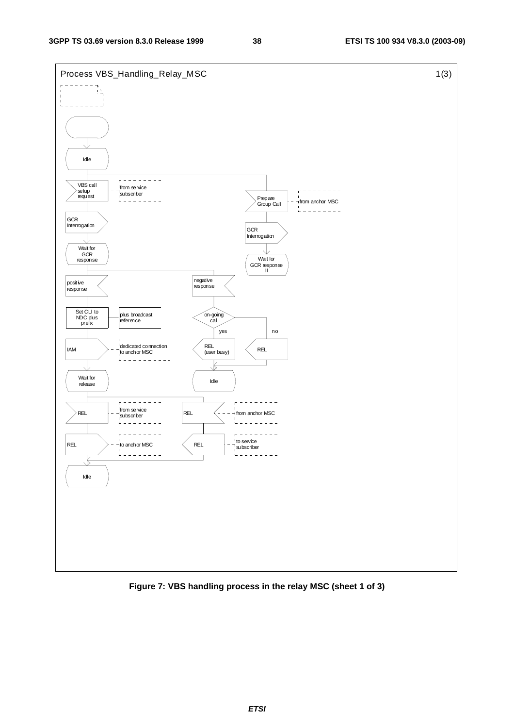Process VBS_Handling_Relay_MSC 1(3)

Idle

VBS call setup request — from service subscriber

Prepare Group Call — from anchor MSC

GCR Interrogation

Wait for GCR response

Wait for GCR response II

positive response

negative response

Set CLI to NDC plus prefix — plus broadcast reference

on-going call

yes

no

IAM — dedicated connection to anchor MSC

REL (user busy)

REL

Wait for release

Idle

REL — from service subscriber

REL — from anchor MSC

REL — to anchor MSC

REL — to service subscriber

Idle

**Figure 7: VBS handling process in the relay MSC (sheet 1 of 3)**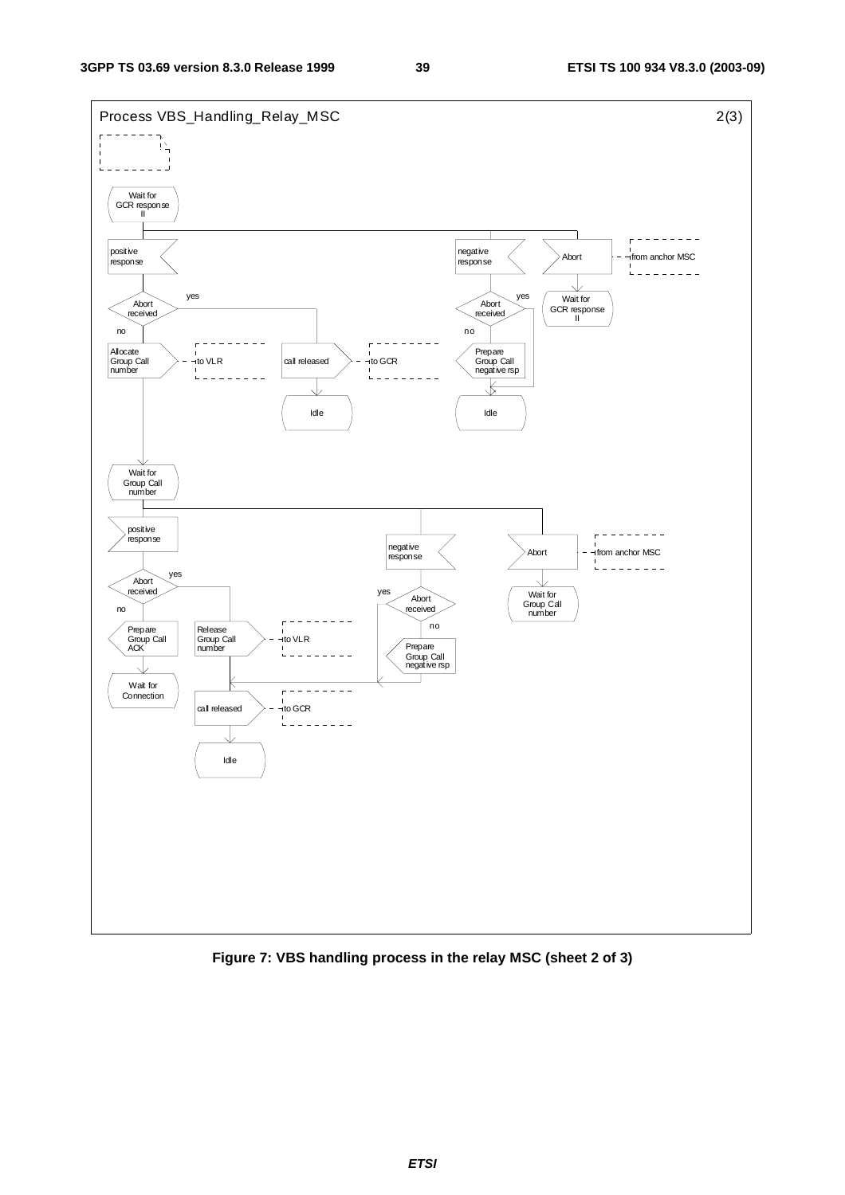Process VBS_Handling_Relay_MSC 2(3)

Wait for GCR response II

positive response

Abort received

yes

no

Allocate Group Call number

to VLR

call released

to GCR

Idle

negative response

Abort received

yes

no

Prepare Group Call negative rsp

Idle

Abort

from anchor MSC

Wait for GCR response II

Wait for Group Call number

positive response

Abort received

yes

no

Prepare Group Call ACK

Wait for Connection

Release Group Call number

to VLR

call released

to GCR

Idle

negative response

Abort received

yes

no

Prepare Group Call negative rsp

Abort

from anchor MSC

Wait for Group Call number

**Figure 7: VBS handling process in the relay MSC (sheet 2 of 3)**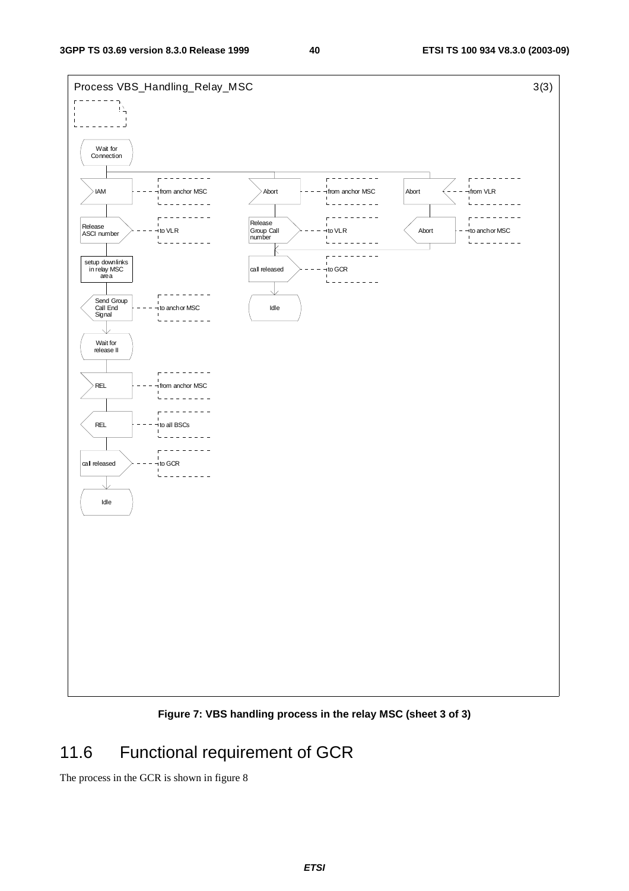Process VBS_Handling_Relay_MSC 3(3)

Wait for Connection

IAM — from anchor MSC

Release ASCI number — to VLR

setup downlinks in relay MSC area

Send Group Call End Signal — to anchor MSC

Wait for release II

REL — from anchor MSC

REL — to all BSCs

call released — to GCR

Idle

Abort — from anchor MSC

Release Group Call number — to VLR

call released — to GCR

Idle

Abort — from VLR

Abort — to anchor MSC

**Figure 7: VBS handling process in the relay MSC (sheet 3 of 3)**

## 11.6 Functional requirement of GCR

The process in the GCR is shown in figure 8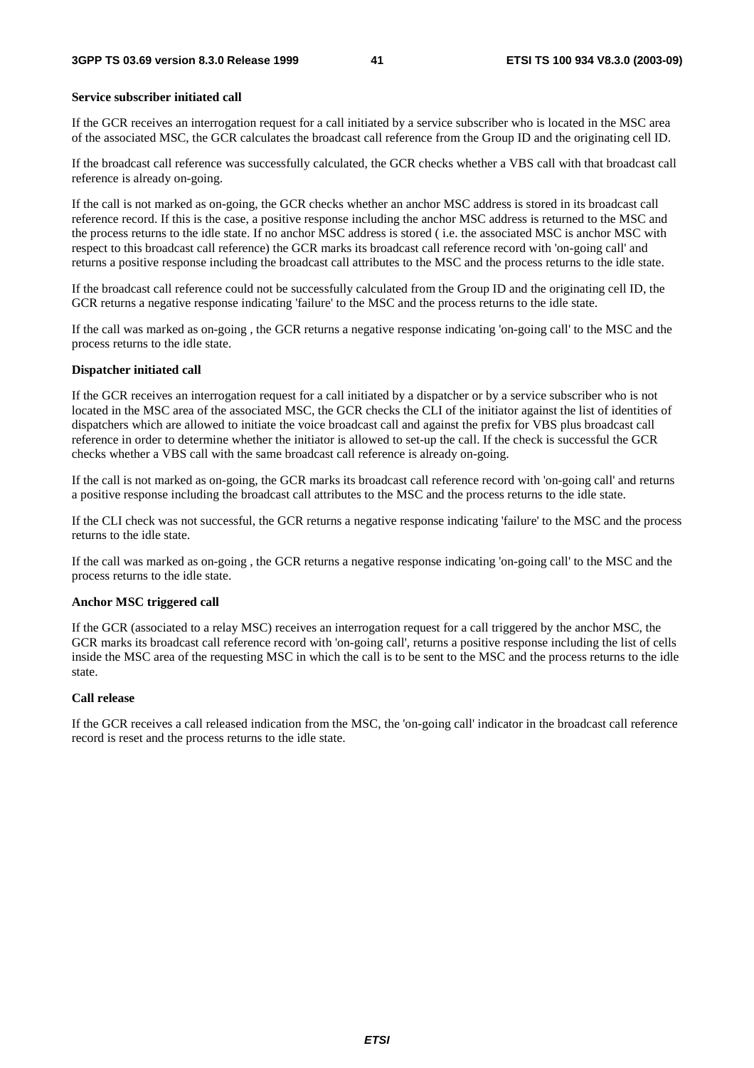**Service subscriber initiated call**

If the GCR receives an interrogation request for a call initiated by a service subscriber who is located in the MSC area of the associated MSC, the GCR calculates the broadcast call reference from the Group ID and the originating cell ID.

If the broadcast call reference was successfully calculated, the GCR checks whether a VBS call with that broadcast call reference is already on-going.

If the call is not marked as on-going, the GCR checks whether an anchor MSC address is stored in its broadcast call reference record. If this is the case, a positive response including the anchor MSC address is returned to the MSC and the process returns to the idle state. If no anchor MSC address is stored ( i.e. the associated MSC is anchor MSC with respect to this broadcast call reference) the GCR marks its broadcast call reference record with 'on-going call' and returns a positive response including the broadcast call attributes to the MSC and the process returns to the idle state.

If the broadcast call reference could not be successfully calculated from the Group ID and the originating cell ID, the GCR returns a negative response indicating 'failure' to the MSC and the process returns to the idle state.

If the call was marked as on-going , the GCR returns a negative response indicating 'on-going call' to the MSC and the process returns to the idle state.

**Dispatcher initiated call**

If the GCR receives an interrogation request for a call initiated by a dispatcher or by a service subscriber who is not located in the MSC area of the associated MSC, the GCR checks the CLI of the initiator against the list of identities of dispatchers which are allowed to initiate the voice broadcast call and against the prefix for VBS plus broadcast call reference in order to determine whether the initiator is allowed to set-up the call. If the check is successful the GCR checks whether a VBS call with the same broadcast call reference is already on-going.

If the call is not marked as on-going, the GCR marks its broadcast call reference record with 'on-going call' and returns a positive response including the broadcast call attributes to the MSC and the process returns to the idle state.

If the CLI check was not successful, the GCR returns a negative response indicating 'failure' to the MSC and the process returns to the idle state.

If the call was marked as on-going , the GCR returns a negative response indicating 'on-going call' to the MSC and the process returns to the idle state.

**Anchor MSC triggered call**

If the GCR (associated to a relay MSC) receives an interrogation request for a call triggered by the anchor MSC, the GCR marks its broadcast call reference record with 'on-going call', returns a positive response including the list of cells inside the MSC area of the requesting MSC in which the call is to be sent to the MSC and the process returns to the idle state.

**Call release**

If the GCR receives a call released indication from the MSC, the 'on-going call' indicator in the broadcast call reference record is reset and the process returns to the idle state.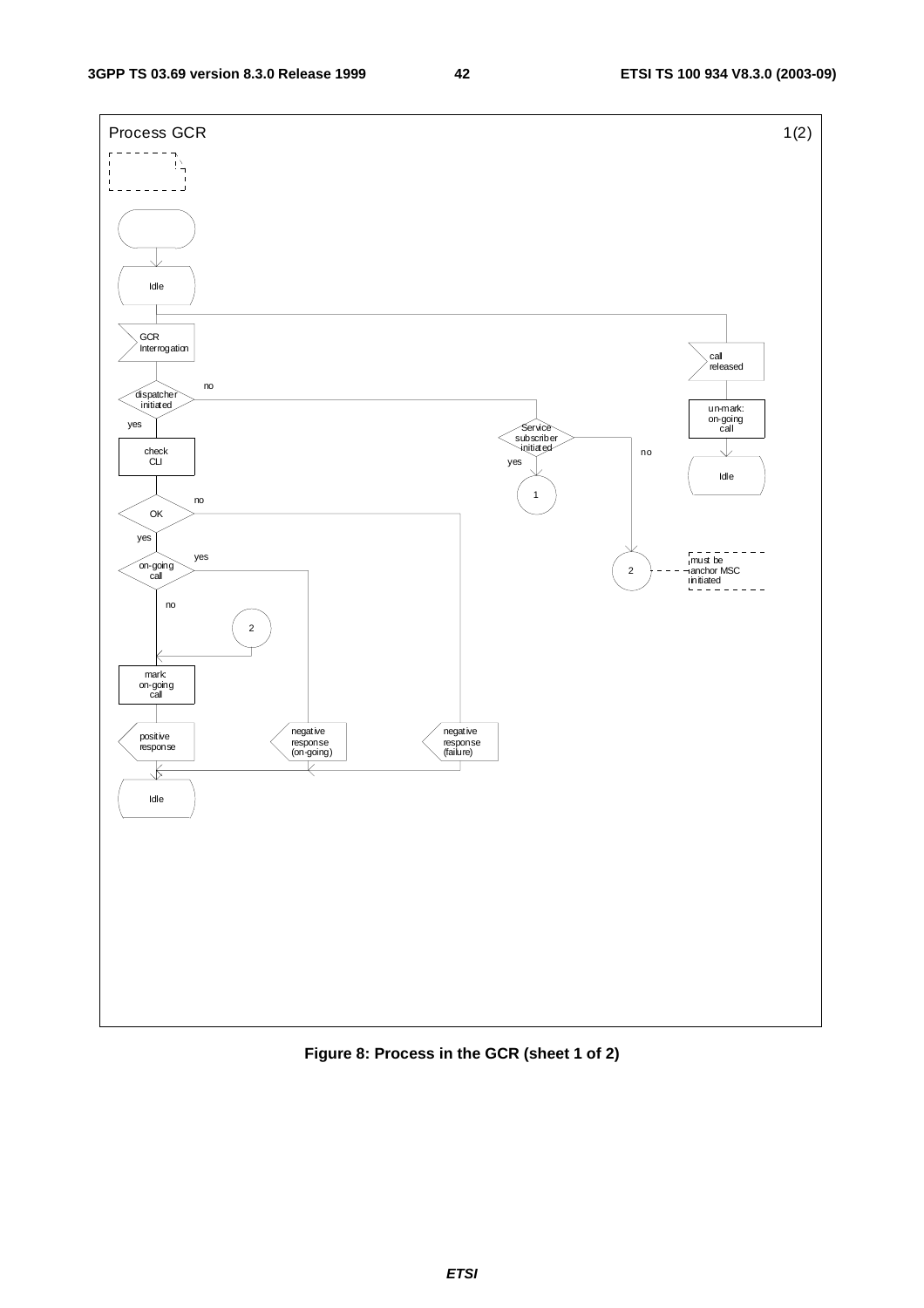Process GCR 1(2)

Idle

GCR Interrogation

call released

dispatcher initiated

no

yes

un-mark: on-going call

Idle

Service subscriber initiated

yes

no

check CLI

1

OK

no

yes

on-going call

yes

2

must be anchor MSC initiated

no

2

mark: on-going call

positive response

negative response (on-going)

negative response (failure)

Idle

**Figure 8: Process in the GCR (sheet 1 of 2)**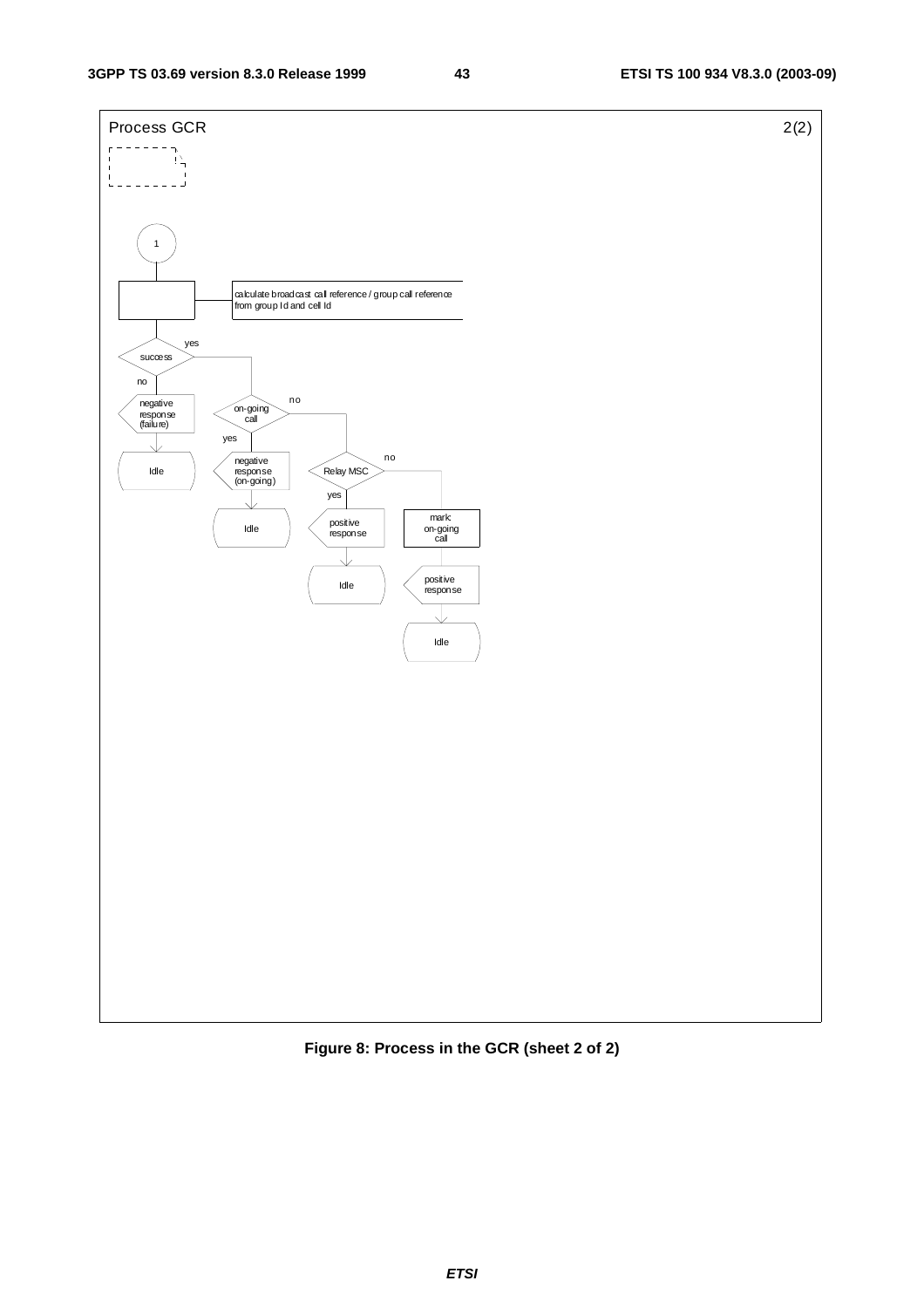Process GCR 2(2)

1

calculate broadcast call reference / group call reference from group Id and cell Id

success

yes

no

negative response (failure)

Idle

on-going call

no

yes

negative response (on-going)

Idle

Relay MSC

no

yes

positive response

Idle

mark: on-going call

positive response

Idle

**Figure 8: Process in the GCR (sheet 2 of 2)**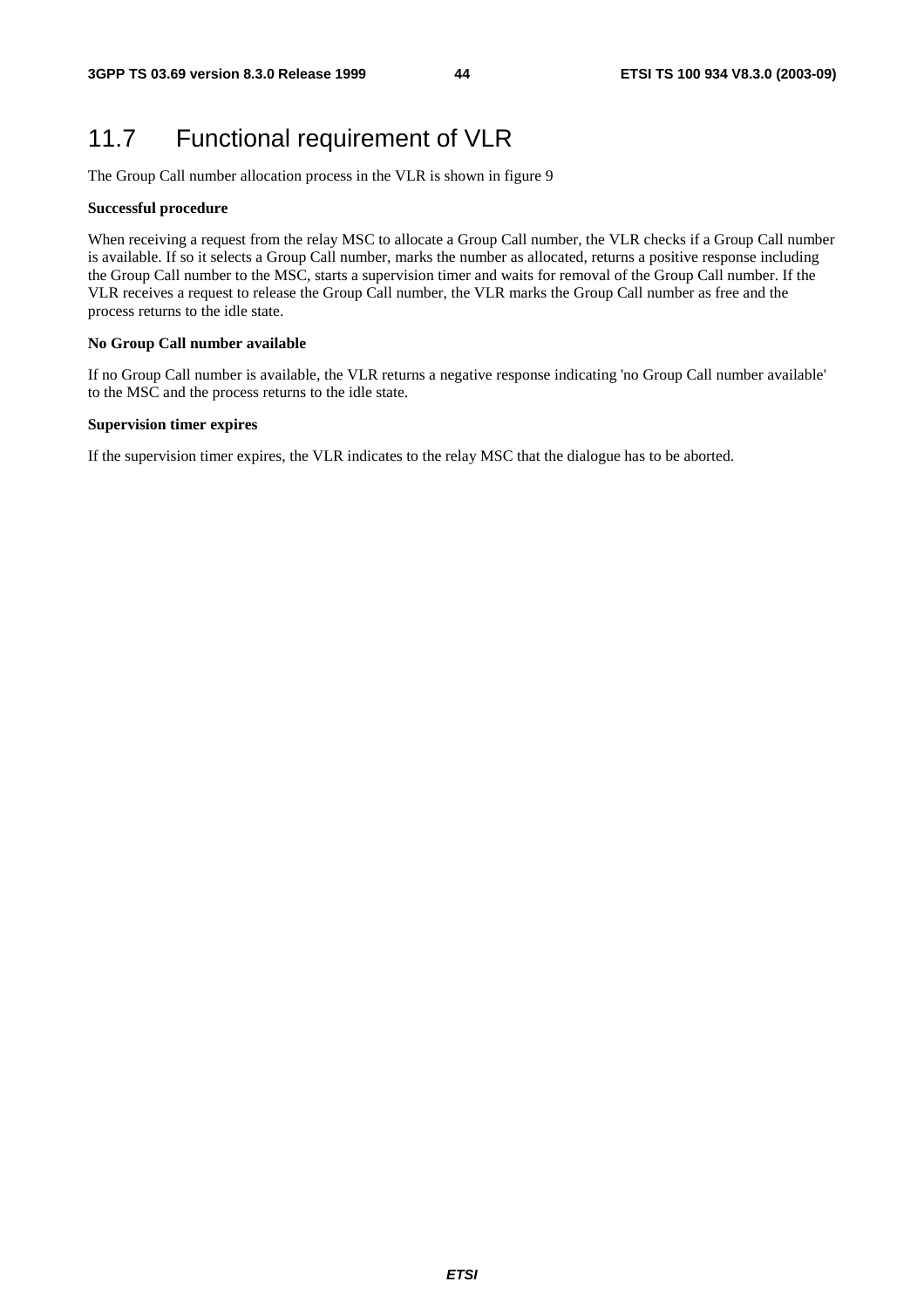## 11.7 Functional requirement of VLR

The Group Call number allocation process in the VLR is shown in figure 9

**Successful procedure**

When receiving a request from the relay MSC to allocate a Group Call number, the VLR checks if a Group Call number is available. If so it selects a Group Call number, marks the number as allocated, returns a positive response including the Group Call number to the MSC, starts a supervision timer and waits for removal of the Group Call number. If the VLR receives a request to release the Group Call number, the VLR marks the Group Call number as free and the process returns to the idle state.

**No Group Call number available**

If no Group Call number is available, the VLR returns a negative response indicating 'no Group Call number available' to the MSC and the process returns to the idle state.

**Supervision timer expires**

If the supervision timer expires, the VLR indicates to the relay MSC that the dialogue has to be aborted.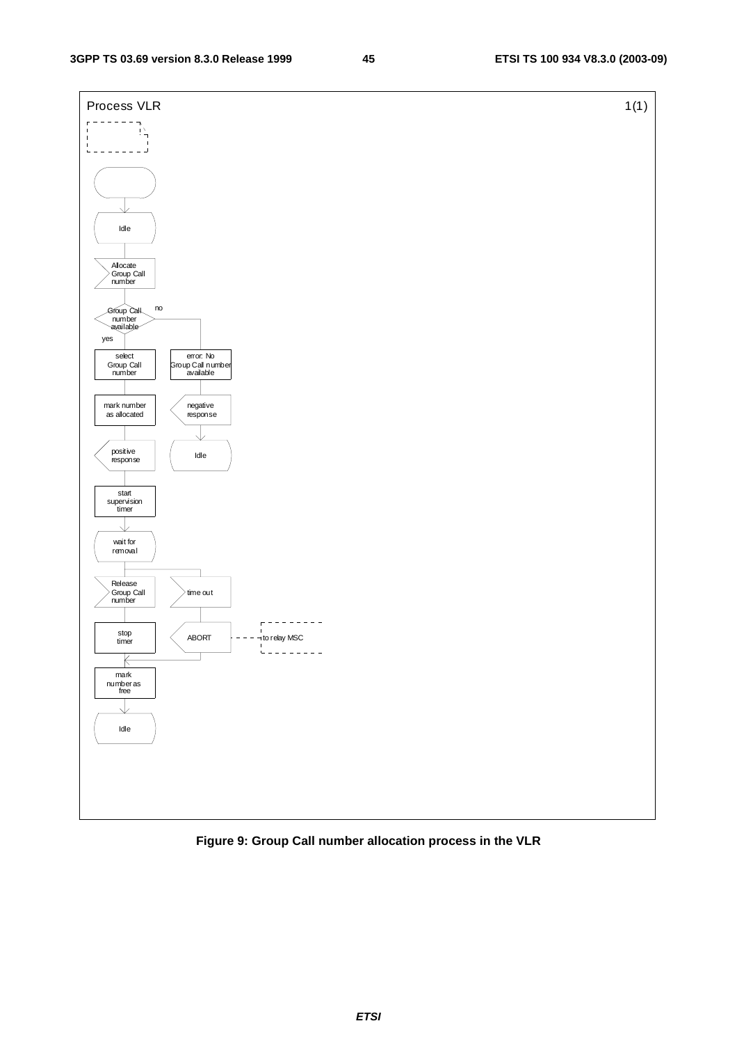Process VLR 1(1)

Idle

Allocate Group Call number

Group Call number available

no

yes

select Group Call number

error: No Group Call number available

mark number as allocated

negative response

Idle

positive response

start supervision timer

wait for removal

Release Group Call number

time out

stop timer

ABORT

to relay MSC

mark number as free

Idle

**Figure 9: Group Call number allocation process in the VLR**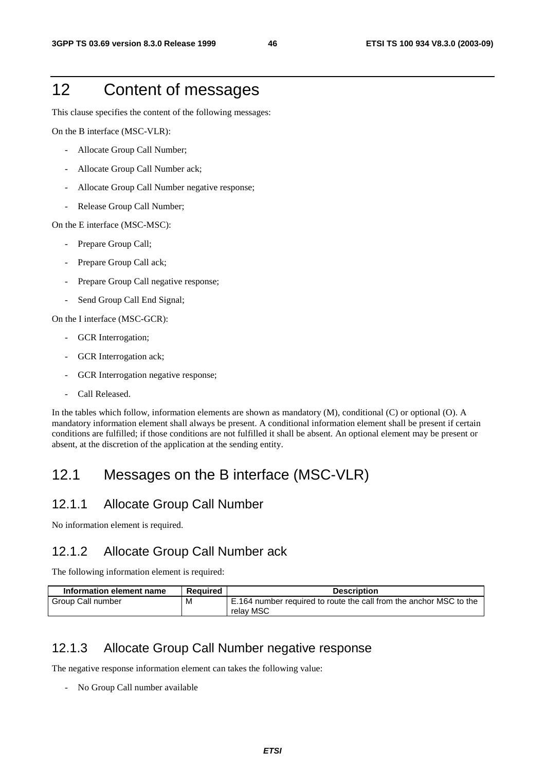# 12 Content of messages

This clause specifies the content of the following messages:

On the B interface (MSC-VLR):

- Allocate Group Call Number;
- Allocate Group Call Number ack;
- Allocate Group Call Number negative response;
- Release Group Call Number;

On the E interface (MSC-MSC):

- Prepare Group Call;
- Prepare Group Call ack;
- Prepare Group Call negative response;
- Send Group Call End Signal;

On the I interface (MSC-GCR):

- GCR Interrogation;
- GCR Interrogation ack;
- GCR Interrogation negative response;
- Call Released.

In the tables which follow, information elements are shown as mandatory (M), conditional (C) or optional (O). A mandatory information element shall always be present. A conditional information element shall be present if certain conditions are fulfilled; if those conditions are not fulfilled it shall be absent. An optional element may be present or absent, at the discretion of the application at the sending entity.

## 12.1 Messages on the B interface (MSC-VLR)

### 12.1.1 Allocate Group Call Number

No information element is required.

### 12.1.2 Allocate Group Call Number ack

The following information element is required:

| Information element name | Required | Description |
|---|---|---|
| Group Call number | M | E.164 number required to route the call from the anchor MSC to the relay MSC |

### 12.1.3 Allocate Group Call Number negative response

The negative response information element can takes the following value:

- No Group Call number available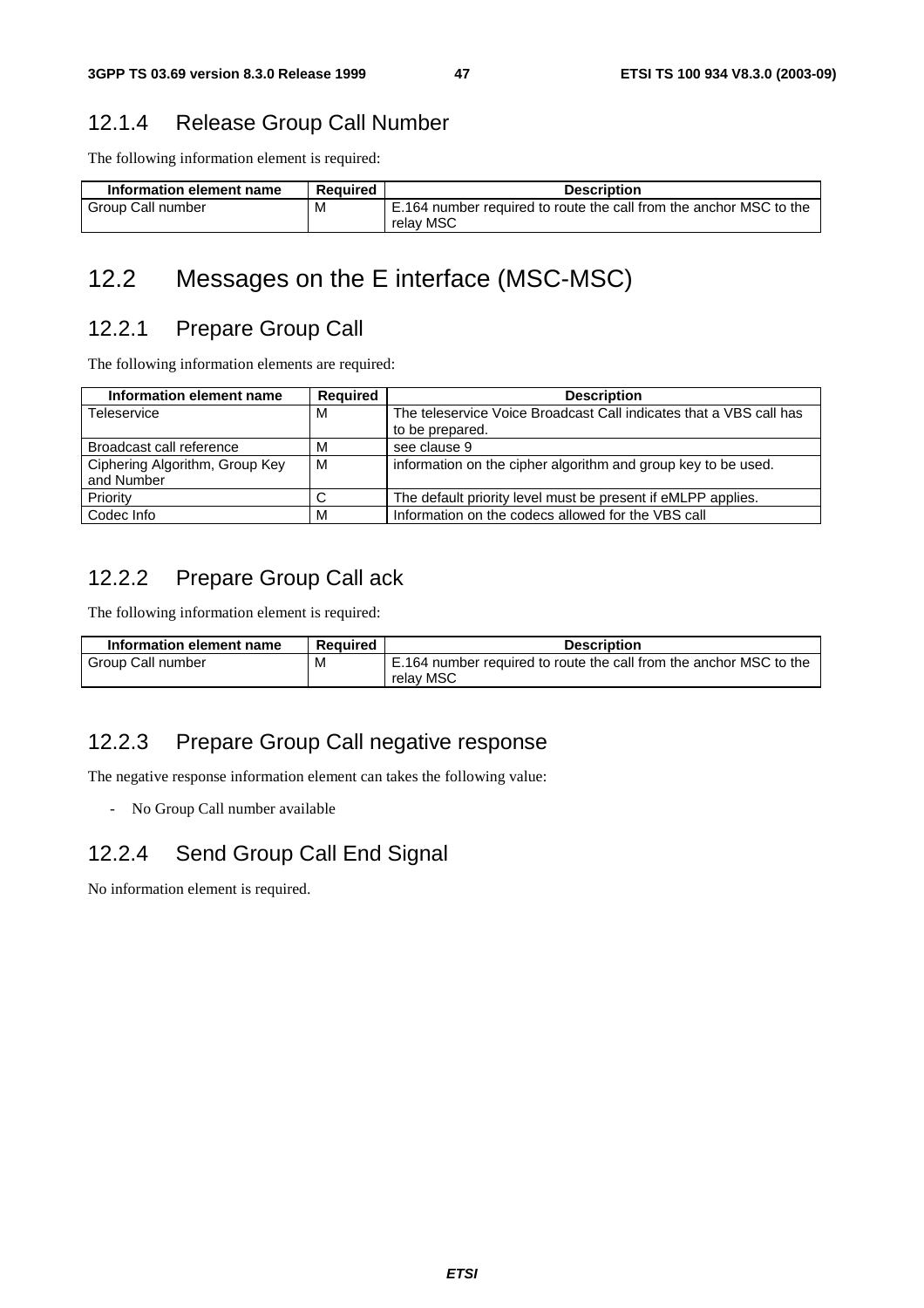### 12.1.4 Release Group Call Number

The following information element is required:

| Information element name | Required | Description |
| --- | --- | --- |
| Group Call number | M | E.164 number required to route the call from the anchor MSC to the relay MSC |

## 12.2 Messages on the E interface (MSC-MSC)

### 12.2.1 Prepare Group Call

The following information elements are required:

| Information element name | Required | Description |
| --- | --- | --- |
| Teleservice | M | The teleservice Voice Broadcast Call indicates that a VBS call has to be prepared. |
| Broadcast call reference | M | see clause 9 |
| Ciphering Algorithm, Group Key and Number | M | information on the cipher algorithm and group key to be used. |
| Priority | C | The default priority level must be present if eMLPP applies. |
| Codec Info | M | Information on the codecs allowed for the VBS call |

### 12.2.2 Prepare Group Call ack

The following information element is required:

| Information element name | Required | Description |
| --- | --- | --- |
| Group Call number | M | E.164 number required to route the call from the anchor MSC to the relay MSC |

### 12.2.3 Prepare Group Call negative response

The negative response information element can takes the following value:

- No Group Call number available

### 12.2.4 Send Group Call End Signal

No information element is required.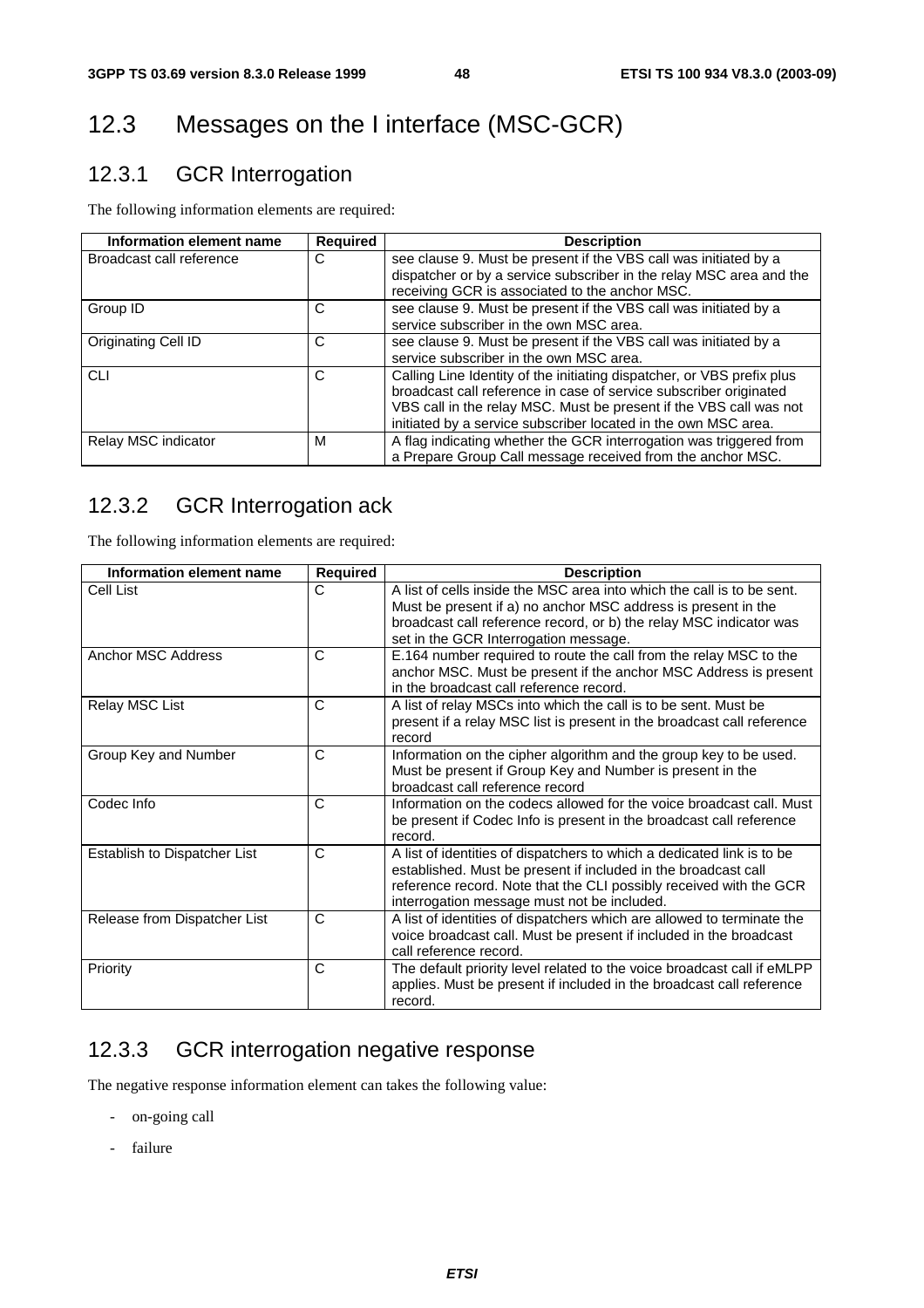## 12.3 Messages on the I interface (MSC-GCR)

### 12.3.1 GCR Interrogation

The following information elements are required:

| Information element name | Required | Description |
|---|---|---|
| Broadcast call reference | C | see clause 9. Must be present if the VBS call was initiated by a dispatcher or by a service subscriber in the relay MSC area and the receiving GCR is associated to the anchor MSC. |
| Group ID | C | see clause 9. Must be present if the VBS call was initiated by a service subscriber in the own MSC area. |
| Originating Cell ID | C | see clause 9. Must be present if the VBS call was initiated by a service subscriber in the own MSC area. |
| CLI | C | Calling Line Identity of the initiating dispatcher, or VBS prefix plus broadcast call reference in case of service subscriber originated VBS call in the relay MSC. Must be present if the VBS call was not initiated by a service subscriber located in the own MSC area. |
| Relay MSC indicator | M | A flag indicating whether the GCR interrogation was triggered from a Prepare Group Call message received from the anchor MSC. |

### 12.3.2 GCR Interrogation ack

The following information elements are required:

| Information element name | Required | Description |
|---|---|---|
| Cell List | C | A list of cells inside the MSC area into which the call is to be sent. Must be present if a) no anchor MSC address is present in the broadcast call reference record, or b) the relay MSC indicator was set in the GCR Interrogation message. |
| Anchor MSC Address | C | E.164 number required to route the call from the relay MSC to the anchor MSC. Must be present if the anchor MSC Address is present in the broadcast call reference record. |
| Relay MSC List | C | A list of relay MSCs into which the call is to be sent. Must be present if a relay MSC list is present in the broadcast call reference record |
| Group Key and Number | C | Information on the cipher algorithm and the group key to be used. Must be present if Group Key and Number is present in the broadcast call reference record |
| Codec Info | C | Information on the codecs allowed for the voice broadcast call. Must be present if Codec Info is present in the broadcast call reference record. |
| Establish to Dispatcher List | C | A list of identities of dispatchers to which a dedicated link is to be established. Must be present if included in the broadcast call reference record. Note that the CLI possibly received with the GCR interrogation message must not be included. |
| Release from Dispatcher List | C | A list of identities of dispatchers which are allowed to terminate the voice broadcast call. Must be present if included in the broadcast call reference record. |
| Priority | C | The default priority level related to the voice broadcast call if eMLPP applies. Must be present if included in the broadcast call reference record. |

### 12.3.3 GCR interrogation negative response

The negative response information element can takes the following value:

- on-going call
- failure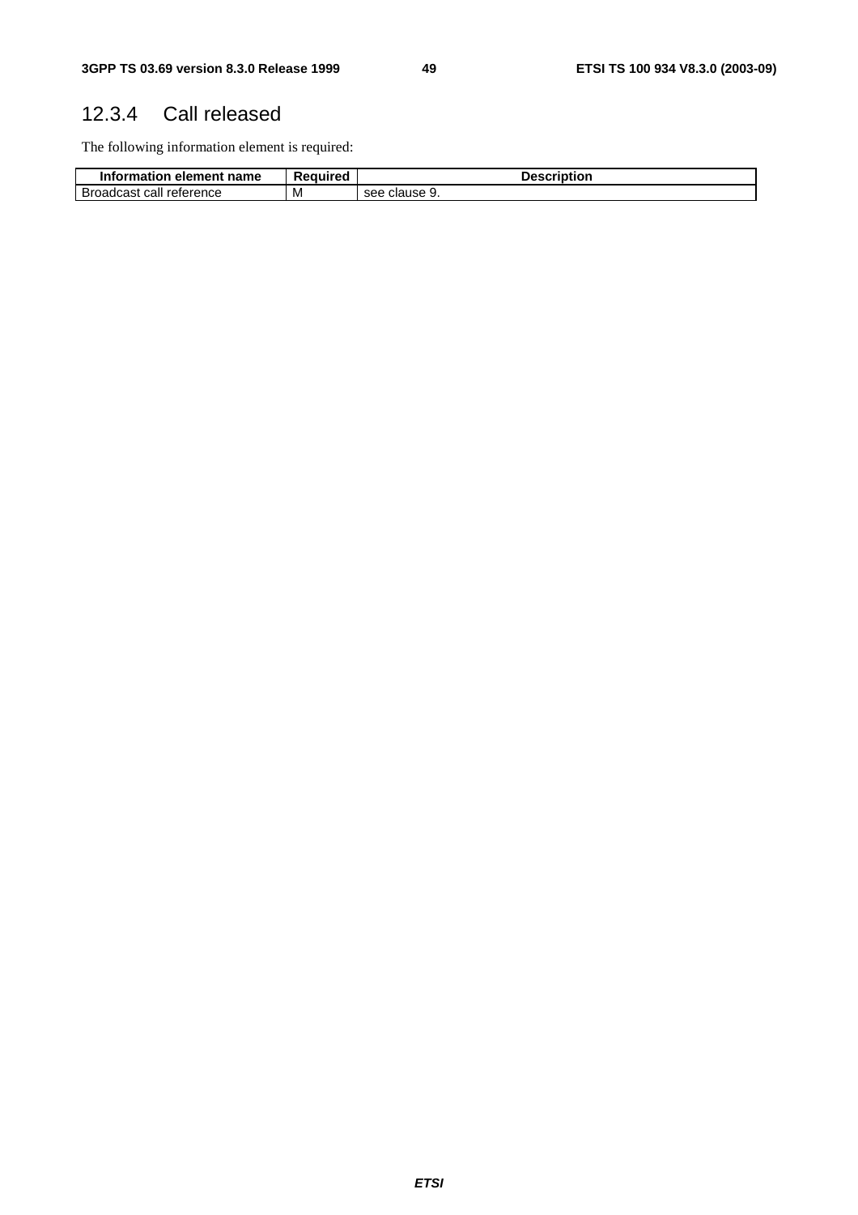### 12.3.4 Call released

The following information element is required:

| Information element name | Required | Description |
|---|---|---|
| Broadcast call reference | M | see clause 9. |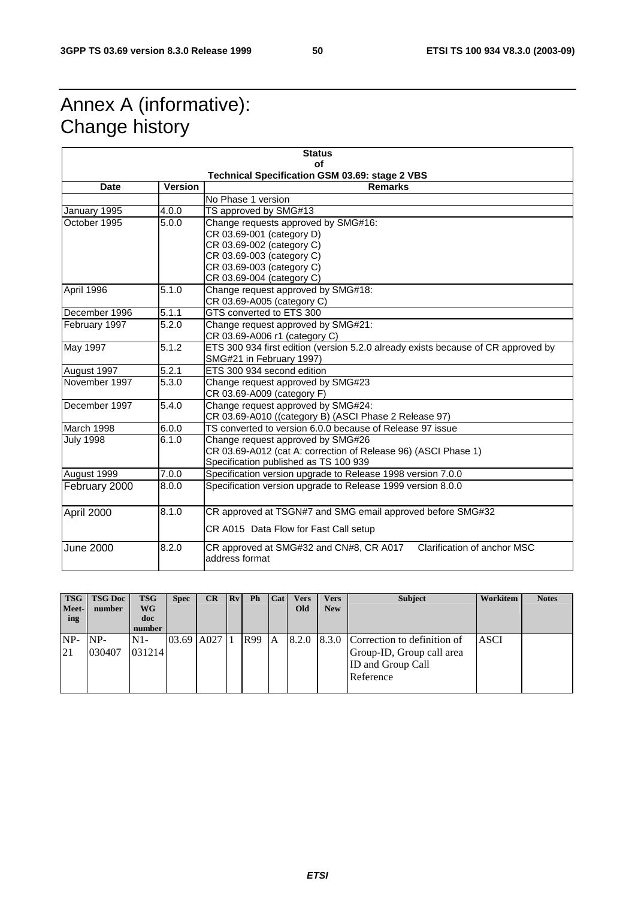# Annex A (informative): Change history

| Status of Technical Specification GSM 03.69: stage 2 VBS | | |
|---|---|---|
| **Date** | **Version** | **Remarks** |
| | | No Phase 1 version |
| January 1995 | 4.0.0 | TS approved by SMG#13 |
| October 1995 | 5.0.0 | Change requests approved by SMG#16:<br>CR 03.69-001 (category D)<br>CR 03.69-002 (category C)<br>CR 03.69-003 (category C)<br>CR 03.69-003 (category C)<br>CR 03.69-004 (category C) |
| April 1996 | 5.1.0 | Change request approved by SMG#18:<br>CR 03.69-A005 (category C) |
| December 1996 | 5.1.1 | GTS converted to ETS 300 |
| February 1997 | 5.2.0 | Change request approved by SMG#21:<br>CR 03.69-A006 r1 (category C) |
| May 1997 | 5.1.2 | ETS 300 934 first edition (version 5.2.0 already exists because of CR approved by SMG#21 in February 1997) |
| August 1997 | 5.2.1 | ETS 300 934 second edition |
| November 1997 | 5.3.0 | Change request approved by SMG#23<br>CR 03.69-A009 (category F) |
| December 1997 | 5.4.0 | Change request approved by SMG#24:<br>CR 03.69-A010 ((category B) (ASCI Phase 2 Release 97) |
| March 1998 | 6.0.0 | TS converted to version 6.0.0 because of Release 97 issue |
| July 1998 | 6.1.0 | Change request approved by SMG#26<br>CR 03.69-A012 (cat A: correction of Release 96) (ASCI Phase 1)<br>Specification published as TS 100 939 |
| August 1999 | 7.0.0 | Specification version upgrade to Release 1998 version 7.0.0 |
| February 2000 | 8.0.0 | Specification version upgrade to Release 1999 version 8.0.0 |
| April 2000 | 8.1.0 | CR approved at TSGN#7 and SMG email approved before SMG#32<br>CR A015 Data Flow for Fast Call setup |
| June 2000 | 8.2.0 | CR approved at SMG#32 and CN#8, CR A017 Clarification of anchor MSC address format |

| TSG Meeting | TSG Doc number | TSG WG doc number | Spec | CR | Rv | Ph | Cat | Vers Old | Vers New | Subject | Workitem | Notes |
|---|---|---|---|---|---|---|---|---|---|---|---|---|
| NP-21 | NP-030407 | N1-031214 | 03.69 | A027 | 1 | R99 | A | 8.2.0 | 8.3.0 | Correction to definition of Group-ID, Group call area ID and Group Call Reference | ASCI | |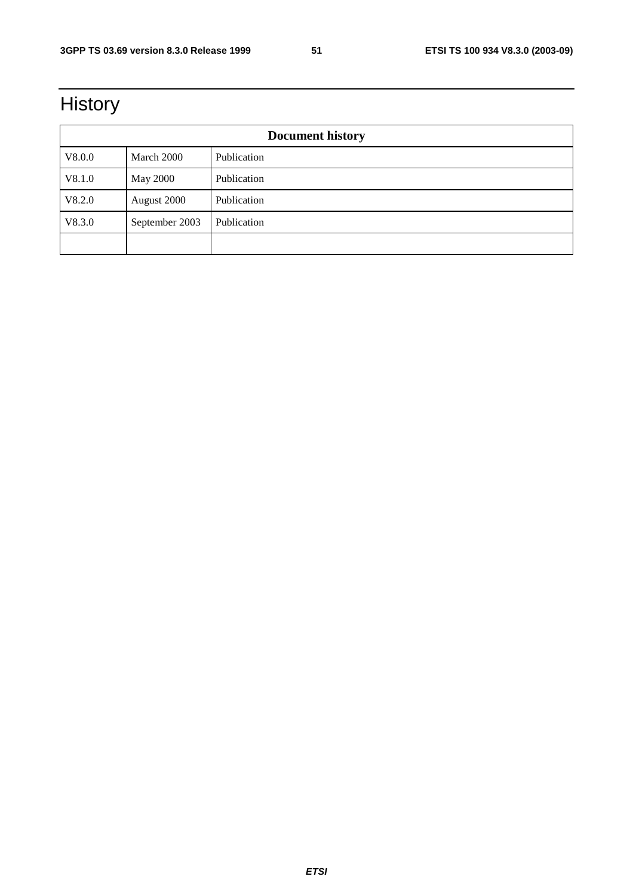# History

| Document history | | |
| --- | --- | --- |
| V8.0.0 | March 2000 | Publication |
| V8.1.0 | May 2000 | Publication |
| V8.2.0 | August 2000 | Publication |
| V8.3.0 | September 2003 | Publication |
| | | |